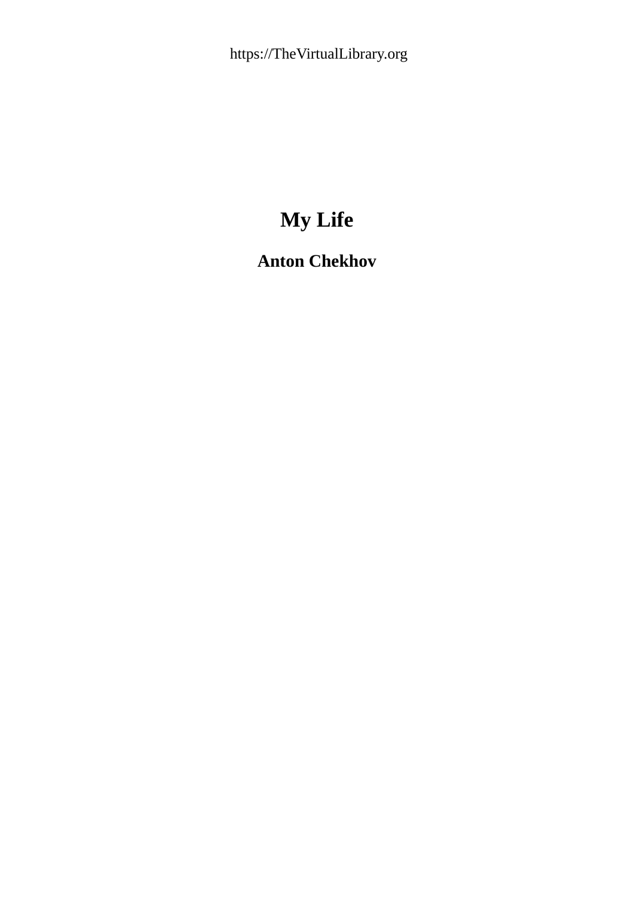https://TheVirtualLibrary.org

# My Life

## Anton Chekhov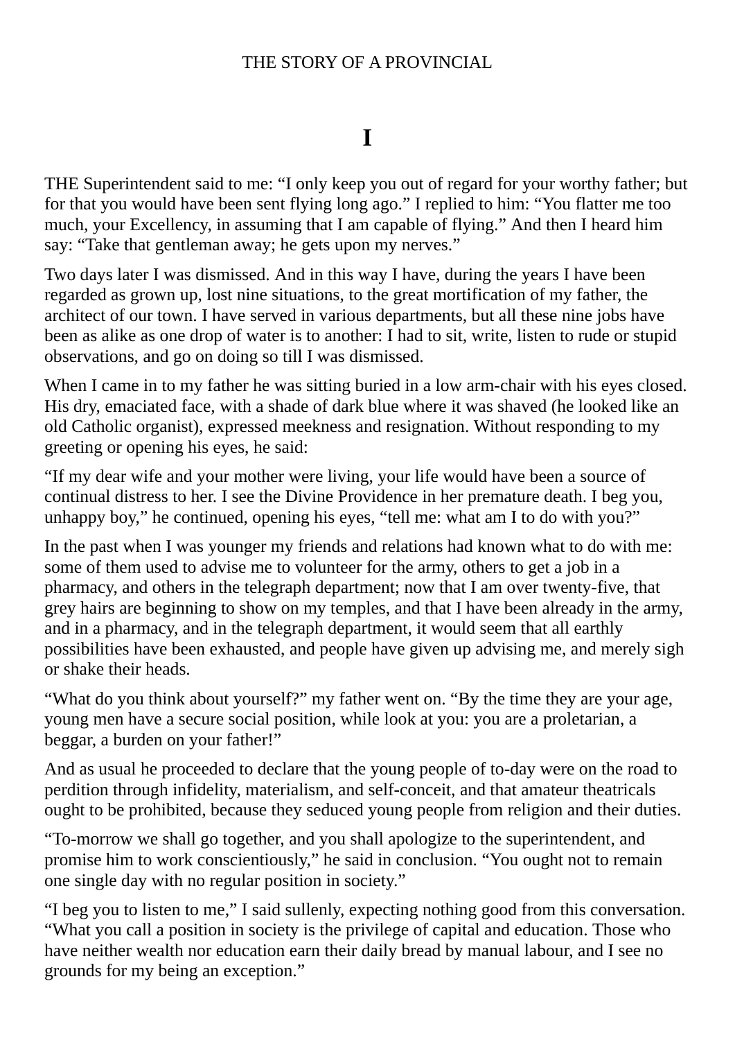# THE STORY OF A PROVINCIAL

## I

THE Superintendent said to me: “I only keep you out of regard for your worthy father; but for that you would have been sent flying long ago.” I replied to him: “You flatter me too much, your Excellency, in assuming that I am capable of flying.” And then I heard him say: “Take that gentleman away; he gets upon my nerves.”

Two days later I was dismissed. And in this way I have, during the years I have been regarded as grown up, lost nine situations, to the great mortification of my father, the architect of our town. I have served in various departments, but all these nine jobs have been as alike as one drop of water is to another: I had to sit, write, listen to rude or stupid observations, and go on doing so till I was dismissed.

When I came in to my father he was sitting buried in a low arm-chair with his eyes closed. His dry, emaciated face, with a shade of dark blue where it was shaved (he looked like an old Catholic organist), expressed meekness and resignation. Without responding to my greeting or opening his eyes, he said:

“If my dear wife and your mother were living, your life would have been a source of continual distress to her. I see the Divine Providence in her premature death. I beg you, unhappy boy,” he continued, opening his eyes, “tell me: what am I to do with you?”

In the past when I was younger my friends and relations had known what to do with me: some of them used to advise me to volunteer for the army, others to get a job in a pharmacy, and others in the telegraph department; now that I am over twenty-five, that grey hairs are beginning to show on my temples, and that I have been already in the army, and in a pharmacy, and in the telegraph department, it would seem that all earthly possibilities have been exhausted, and people have given up advising me, and merely sigh or shake their heads.

“What do you think about yourself?” my father went on. “By the time they are your age, young men have a secure social position, while look at you: you are a proletarian, a beggar, a burden on your father!”

And as usual he proceeded to declare that the young people of to-day were on the road to perdition through infidelity, materialism, and self-conceit, and that amateur theatricals ought to be prohibited, because they seduced young people from religion and their duties.

“To-morrow we shall go together, and you shall apologize to the superintendent, and promise him to work conscientiously,” he said in conclusion. “You ought not to remain one single day with no regular position in society.”

“I beg you to listen to me,” I said sullenly, expecting nothing good from this conversation. “What you call a position in society is the privilege of capital and education. Those who have neither wealth nor education earn their daily bread by manual labour, and I see no grounds for my being an exception.”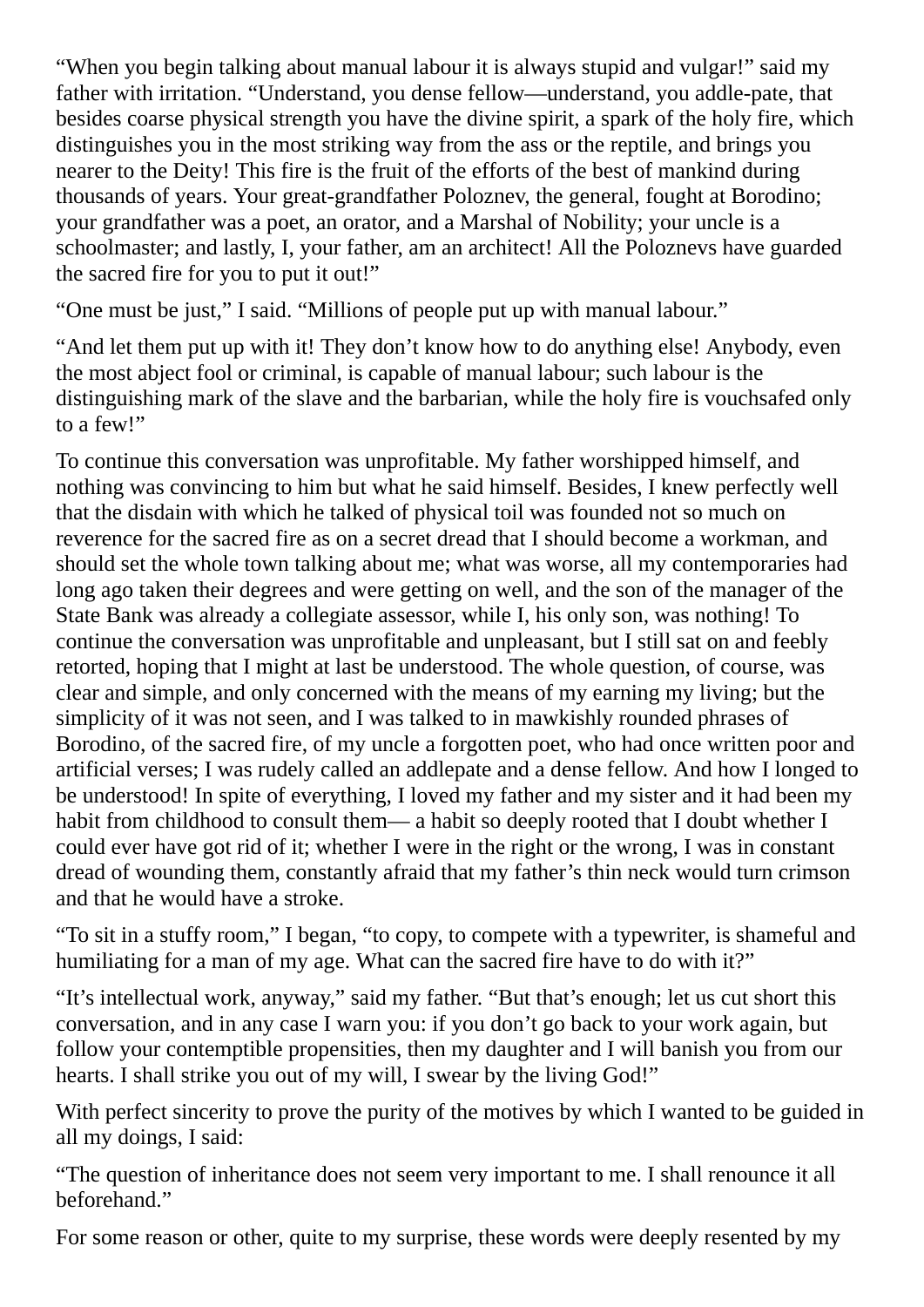"When you begin talking about manual labour it is always stupid and vulgar!" said my father with irritation. "Understand, you dense fellow—understand, you addle-pate, that besides coarse physical strength you have the divine spirit, a spark of the holy fire, which distinguishes you in the most striking way from the ass or the reptile, and brings you nearer to the Deity! This fire is the fruit of the efforts of the best of mankind during thousands of years. Your great-grandfather Poloznev, the general, fought at Borodino; your grandfather was a poet, an orator, and a Marshal of Nobility; your uncle is a schoolmaster; and lastly, I, your father, am an architect! All the Poloznevs have guarded the sacred fire for you to put it out!"

"One must be just," I said. "Millions of people put up with manual labour."

"And let them put up with it! They don't know how to do anything else! Anybody, even the most abject fool or criminal, is capable of manual labour; such labour is the distinguishing mark of the slave and the barbarian, while the holy fire is vouchsafed only to a few!"

To continue this conversation was unprofitable. My father worshipped himself, and nothing was convincing to him but what he said himself. Besides, I knew perfectly well that the disdain with which he talked of physical toil was founded not so much on reverence for the sacred fire as on a secret dread that I should become a workman, and should set the whole town talking about me; what was worse, all my contemporaries had long ago taken their degrees and were getting on well, and the son of the manager of the State Bank was already a collegiate assessor, while I, his only son, was nothing! To continue the conversation was unprofitable and unpleasant, but I still sat on and feebly retorted, hoping that I might at last be understood. The whole question, of course, was clear and simple, and only concerned with the means of my earning my living; but the simplicity of it was not seen, and I was talked to in mawkishly rounded phrases of Borodino, of the sacred fire, of my uncle a forgotten poet, who had once written poor and artificial verses; I was rudely called an addlepate and a dense fellow. And how I longed to be understood! In spite of everything, I loved my father and my sister and it had been my habit from childhood to consult them— a habit so deeply rooted that I doubt whether I could ever have got rid of it; whether I were in the right or the wrong, I was in constant dread of wounding them, constantly afraid that my father's thin neck would turn crimson and that he would have a stroke.

"To sit in a stuffy room," I began, "to copy, to compete with a typewriter, is shameful and humiliating for a man of my age. What can the sacred fire have to do with it?"

"It's intellectual work, anyway," said my father. "But that's enough; let us cut short this conversation, and in any case I warn you: if you don't go back to your work again, but follow your contemptible propensities, then my daughter and I will banish you from our hearts. I shall strike you out of my will, I swear by the living God!"

With perfect sincerity to prove the purity of the motives by which I wanted to be guided in all my doings, I said:

"The question of inheritance does not seem very important to me. I shall renounce it all beforehand."

For some reason or other, quite to my surprise, these words were deeply resented by my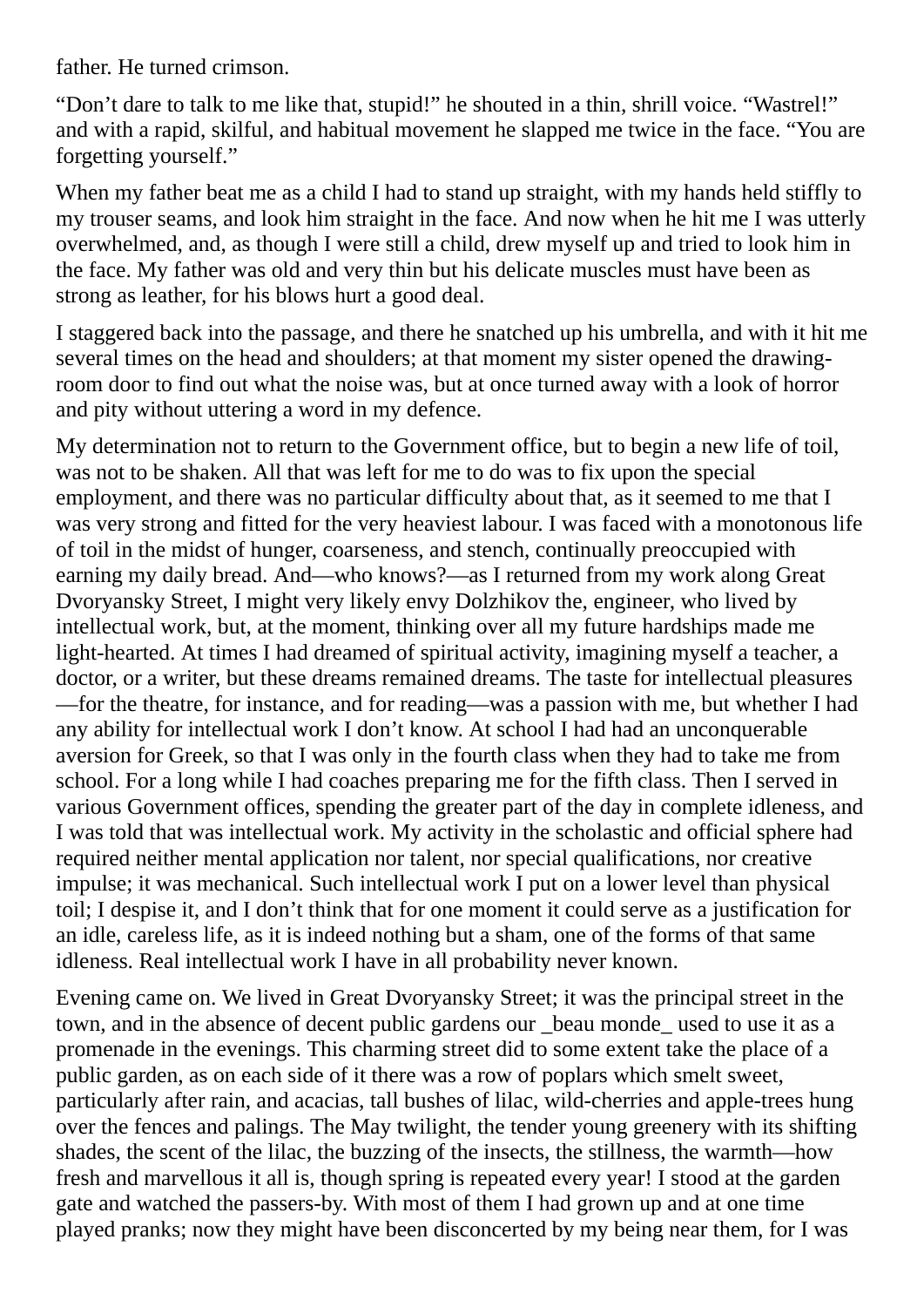father. He turned crimson.

“Don’t dare to talk to me like that, stupid!” he shouted in a thin, shrill voice. “Wastrel!” and with a rapid, skilful, and habitual movement he slapped me twice in the face. “You are forgetting yourself.”

When my father beat me as a child I had to stand up straight, with my hands held stiffly to my trouser seams, and look him straight in the face. And now when he hit me I was utterly overwhelmed, and, as though I were still a child, drew myself up and tried to look him in the face. My father was old and very thin but his delicate muscles must have been as strong as leather, for his blows hurt a good deal.

I staggered back into the passage, and there he snatched up his umbrella, and with it hit me several times on the head and shoulders; at that moment my sister opened the drawing-room door to find out what the noise was, but at once turned away with a look of horror and pity without uttering a word in my defence.

My determination not to return to the Government office, but to begin a new life of toil, was not to be shaken. All that was left for me to do was to fix upon the special employment, and there was no particular difficulty about that, as it seemed to me that I was very strong and fitted for the very heaviest labour. I was faced with a monotonous life of toil in the midst of hunger, coarseness, and stench, continually preoccupied with earning my daily bread. And—who knows?—as I returned from my work along Great Dvoryansky Street, I might very likely envy Dolzhikov the, engineer, who lived by intellectual work, but, at the moment, thinking over all my future hardships made me light-hearted. At times I had dreamed of spiritual activity, imagining myself a teacher, a doctor, or a writer, but these dreams remained dreams. The taste for intellectual pleasures—for the theatre, for instance, and for reading—was a passion with me, but whether I had any ability for intellectual work I don’t know. At school I had had an unconquerable aversion for Greek, so that I was only in the fourth class when they had to take me from school. For a long while I had coaches preparing me for the fifth class. Then I served in various Government offices, spending the greater part of the day in complete idleness, and I was told that was intellectual work. My activity in the scholastic and official sphere had required neither mental application nor talent, nor special qualifications, nor creative impulse; it was mechanical. Such intellectual work I put on a lower level than physical toil; I despise it, and I don’t think that for one moment it could serve as a justification for an idle, careless life, as it is indeed nothing but a sham, one of the forms of that same idleness. Real intellectual work I have in all probability never known.

Evening came on. We lived in Great Dvoryansky Street; it was the principal street in the town, and in the absence of decent public gardens our _beau monde_ used to use it as a promenade in the evenings. This charming street did to some extent take the place of a public garden, as on each side of it there was a row of poplars which smelt sweet, particularly after rain, and acacias, tall bushes of lilac, wild-cherries and apple-trees hung over the fences and palings. The May twilight, the tender young greenery with its shifting shades, the scent of the lilac, the buzzing of the insects, the stillness, the warmth—how fresh and marvellous it all is, though spring is repeated every year! I stood at the garden gate and watched the passers-by. With most of them I had grown up and at one time played pranks; now they might have been disconcerted by my being near them, for I was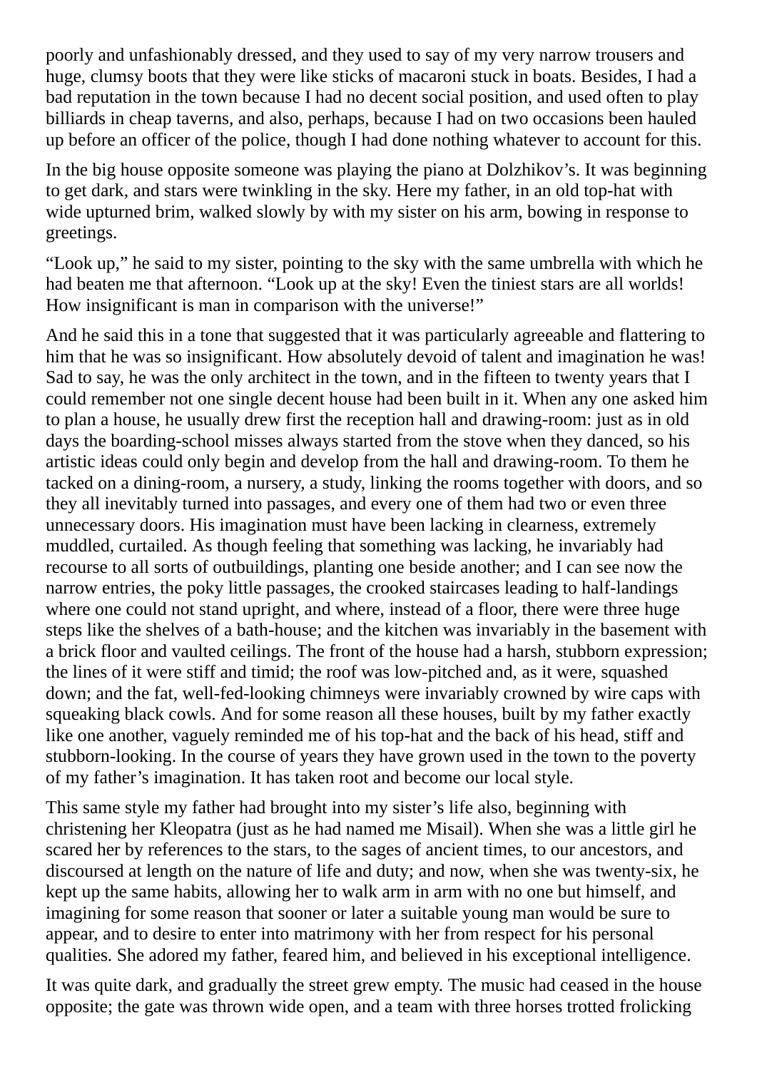poorly and unfashionably dressed, and they used to say of my very narrow trousers and huge, clumsy boots that they were like sticks of macaroni stuck in boats. Besides, I had a bad reputation in the town because I had no decent social position, and used often to play billiards in cheap taverns, and also, perhaps, because I had on two occasions been hauled up before an officer of the police, though I had done nothing whatever to account for this.

In the big house opposite someone was playing the piano at Dolzhikov's. It was beginning to get dark, and stars were twinkling in the sky. Here my father, in an old top-hat with wide upturned brim, walked slowly by with my sister on his arm, bowing in response to greetings.

"Look up," he said to my sister, pointing to the sky with the same umbrella with which he had beaten me that afternoon. "Look up at the sky! Even the tiniest stars are all worlds! How insignificant is man in comparison with the universe!"

And he said this in a tone that suggested that it was particularly agreeable and flattering to him that he was so insignificant. How absolutely devoid of talent and imagination he was! Sad to say, he was the only architect in the town, and in the fifteen to twenty years that I could remember not one single decent house had been built in it. When any one asked him to plan a house, he usually drew first the reception hall and drawing-room: just as in old days the boarding-school misses always started from the stove when they danced, so his artistic ideas could only begin and develop from the hall and drawing-room. To them he tacked on a dining-room, a nursery, a study, linking the rooms together with doors, and so they all inevitably turned into passages, and every one of them had two or even three unnecessary doors. His imagination must have been lacking in clearness, extremely muddled, curtailed. As though feeling that something was lacking, he invariably had recourse to all sorts of outbuildings, planting one beside another; and I can see now the narrow entries, the poky little passages, the crooked staircases leading to half-landings where one could not stand upright, and where, instead of a floor, there were three huge steps like the shelves of a bath-house; and the kitchen was invariably in the basement with a brick floor and vaulted ceilings. The front of the house had a harsh, stubborn expression; the lines of it were stiff and timid; the roof was low-pitched and, as it were, squashed down; and the fat, well-fed-looking chimneys were invariably crowned by wire caps with squeaking black cowls. And for some reason all these houses, built by my father exactly like one another, vaguely reminded me of his top-hat and the back of his head, stiff and stubborn-looking. In the course of years they have grown used in the town to the poverty of my father's imagination. It has taken root and become our local style.

This same style my father had brought into my sister's life also, beginning with christening her Kleopatra (just as he had named me Misail). When she was a little girl he scared her by references to the stars, to the sages of ancient times, to our ancestors, and discoursed at length on the nature of life and duty; and now, when she was twenty-six, he kept up the same habits, allowing her to walk arm in arm with no one but himself, and imagining for some reason that sooner or later a suitable young man would be sure to appear, and to desire to enter into matrimony with her from respect for his personal qualities. She adored my father, feared him, and believed in his exceptional intelligence.

It was quite dark, and gradually the street grew empty. The music had ceased in the house opposite; the gate was thrown wide open, and a team with three horses trotted frolicking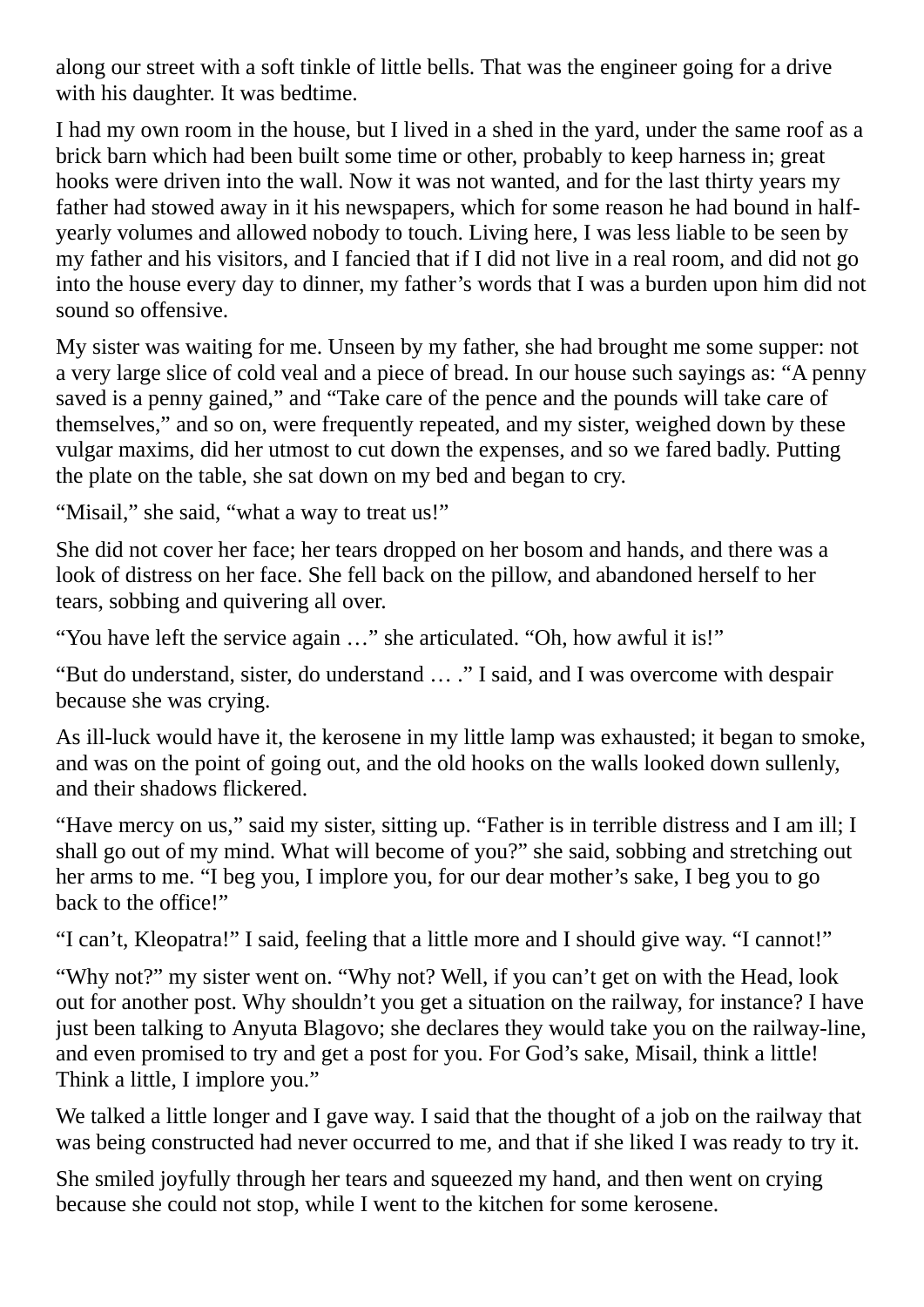along our street with a soft tinkle of little bells. That was the engineer going for a drive with his daughter. It was bedtime.

I had my own room in the house, but I lived in a shed in the yard, under the same roof as a brick barn which had been built some time or other, probably to keep harness in; great hooks were driven into the wall. Now it was not wanted, and for the last thirty years my father had stowed away in it his newspapers, which for some reason he had bound in half-yearly volumes and allowed nobody to touch. Living here, I was less liable to be seen by my father and his visitors, and I fancied that if I did not live in a real room, and did not go into the house every day to dinner, my father's words that I was a burden upon him did not sound so offensive.

My sister was waiting for me. Unseen by my father, she had brought me some supper: not a very large slice of cold veal and a piece of bread. In our house such sayings as: "A penny saved is a penny gained," and "Take care of the pence and the pounds will take care of themselves," and so on, were frequently repeated, and my sister, weighed down by these vulgar maxims, did her utmost to cut down the expenses, and so we fared badly. Putting the plate on the table, she sat down on my bed and began to cry.

"Misail," she said, "what a way to treat us!"

She did not cover her face; her tears dropped on her bosom and hands, and there was a look of distress on her face. She fell back on the pillow, and abandoned herself to her tears, sobbing and quivering all over.

"You have left the service again …" she articulated. "Oh, how awful it is!"

"But do understand, sister, do understand … ." I said, and I was overcome with despair because she was crying.

As ill-luck would have it, the kerosene in my little lamp was exhausted; it began to smoke, and was on the point of going out, and the old hooks on the walls looked down sullenly, and their shadows flickered.

"Have mercy on us," said my sister, sitting up. "Father is in terrible distress and I am ill; I shall go out of my mind. What will become of you?" she said, sobbing and stretching out her arms to me. "I beg you, I implore you, for our dear mother's sake, I beg you to go back to the office!"

"I can't, Kleopatra!" I said, feeling that a little more and I should give way. "I cannot!"

"Why not?" my sister went on. "Why not? Well, if you can't get on with the Head, look out for another post. Why shouldn't you get a situation on the railway, for instance? I have just been talking to Anyuta Blagovo; she declares they would take you on the railway-line, and even promised to try and get a post for you. For God's sake, Misail, think a little! Think a little, I implore you."

We talked a little longer and I gave way. I said that the thought of a job on the railway that was being constructed had never occurred to me, and that if she liked I was ready to try it.

She smiled joyfully through her tears and squeezed my hand, and then went on crying because she could not stop, while I went to the kitchen for some kerosene.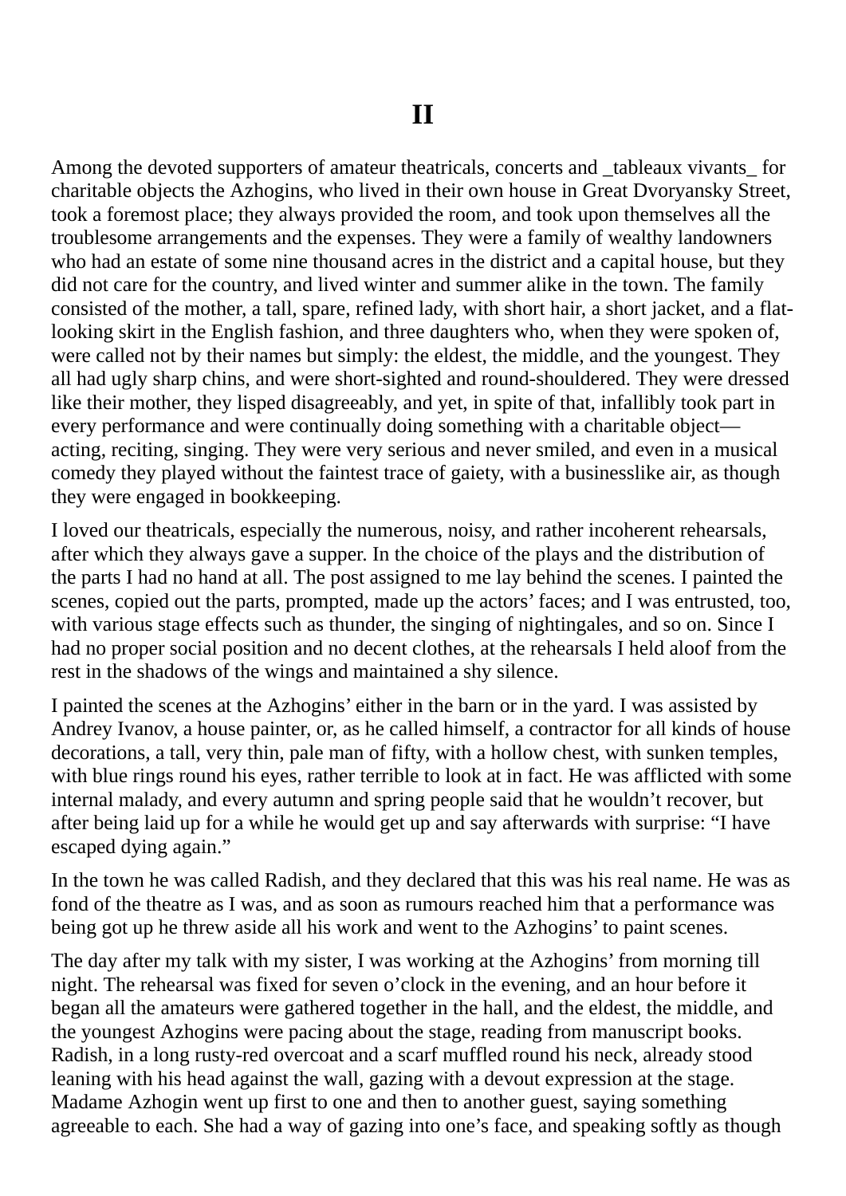## II

Among the devoted supporters of amateur theatricals, concerts and _tableaux vivants_ for charitable objects the Azhogins, who lived in their own house in Great Dvoryansky Street, took a foremost place; they always provided the room, and took upon themselves all the troublesome arrangements and the expenses. They were a family of wealthy landowners who had an estate of some nine thousand acres in the district and a capital house, but they did not care for the country, and lived winter and summer alike in the town. The family consisted of the mother, a tall, spare, refined lady, with short hair, a short jacket, and a flat-looking skirt in the English fashion, and three daughters who, when they were spoken of, were called not by their names but simply: the eldest, the middle, and the youngest. They all had ugly sharp chins, and were short-sighted and round-shouldered. They were dressed like their mother, they lisped disagreeably, and yet, in spite of that, infallibly took part in every performance and were continually doing something with a charitable object—acting, reciting, singing. They were very serious and never smiled, and even in a musical comedy they played without the faintest trace of gaiety, with a businesslike air, as though they were engaged in bookkeeping.

I loved our theatricals, especially the numerous, noisy, and rather incoherent rehearsals, after which they always gave a supper. In the choice of the plays and the distribution of the parts I had no hand at all. The post assigned to me lay behind the scenes. I painted the scenes, copied out the parts, prompted, made up the actors' faces; and I was entrusted, too, with various stage effects such as thunder, the singing of nightingales, and so on. Since I had no proper social position and no decent clothes, at the rehearsals I held aloof from the rest in the shadows of the wings and maintained a shy silence.

I painted the scenes at the Azhogins' either in the barn or in the yard. I was assisted by Andrey Ivanov, a house painter, or, as he called himself, a contractor for all kinds of house decorations, a tall, very thin, pale man of fifty, with a hollow chest, with sunken temples, with blue rings round his eyes, rather terrible to look at in fact. He was afflicted with some internal malady, and every autumn and spring people said that he wouldn't recover, but after being laid up for a while he would get up and say afterwards with surprise: "I have escaped dying again."

In the town he was called Radish, and they declared that this was his real name. He was as fond of the theatre as I was, and as soon as rumours reached him that a performance was being got up he threw aside all his work and went to the Azhogins' to paint scenes.

The day after my talk with my sister, I was working at the Azhogins' from morning till night. The rehearsal was fixed for seven o'clock in the evening, and an hour before it began all the amateurs were gathered together in the hall, and the eldest, the middle, and the youngest Azhogins were pacing about the stage, reading from manuscript books. Radish, in a long rusty-red overcoat and a scarf muffled round his neck, already stood leaning with his head against the wall, gazing with a devout expression at the stage. Madame Azhogin went up first to one and then to another guest, saying something agreeable to each. She had a way of gazing into one's face, and speaking softly as though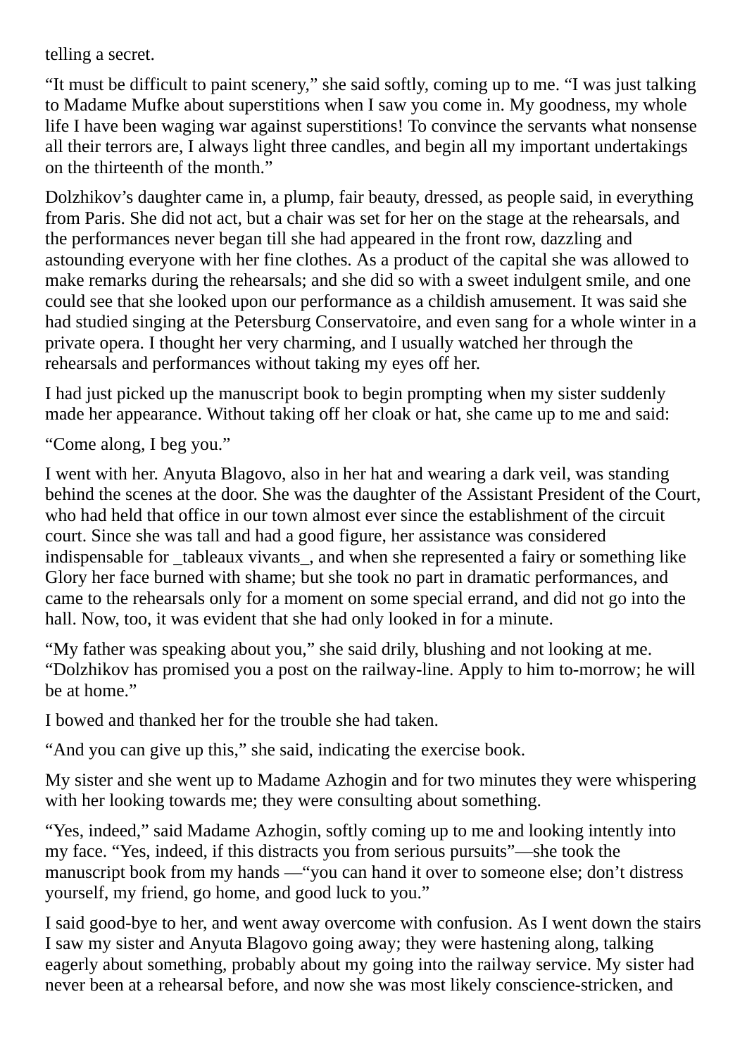telling a secret.

“It must be difficult to paint scenery,” she said softly, coming up to me. “I was just talking to Madame Mufke about superstitions when I saw you come in. My goodness, my whole life I have been waging war against superstitions! To convince the servants what nonsense all their terrors are, I always light three candles, and begin all my important undertakings on the thirteenth of the month.”

Dolzhikov’s daughter came in, a plump, fair beauty, dressed, as people said, in everything from Paris. She did not act, but a chair was set for her on the stage at the rehearsals, and the performances never began till she had appeared in the front row, dazzling and astounding everyone with her fine clothes. As a product of the capital she was allowed to make remarks during the rehearsals; and she did so with a sweet indulgent smile, and one could see that she looked upon our performance as a childish amusement. It was said she had studied singing at the Petersburg Conservatoire, and even sang for a whole winter in a private opera. I thought her very charming, and I usually watched her through the rehearsals and performances without taking my eyes off her.

I had just picked up the manuscript book to begin prompting when my sister suddenly made her appearance. Without taking off her cloak or hat, she came up to me and said:

“Come along, I beg you.”

I went with her. Anyuta Blagovo, also in her hat and wearing a dark veil, was standing behind the scenes at the door. She was the daughter of the Assistant President of the Court, who had held that office in our town almost ever since the establishment of the circuit court. Since she was tall and had a good figure, her assistance was considered indispensable for _tableaux vivants_, and when she represented a fairy or something like Glory her face burned with shame; but she took no part in dramatic performances, and came to the rehearsals only for a moment on some special errand, and did not go into the hall. Now, too, it was evident that she had only looked in for a minute.

“My father was speaking about you,” she said drily, blushing and not looking at me. “Dolzhikov has promised you a post on the railway-line. Apply to him to-morrow; he will be at home.”

I bowed and thanked her for the trouble she had taken.

“And you can give up this,” she said, indicating the exercise book.

My sister and she went up to Madame Azhogin and for two minutes they were whispering with her looking towards me; they were consulting about something.

“Yes, indeed,” said Madame Azhogin, softly coming up to me and looking intently into my face. “Yes, indeed, if this distracts you from serious pursuits”—she took the manuscript book from my hands —“you can hand it over to someone else; don’t distress yourself, my friend, go home, and good luck to you.”

I said good-bye to her, and went away overcome with confusion. As I went down the stairs I saw my sister and Anyuta Blagovo going away; they were hastening along, talking eagerly about something, probably about my going into the railway service. My sister had never been at a rehearsal before, and now she was most likely conscience-stricken, and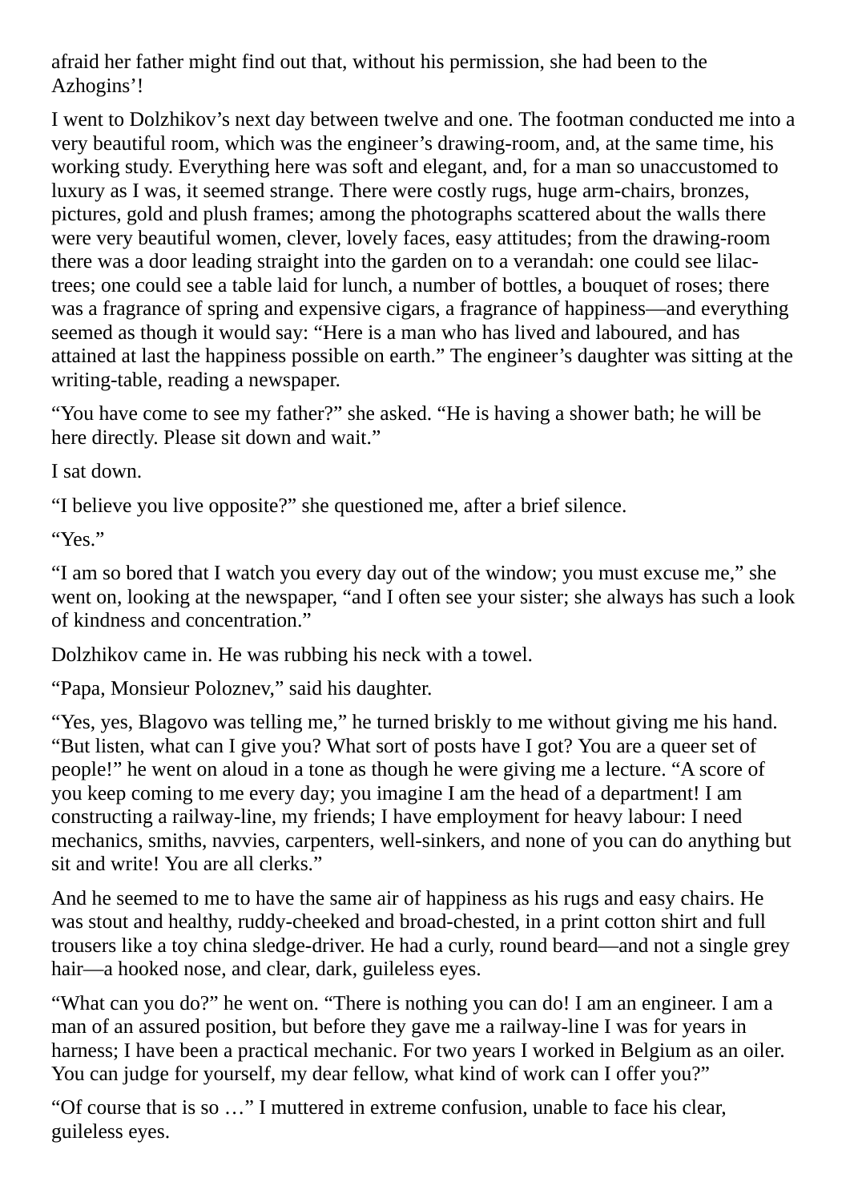afraid her father might find out that, without his permission, she had been to the Azhogins'!

I went to Dolzhikov's next day between twelve and one. The footman conducted me into a very beautiful room, which was the engineer's drawing-room, and, at the same time, his working study. Everything here was soft and elegant, and, for a man so unaccustomed to luxury as I was, it seemed strange. There were costly rugs, huge arm-chairs, bronzes, pictures, gold and plush frames; among the photographs scattered about the walls there were very beautiful women, clever, lovely faces, easy attitudes; from the drawing-room there was a door leading straight into the garden on to a verandah: one could see lilac-trees; one could see a table laid for lunch, a number of bottles, a bouquet of roses; there was a fragrance of spring and expensive cigars, a fragrance of happiness—and everything seemed as though it would say: "Here is a man who has lived and laboured, and has attained at last the happiness possible on earth." The engineer's daughter was sitting at the writing-table, reading a newspaper.

"You have come to see my father?" she asked. "He is having a shower bath; he will be here directly. Please sit down and wait."

I sat down.

"I believe you live opposite?" she questioned me, after a brief silence.

"Yes."

"I am so bored that I watch you every day out of the window; you must excuse me," she went on, looking at the newspaper, "and I often see your sister; she always has such a look of kindness and concentration."

Dolzhikov came in. He was rubbing his neck with a towel.

"Papa, Monsieur Poloznev," said his daughter.

"Yes, yes, Blagovo was telling me," he turned briskly to me without giving me his hand. "But listen, what can I give you? What sort of posts have I got? You are a queer set of people!" he went on aloud in a tone as though he were giving me a lecture. "A score of you keep coming to me every day; you imagine I am the head of a department! I am constructing a railway-line, my friends; I have employment for heavy labour: I need mechanics, smiths, navvies, carpenters, well-sinkers, and none of you can do anything but sit and write! You are all clerks."

And he seemed to me to have the same air of happiness as his rugs and easy chairs. He was stout and healthy, ruddy-cheeked and broad-chested, in a print cotton shirt and full trousers like a toy china sledge-driver. He had a curly, round beard—and not a single grey hair—a hooked nose, and clear, dark, guileless eyes.

"What can you do?" he went on. "There is nothing you can do! I am an engineer. I am a man of an assured position, but before they gave me a railway-line I was for years in harness; I have been a practical mechanic. For two years I worked in Belgium as an oiler. You can judge for yourself, my dear fellow, what kind of work can I offer you?"

"Of course that is so …" I muttered in extreme confusion, unable to face his clear, guileless eyes.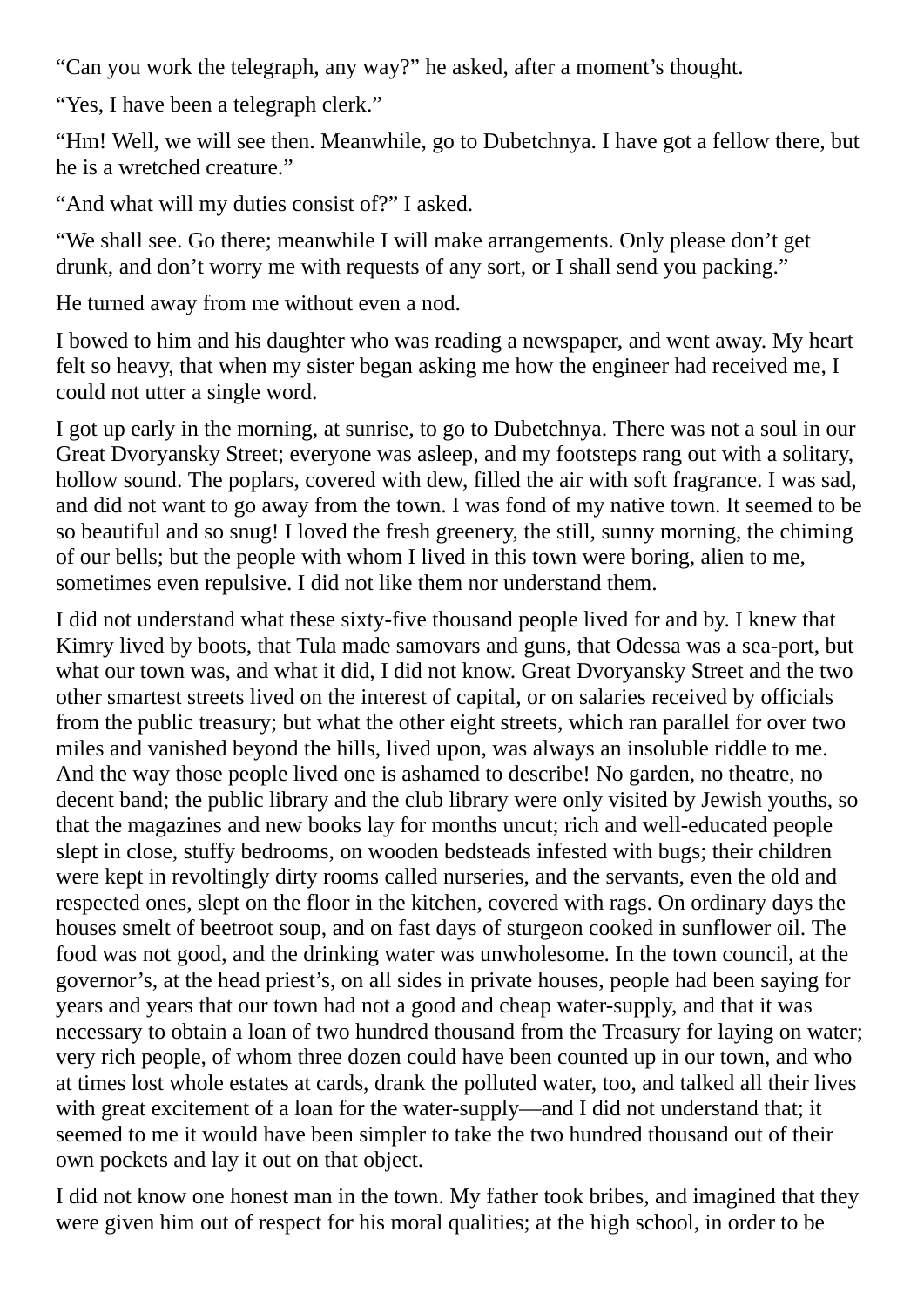“Can you work the telegraph, any way?” he asked, after a moment’s thought.

“Yes, I have been a telegraph clerk.”

“Hm! Well, we will see then. Meanwhile, go to Dubetchnya. I have got a fellow there, but he is a wretched creature.”

“And what will my duties consist of?” I asked.

“We shall see. Go there; meanwhile I will make arrangements. Only please don’t get drunk, and don’t worry me with requests of any sort, or I shall send you packing.”

He turned away from me without even a nod.

I bowed to him and his daughter who was reading a newspaper, and went away. My heart felt so heavy, that when my sister began asking me how the engineer had received me, I could not utter a single word.

I got up early in the morning, at sunrise, to go to Dubetchnya. There was not a soul in our Great Dvoryansky Street; everyone was asleep, and my footsteps rang out with a solitary, hollow sound. The poplars, covered with dew, filled the air with soft fragrance. I was sad, and did not want to go away from the town. I was fond of my native town. It seemed to be so beautiful and so snug! I loved the fresh greenery, the still, sunny morning, the chiming of our bells; but the people with whom I lived in this town were boring, alien to me, sometimes even repulsive. I did not like them nor understand them.

I did not understand what these sixty-five thousand people lived for and by. I knew that Kimry lived by boots, that Tula made samovars and guns, that Odessa was a sea-port, but what our town was, and what it did, I did not know. Great Dvoryansky Street and the two other smartest streets lived on the interest of capital, or on salaries received by officials from the public treasury; but what the other eight streets, which ran parallel for over two miles and vanished beyond the hills, lived upon, was always an insoluble riddle to me. And the way those people lived one is ashamed to describe! No garden, no theatre, no decent band; the public library and the club library were only visited by Jewish youths, so that the magazines and new books lay for months uncut; rich and well-educated people slept in close, stuffy bedrooms, on wooden bedsteads infested with bugs; their children were kept in revoltingly dirty rooms called nurseries, and the servants, even the old and respected ones, slept on the floor in the kitchen, covered with rags. On ordinary days the houses smelt of beetroot soup, and on fast days of sturgeon cooked in sunflower oil. The food was not good, and the drinking water was unwholesome. In the town council, at the governor’s, at the head priest’s, on all sides in private houses, people had been saying for years and years that our town had not a good and cheap water-supply, and that it was necessary to obtain a loan of two hundred thousand from the Treasury for laying on water; very rich people, of whom three dozen could have been counted up in our town, and who at times lost whole estates at cards, drank the polluted water, too, and talked all their lives with great excitement of a loan for the water-supply—and I did not understand that; it seemed to me it would have been simpler to take the two hundred thousand out of their own pockets and lay it out on that object.

I did not know one honest man in the town. My father took bribes, and imagined that they were given him out of respect for his moral qualities; at the high school, in order to be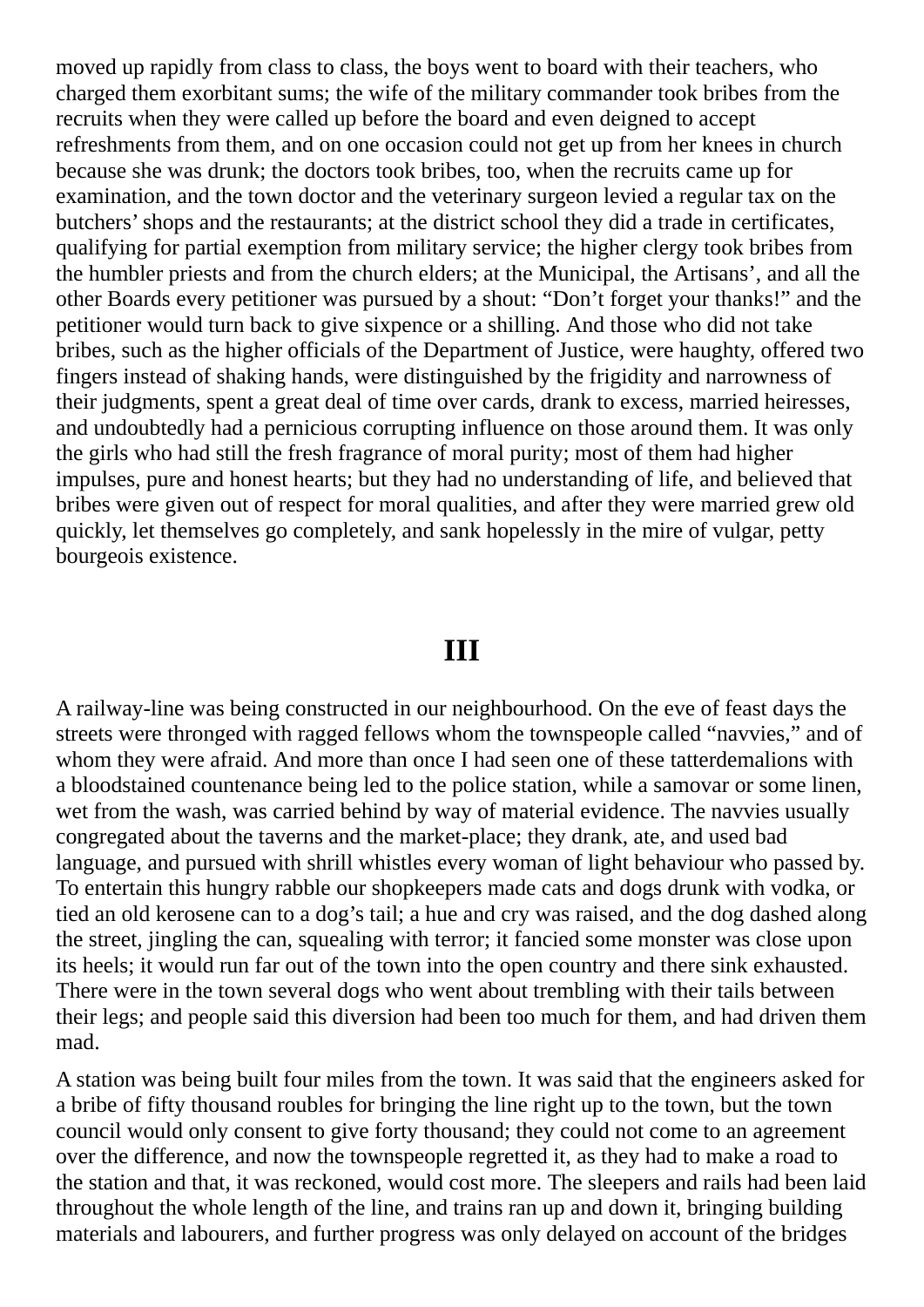moved up rapidly from class to class, the boys went to board with their teachers, who charged them exorbitant sums; the wife of the military commander took bribes from the recruits when they were called up before the board and even deigned to accept refreshments from them, and on one occasion could not get up from her knees in church because she was drunk; the doctors took bribes, too, when the recruits came up for examination, and the town doctor and the veterinary surgeon levied a regular tax on the butchers' shops and the restaurants; at the district school they did a trade in certificates, qualifying for partial exemption from military service; the higher clergy took bribes from the humbler priests and from the church elders; at the Municipal, the Artisans', and all the other Boards every petitioner was pursued by a shout: "Don't forget your thanks!" and the petitioner would turn back to give sixpence or a shilling. And those who did not take bribes, such as the higher officials of the Department of Justice, were haughty, offered two fingers instead of shaking hands, were distinguished by the frigidity and narrowness of their judgments, spent a great deal of time over cards, drank to excess, married heiresses, and undoubtedly had a pernicious corrupting influence on those around them. It was only the girls who had still the fresh fragrance of moral purity; most of them had higher impulses, pure and honest hearts; but they had no understanding of life, and believed that bribes were given out of respect for moral qualities, and after they were married grew old quickly, let themselves go completely, and sank hopelessly in the mire of vulgar, petty bourgeois existence.

## III

A railway-line was being constructed in our neighbourhood. On the eve of feast days the streets were thronged with ragged fellows whom the townspeople called "navvies," and of whom they were afraid. And more than once I had seen one of these tatterdemalions with a bloodstained countenance being led to the police station, while a samovar or some linen, wet from the wash, was carried behind by way of material evidence. The navvies usually congregated about the taverns and the market-place; they drank, ate, and used bad language, and pursued with shrill whistles every woman of light behaviour who passed by. To entertain this hungry rabble our shopkeepers made cats and dogs drunk with vodka, or tied an old kerosene can to a dog's tail; a hue and cry was raised, and the dog dashed along the street, jingling the can, squealing with terror; it fancied some monster was close upon its heels; it would run far out of the town into the open country and there sink exhausted. There were in the town several dogs who went about trembling with their tails between their legs; and people said this diversion had been too much for them, and had driven them mad.

A station was being built four miles from the town. It was said that the engineers asked for a bribe of fifty thousand roubles for bringing the line right up to the town, but the town council would only consent to give forty thousand; they could not come to an agreement over the difference, and now the townspeople regretted it, as they had to make a road to the station and that, it was reckoned, would cost more. The sleepers and rails had been laid throughout the whole length of the line, and trains ran up and down it, bringing building materials and labourers, and further progress was only delayed on account of the bridges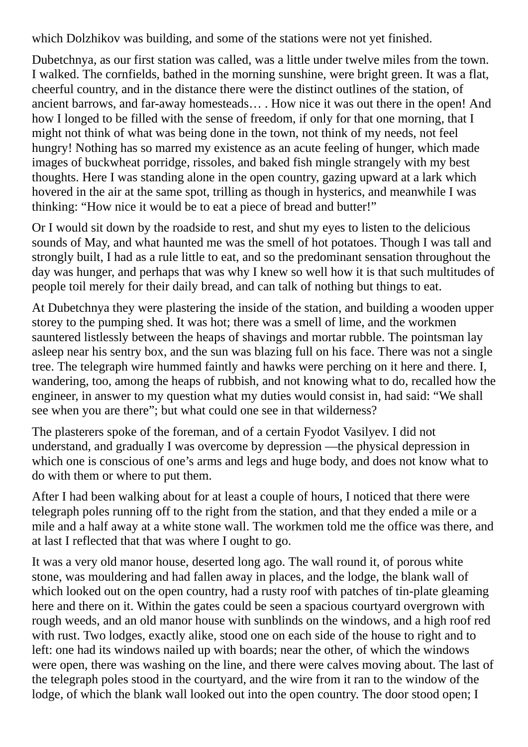which Dolzhikov was building, and some of the stations were not yet finished.

Dubetchnya, as our first station was called, was a little under twelve miles from the town. I walked. The cornfields, bathed in the morning sunshine, were bright green. It was a flat, cheerful country, and in the distance there were the distinct outlines of the station, of ancient barrows, and far-away homesteads… . How nice it was out there in the open! And how I longed to be filled with the sense of freedom, if only for that one morning, that I might not think of what was being done in the town, not think of my needs, not feel hungry! Nothing has so marred my existence as an acute feeling of hunger, which made images of buckwheat porridge, rissoles, and baked fish mingle strangely with my best thoughts. Here I was standing alone in the open country, gazing upward at a lark which hovered in the air at the same spot, trilling as though in hysterics, and meanwhile I was thinking: "How nice it would be to eat a piece of bread and butter!"

Or I would sit down by the roadside to rest, and shut my eyes to listen to the delicious sounds of May, and what haunted me was the smell of hot potatoes. Though I was tall and strongly built, I had as a rule little to eat, and so the predominant sensation throughout the day was hunger, and perhaps that was why I knew so well how it is that such multitudes of people toil merely for their daily bread, and can talk of nothing but things to eat.

At Dubetchnya they were plastering the inside of the station, and building a wooden upper storey to the pumping shed. It was hot; there was a smell of lime, and the workmen sauntered listlessly between the heaps of shavings and mortar rubble. The pointsman lay asleep near his sentry box, and the sun was blazing full on his face. There was not a single tree. The telegraph wire hummed faintly and hawks were perching on it here and there. I, wandering, too, among the heaps of rubbish, and not knowing what to do, recalled how the engineer, in answer to my question what my duties would consist in, had said: "We shall see when you are there"; but what could one see in that wilderness?

The plasterers spoke of the foreman, and of a certain Fyodot Vasilyev. I did not understand, and gradually I was overcome by depression —the physical depression in which one is conscious of one's arms and legs and huge body, and does not know what to do with them or where to put them.

After I had been walking about for at least a couple of hours, I noticed that there were telegraph poles running off to the right from the station, and that they ended a mile or a mile and a half away at a white stone wall. The workmen told me the office was there, and at last I reflected that that was where I ought to go.

It was a very old manor house, deserted long ago. The wall round it, of porous white stone, was mouldering and had fallen away in places, and the lodge, the blank wall of which looked out on the open country, had a rusty roof with patches of tin-plate gleaming here and there on it. Within the gates could be seen a spacious courtyard overgrown with rough weeds, and an old manor house with sunblinds on the windows, and a high roof red with rust. Two lodges, exactly alike, stood one on each side of the house to right and to left: one had its windows nailed up with boards; near the other, of which the windows were open, there was washing on the line, and there were calves moving about. The last of the telegraph poles stood in the courtyard, and the wire from it ran to the window of the lodge, of which the blank wall looked out into the open country. The door stood open; I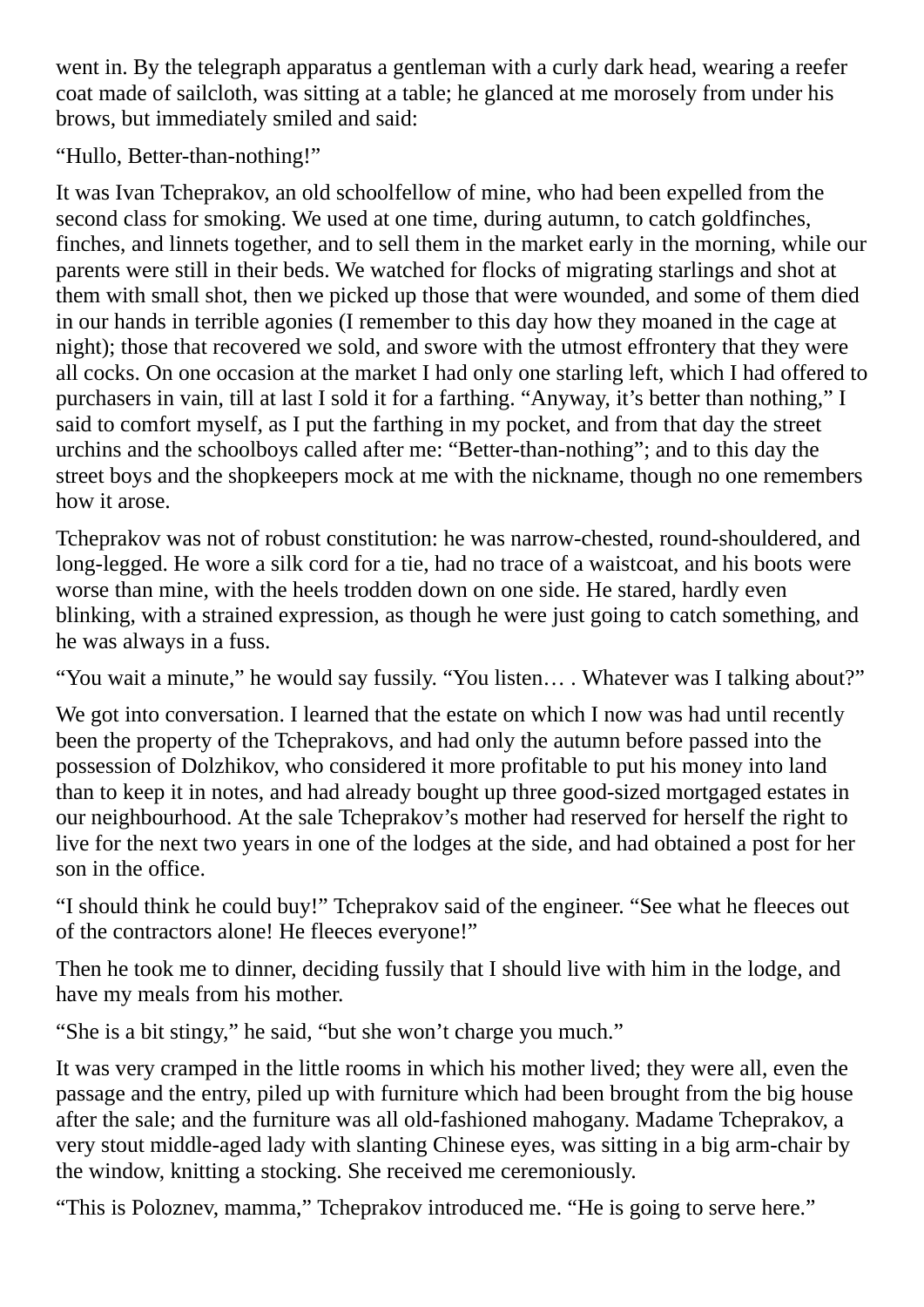went in. By the telegraph apparatus a gentleman with a curly dark head, wearing a reefer coat made of sailcloth, was sitting at a table; he glanced at me morosely from under his brows, but immediately smiled and said:

“Hullo, Better-than-nothing!”

It was Ivan Tcheprakov, an old schoolfellow of mine, who had been expelled from the second class for smoking. We used at one time, during autumn, to catch goldfinches, finches, and linnets together, and to sell them in the market early in the morning, while our parents were still in their beds. We watched for flocks of migrating starlings and shot at them with small shot, then we picked up those that were wounded, and some of them died in our hands in terrible agonies (I remember to this day how they moaned in the cage at night); those that recovered we sold, and swore with the utmost effrontery that they were all cocks. On one occasion at the market I had only one starling left, which I had offered to purchasers in vain, till at last I sold it for a farthing. “Anyway, it’s better than nothing,” I said to comfort myself, as I put the farthing in my pocket, and from that day the street urchins and the schoolboys called after me: “Better-than-nothing”; and to this day the street boys and the shopkeepers mock at me with the nickname, though no one remembers how it arose.

Tcheprakov was not of robust constitution: he was narrow-chested, round-shouldered, and long-legged. He wore a silk cord for a tie, had no trace of a waistcoat, and his boots were worse than mine, with the heels trodden down on one side. He stared, hardly even blinking, with a strained expression, as though he were just going to catch something, and he was always in a fuss.

“You wait a minute,” he would say fussily. “You listen… . Whatever was I talking about?”

We got into conversation. I learned that the estate on which I now was had until recently been the property of the Tcheprakovs, and had only the autumn before passed into the possession of Dolzhikov, who considered it more profitable to put his money into land than to keep it in notes, and had already bought up three good-sized mortgaged estates in our neighbourhood. At the sale Tcheprakov’s mother had reserved for herself the right to live for the next two years in one of the lodges at the side, and had obtained a post for her son in the office.

“I should think he could buy!” Tcheprakov said of the engineer. “See what he fleeces out of the contractors alone! He fleeces everyone!”

Then he took me to dinner, deciding fussily that I should live with him in the lodge, and have my meals from his mother.

“She is a bit stingy,” he said, “but she won’t charge you much.”

It was very cramped in the little rooms in which his mother lived; they were all, even the passage and the entry, piled up with furniture which had been brought from the big house after the sale; and the furniture was all old-fashioned mahogany. Madame Tcheprakov, a very stout middle-aged lady with slanting Chinese eyes, was sitting in a big arm-chair by the window, knitting a stocking. She received me ceremoniously.

“This is Poloznev, mamma,” Tcheprakov introduced me. “He is going to serve here.”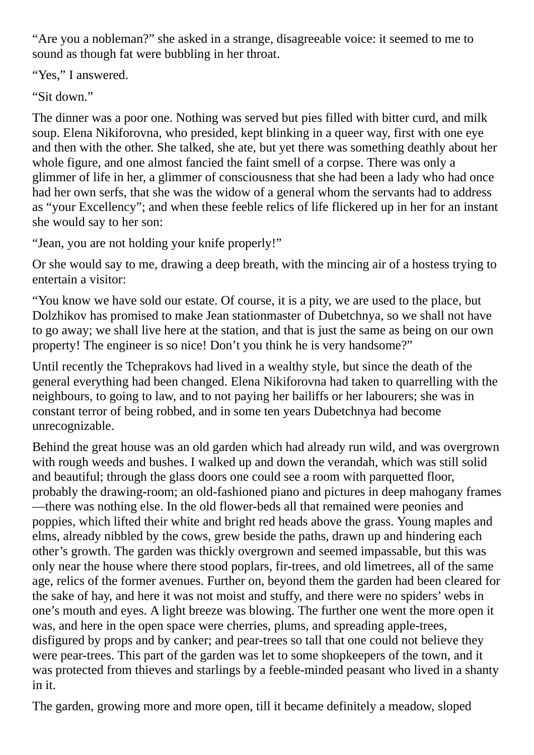"Are you a nobleman?" she asked in a strange, disagreeable voice: it seemed to me to sound as though fat were bubbling in her throat.

"Yes," I answered.

"Sit down."

The dinner was a poor one. Nothing was served but pies filled with bitter curd, and milk soup. Elena Nikiforovna, who presided, kept blinking in a queer way, first with one eye and then with the other. She talked, she ate, but yet there was something deathly about her whole figure, and one almost fancied the faint smell of a corpse. There was only a glimmer of life in her, a glimmer of consciousness that she had been a lady who had once had her own serfs, that she was the widow of a general whom the servants had to address as "your Excellency"; and when these feeble relics of life flickered up in her for an instant she would say to her son:

"Jean, you are not holding your knife properly!"

Or she would say to me, drawing a deep breath, with the mincing air of a hostess trying to entertain a visitor:

"You know we have sold our estate. Of course, it is a pity, we are used to the place, but Dolzhikov has promised to make Jean stationmaster of Dubetchnya, so we shall not have to go away; we shall live here at the station, and that is just the same as being on our own property! The engineer is so nice! Don't you think he is very handsome?"

Until recently the Tcheprakovs had lived in a wealthy style, but since the death of the general everything had been changed. Elena Nikiforovna had taken to quarrelling with the neighbours, to going to law, and to not paying her bailiffs or her labourers; she was in constant terror of being robbed, and in some ten years Dubetchnya had become unrecognizable.

Behind the great house was an old garden which had already run wild, and was overgrown with rough weeds and bushes. I walked up and down the verandah, which was still solid and beautiful; through the glass doors one could see a room with parquetted floor, probably the drawing-room; an old-fashioned piano and pictures in deep mahogany frames—there was nothing else. In the old flower-beds all that remained were peonies and poppies, which lifted their white and bright red heads above the grass. Young maples and elms, already nibbled by the cows, grew beside the paths, drawn up and hindering each other's growth. The garden was thickly overgrown and seemed impassable, but this was only near the house where there stood poplars, fir-trees, and old limetrees, all of the same age, relics of the former avenues. Further on, beyond them the garden had been cleared for the sake of hay, and here it was not moist and stuffy, and there were no spiders' webs in one's mouth and eyes. A light breeze was blowing. The further one went the more open it was, and here in the open space were cherries, plums, and spreading apple-trees, disfigured by props and by canker; and pear-trees so tall that one could not believe they were pear-trees. This part of the garden was let to some shopkeepers of the town, and it was protected from thieves and starlings by a feeble-minded peasant who lived in a shanty in it.

The garden, growing more and more open, till it became definitely a meadow, sloped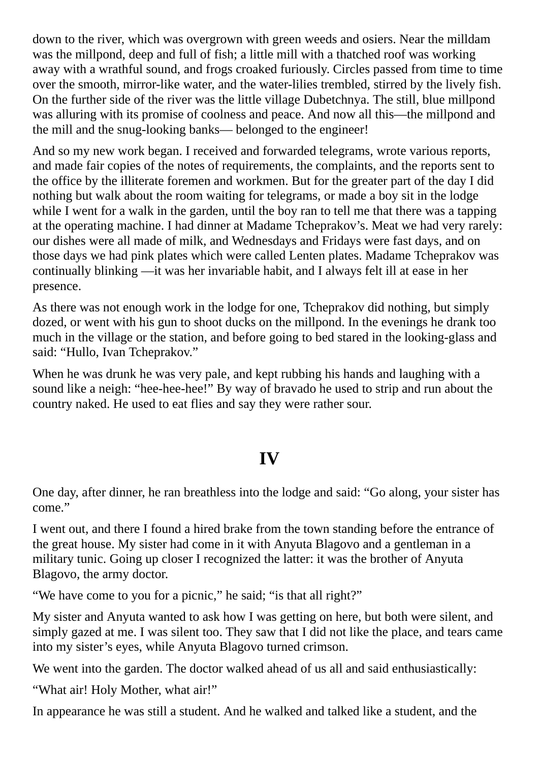down to the river, which was overgrown with green weeds and osiers. Near the milldam was the millpond, deep and full of fish; a little mill with a thatched roof was working away with a wrathful sound, and frogs croaked furiously. Circles passed from time to time over the smooth, mirror-like water, and the water-lilies trembled, stirred by the lively fish. On the further side of the river was the little village Dubetchnya. The still, blue millpond was alluring with its promise of coolness and peace. And now all this—the millpond and the mill and the snug-looking banks— belonged to the engineer!

And so my new work began. I received and forwarded telegrams, wrote various reports, and made fair copies of the notes of requirements, the complaints, and the reports sent to the office by the illiterate foremen and workmen. But for the greater part of the day I did nothing but walk about the room waiting for telegrams, or made a boy sit in the lodge while I went for a walk in the garden, until the boy ran to tell me that there was a tapping at the operating machine. I had dinner at Madame Tcheprakov's. Meat we had very rarely: our dishes were all made of milk, and Wednesdays and Fridays were fast days, and on those days we had pink plates which were called Lenten plates. Madame Tcheprakov was continually blinking —it was her invariable habit, and I always felt ill at ease in her presence.

As there was not enough work in the lodge for one, Tcheprakov did nothing, but simply dozed, or went with his gun to shoot ducks on the millpond. In the evenings he drank too much in the village or the station, and before going to bed stared in the looking-glass and said: "Hullo, Ivan Tcheprakov."

When he was drunk he was very pale, and kept rubbing his hands and laughing with a sound like a neigh: "hee-hee-hee!" By way of bravado he used to strip and run about the country naked. He used to eat flies and say they were rather sour.

## IV

One day, after dinner, he ran breathless into the lodge and said: "Go along, your sister has come."

I went out, and there I found a hired brake from the town standing before the entrance of the great house. My sister had come in it with Anyuta Blagovo and a gentleman in a military tunic. Going up closer I recognized the latter: it was the brother of Anyuta Blagovo, the army doctor.

"We have come to you for a picnic," he said; "is that all right?"

My sister and Anyuta wanted to ask how I was getting on here, but both were silent, and simply gazed at me. I was silent too. They saw that I did not like the place, and tears came into my sister's eyes, while Anyuta Blagovo turned crimson.

We went into the garden. The doctor walked ahead of us all and said enthusiastically:

"What air! Holy Mother, what air!"

In appearance he was still a student. And he walked and talked like a student, and the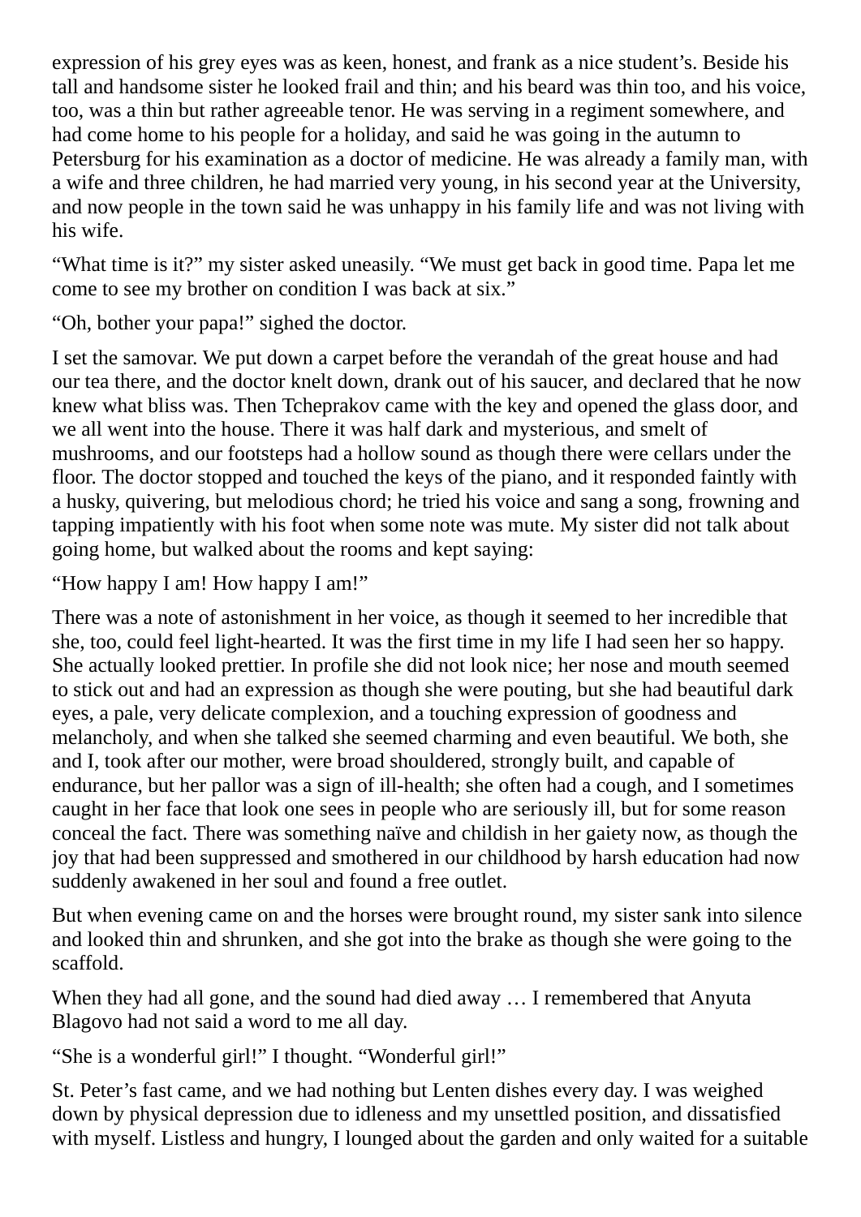expression of his grey eyes was as keen, honest, and frank as a nice student’s. Beside his tall and handsome sister he looked frail and thin; and his beard was thin too, and his voice, too, was a thin but rather agreeable tenor. He was serving in a regiment somewhere, and had come home to his people for a holiday, and said he was going in the autumn to Petersburg for his examination as a doctor of medicine. He was already a family man, with a wife and three children, he had married very young, in his second year at the University, and now people in the town said he was unhappy in his family life and was not living with his wife.

“What time is it?” my sister asked uneasily. “We must get back in good time. Papa let me come to see my brother on condition I was back at six.”

“Oh, bother your papa!” sighed the doctor.

I set the samovar. We put down a carpet before the verandah of the great house and had our tea there, and the doctor knelt down, drank out of his saucer, and declared that he now knew what bliss was. Then Tcheprakov came with the key and opened the glass door, and we all went into the house. There it was half dark and mysterious, and smelt of mushrooms, and our footsteps had a hollow sound as though there were cellars under the floor. The doctor stopped and touched the keys of the piano, and it responded faintly with a husky, quivering, but melodious chord; he tried his voice and sang a song, frowning and tapping impatiently with his foot when some note was mute. My sister did not talk about going home, but walked about the rooms and kept saying:

“How happy I am! How happy I am!”

There was a note of astonishment in her voice, as though it seemed to her incredible that she, too, could feel light-hearted. It was the first time in my life I had seen her so happy. She actually looked prettier. In profile she did not look nice; her nose and mouth seemed to stick out and had an expression as though she were pouting, but she had beautiful dark eyes, a pale, very delicate complexion, and a touching expression of goodness and melancholy, and when she talked she seemed charming and even beautiful. We both, she and I, took after our mother, were broad shouldered, strongly built, and capable of endurance, but her pallor was a sign of ill-health; she often had a cough, and I sometimes caught in her face that look one sees in people who are seriously ill, but for some reason conceal the fact. There was something naïve and childish in her gaiety now, as though the joy that had been suppressed and smothered in our childhood by harsh education had now suddenly awakened in her soul and found a free outlet.

But when evening came on and the horses were brought round, my sister sank into silence and looked thin and shrunken, and she got into the brake as though she were going to the scaffold.

When they had all gone, and the sound had died away … I remembered that Anyuta Blagovo had not said a word to me all day.

“She is a wonderful girl!” I thought. “Wonderful girl!”

St. Peter’s fast came, and we had nothing but Lenten dishes every day. I was weighed down by physical depression due to idleness and my unsettled position, and dissatisfied with myself. Listless and hungry, I lounged about the garden and only waited for a suitable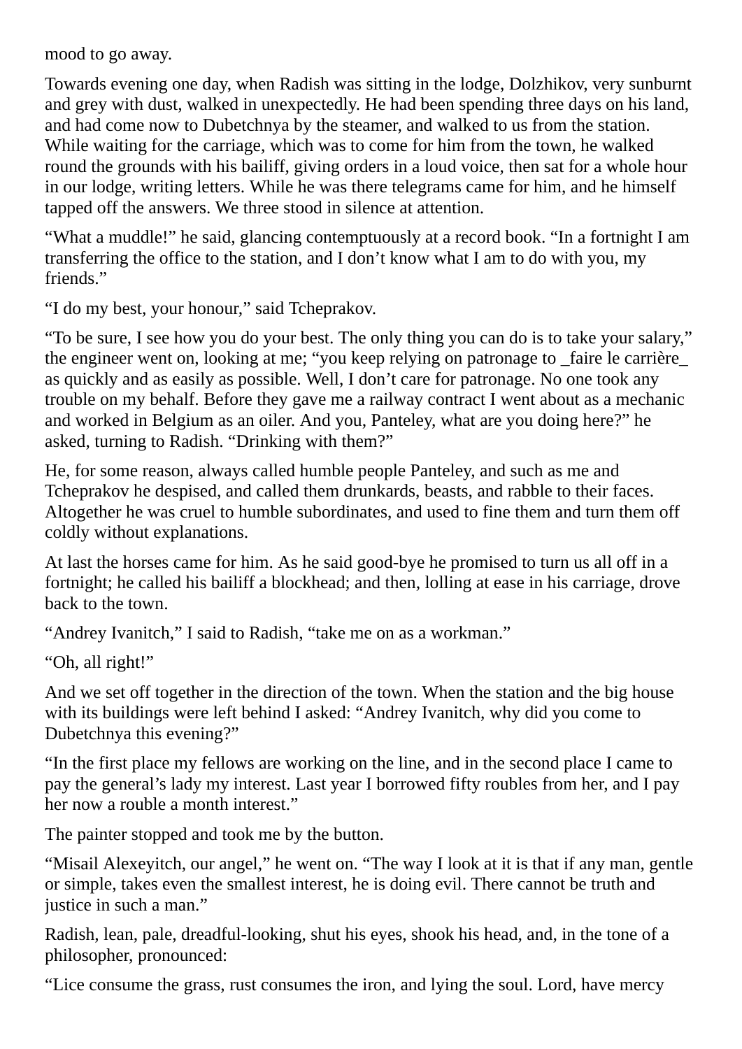mood to go away.

Towards evening one day, when Radish was sitting in the lodge, Dolzhikov, very sunburnt and grey with dust, walked in unexpectedly. He had been spending three days on his land, and had come now to Dubetchnya by the steamer, and walked to us from the station. While waiting for the carriage, which was to come for him from the town, he walked round the grounds with his bailiff, giving orders in a loud voice, then sat for a whole hour in our lodge, writing letters. While he was there telegrams came for him, and he himself tapped off the answers. We three stood in silence at attention.

“What a muddle!” he said, glancing contemptuously at a record book. “In a fortnight I am transferring the office to the station, and I don’t know what I am to do with you, my friends.”

“I do my best, your honour,” said Tcheprakov.

“To be sure, I see how you do your best. The only thing you can do is to take your salary,” the engineer went on, looking at me; “you keep relying on patronage to _faire le carrière_ as quickly and as easily as possible. Well, I don’t care for patronage. No one took any trouble on my behalf. Before they gave me a railway contract I went about as a mechanic and worked in Belgium as an oiler. And you, Panteley, what are you doing here?” he asked, turning to Radish. “Drinking with them?”

He, for some reason, always called humble people Panteley, and such as me and Tcheprakov he despised, and called them drunkards, beasts, and rabble to their faces. Altogether he was cruel to humble subordinates, and used to fine them and turn them off coldly without explanations.

At last the horses came for him. As he said good-bye he promised to turn us all off in a fortnight; he called his bailiff a blockhead; and then, lolling at ease in his carriage, drove back to the town.

“Andrey Ivanitch,” I said to Radish, “take me on as a workman.”

“Oh, all right!”

And we set off together in the direction of the town. When the station and the big house with its buildings were left behind I asked: “Andrey Ivanitch, why did you come to Dubetchnya this evening?”

“In the first place my fellows are working on the line, and in the second place I came to pay the general’s lady my interest. Last year I borrowed fifty roubles from her, and I pay her now a rouble a month interest.”

The painter stopped and took me by the button.

“Misail Alexeyitch, our angel,” he went on. “The way I look at it is that if any man, gentle or simple, takes even the smallest interest, he is doing evil. There cannot be truth and justice in such a man.”

Radish, lean, pale, dreadful-looking, shut his eyes, shook his head, and, in the tone of a philosopher, pronounced:

“Lice consume the grass, rust consumes the iron, and lying the soul. Lord, have mercy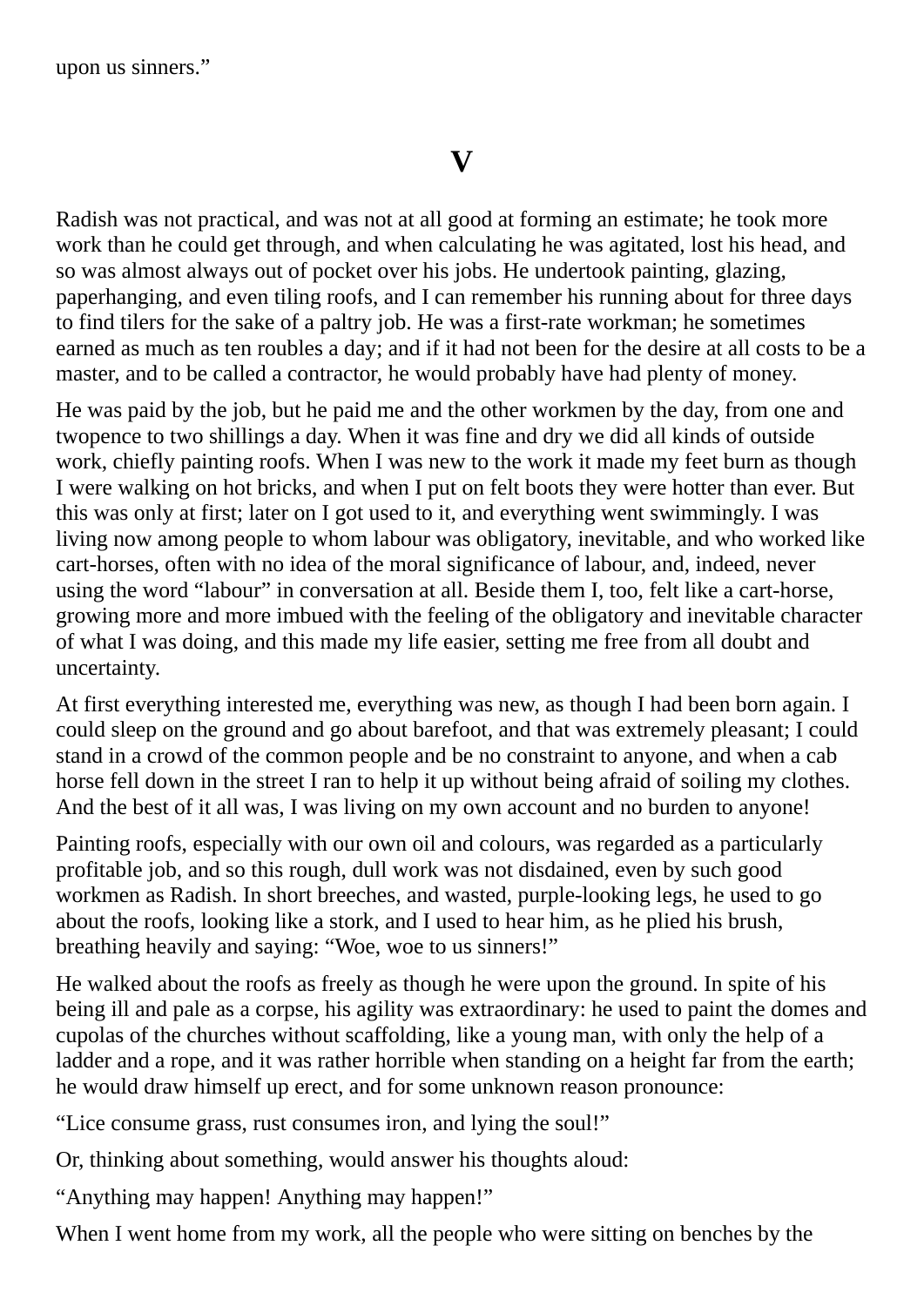upon us sinners.”

## V

Radish was not practical, and was not at all good at forming an estimate; he took more work than he could get through, and when calculating he was agitated, lost his head, and so was almost always out of pocket over his jobs. He undertook painting, glazing, paperhanging, and even tiling roofs, and I can remember his running about for three days to find tilers for the sake of a paltry job. He was a first-rate workman; he sometimes earned as much as ten roubles a day; and if it had not been for the desire at all costs to be a master, and to be called a contractor, he would probably have had plenty of money.

He was paid by the job, but he paid me and the other workmen by the day, from one and twopence to two shillings a day. When it was fine and dry we did all kinds of outside work, chiefly painting roofs. When I was new to the work it made my feet burn as though I were walking on hot bricks, and when I put on felt boots they were hotter than ever. But this was only at first; later on I got used to it, and everything went swimmingly. I was living now among people to whom labour was obligatory, inevitable, and who worked like cart-horses, often with no idea of the moral significance of labour, and, indeed, never using the word “labour” in conversation at all. Beside them I, too, felt like a cart-horse, growing more and more imbued with the feeling of the obligatory and inevitable character of what I was doing, and this made my life easier, setting me free from all doubt and uncertainty.

At first everything interested me, everything was new, as though I had been born again. I could sleep on the ground and go about barefoot, and that was extremely pleasant; I could stand in a crowd of the common people and be no constraint to anyone, and when a cab horse fell down in the street I ran to help it up without being afraid of soiling my clothes. And the best of it all was, I was living on my own account and no burden to anyone!

Painting roofs, especially with our own oil and colours, was regarded as a particularly profitable job, and so this rough, dull work was not disdained, even by such good workmen as Radish. In short breeches, and wasted, purple-looking legs, he used to go about the roofs, looking like a stork, and I used to hear him, as he plied his brush, breathing heavily and saying: “Woe, woe to us sinners!”

He walked about the roofs as freely as though he were upon the ground. In spite of his being ill and pale as a corpse, his agility was extraordinary: he used to paint the domes and cupolas of the churches without scaffolding, like a young man, with only the help of a ladder and a rope, and it was rather horrible when standing on a height far from the earth; he would draw himself up erect, and for some unknown reason pronounce:

“Lice consume grass, rust consumes iron, and lying the soul!”

Or, thinking about something, would answer his thoughts aloud:

“Anything may happen! Anything may happen!”

When I went home from my work, all the people who were sitting on benches by the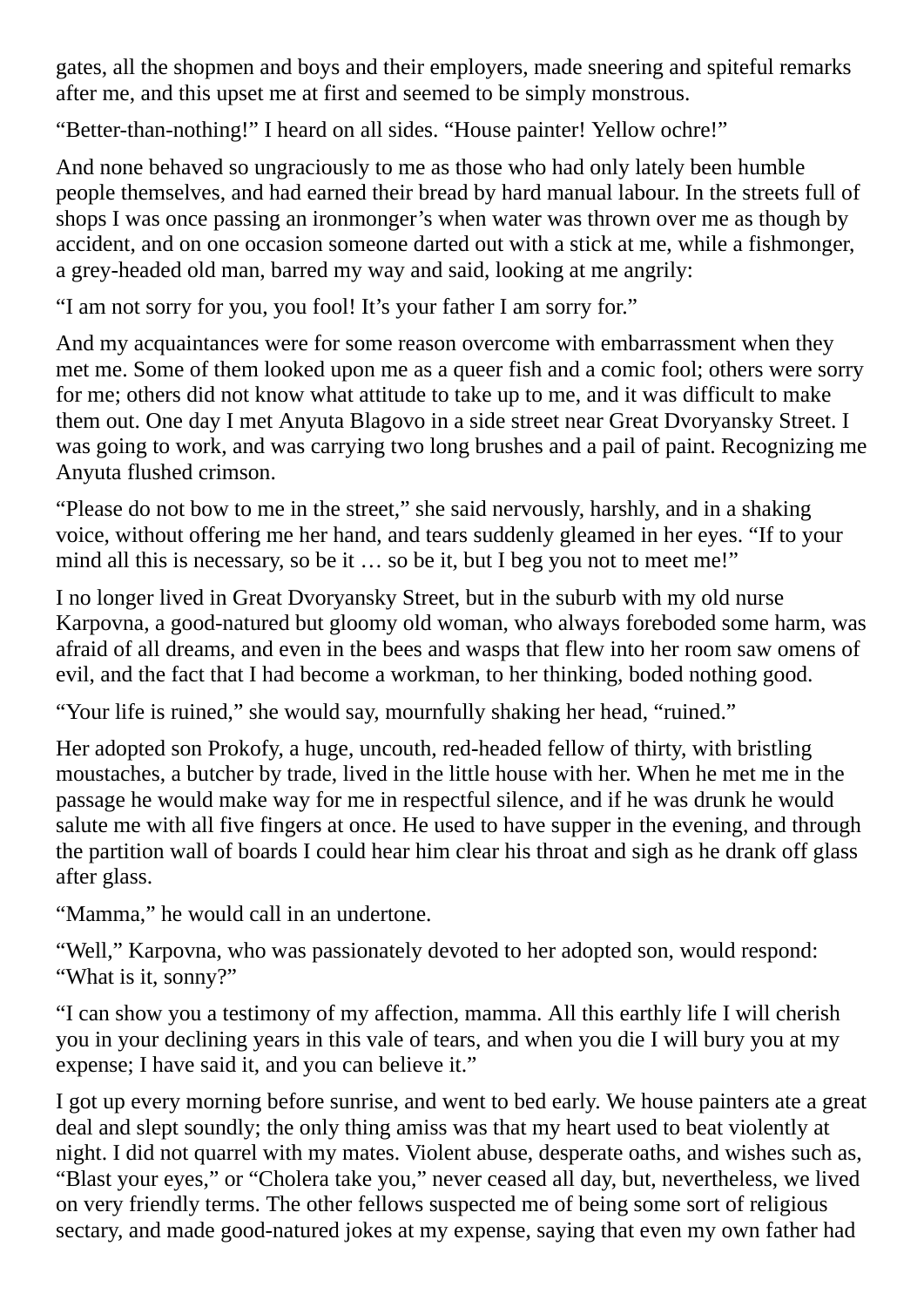gates, all the shopmen and boys and their employers, made sneering and spiteful remarks after me, and this upset me at first and seemed to be simply monstrous.

“Better-than-nothing!” I heard on all sides. “House painter! Yellow ochre!”

And none behaved so ungraciously to me as those who had only lately been humble people themselves, and had earned their bread by hard manual labour. In the streets full of shops I was once passing an ironmonger’s when water was thrown over me as though by accident, and on one occasion someone darted out with a stick at me, while a fishmonger, a grey-headed old man, barred my way and said, looking at me angrily:

“I am not sorry for you, you fool! It’s your father I am sorry for.”

And my acquaintances were for some reason overcome with embarrassment when they met me. Some of them looked upon me as a queer fish and a comic fool; others were sorry for me; others did not know what attitude to take up to me, and it was difficult to make them out. One day I met Anyuta Blagovo in a side street near Great Dvoryansky Street. I was going to work, and was carrying two long brushes and a pail of paint. Recognizing me Anyuta flushed crimson.

“Please do not bow to me in the street,” she said nervously, harshly, and in a shaking voice, without offering me her hand, and tears suddenly gleamed in her eyes. “If to your mind all this is necessary, so be it … so be it, but I beg you not to meet me!”

I no longer lived in Great Dvoryansky Street, but in the suburb with my old nurse Karpovna, a good-natured but gloomy old woman, who always foreboded some harm, was afraid of all dreams, and even in the bees and wasps that flew into her room saw omens of evil, and the fact that I had become a workman, to her thinking, boded nothing good.

“Your life is ruined,” she would say, mournfully shaking her head, “ruined.”

Her adopted son Prokofy, a huge, uncouth, red-headed fellow of thirty, with bristling moustaches, a butcher by trade, lived in the little house with her. When he met me in the passage he would make way for me in respectful silence, and if he was drunk he would salute me with all five fingers at once. He used to have supper in the evening, and through the partition wall of boards I could hear him clear his throat and sigh as he drank off glass after glass.

“Mamma,” he would call in an undertone.

“Well,” Karpovna, who was passionately devoted to her adopted son, would respond: “What is it, sonny?”

“I can show you a testimony of my affection, mamma. All this earthly life I will cherish you in your declining years in this vale of tears, and when you die I will bury you at my expense; I have said it, and you can believe it.”

I got up every morning before sunrise, and went to bed early. We house painters ate a great deal and slept soundly; the only thing amiss was that my heart used to beat violently at night. I did not quarrel with my mates. Violent abuse, desperate oaths, and wishes such as, “Blast your eyes,” or “Cholera take you,” never ceased all day, but, nevertheless, we lived on very friendly terms. The other fellows suspected me of being some sort of religious sectary, and made good-natured jokes at my expense, saying that even my own father had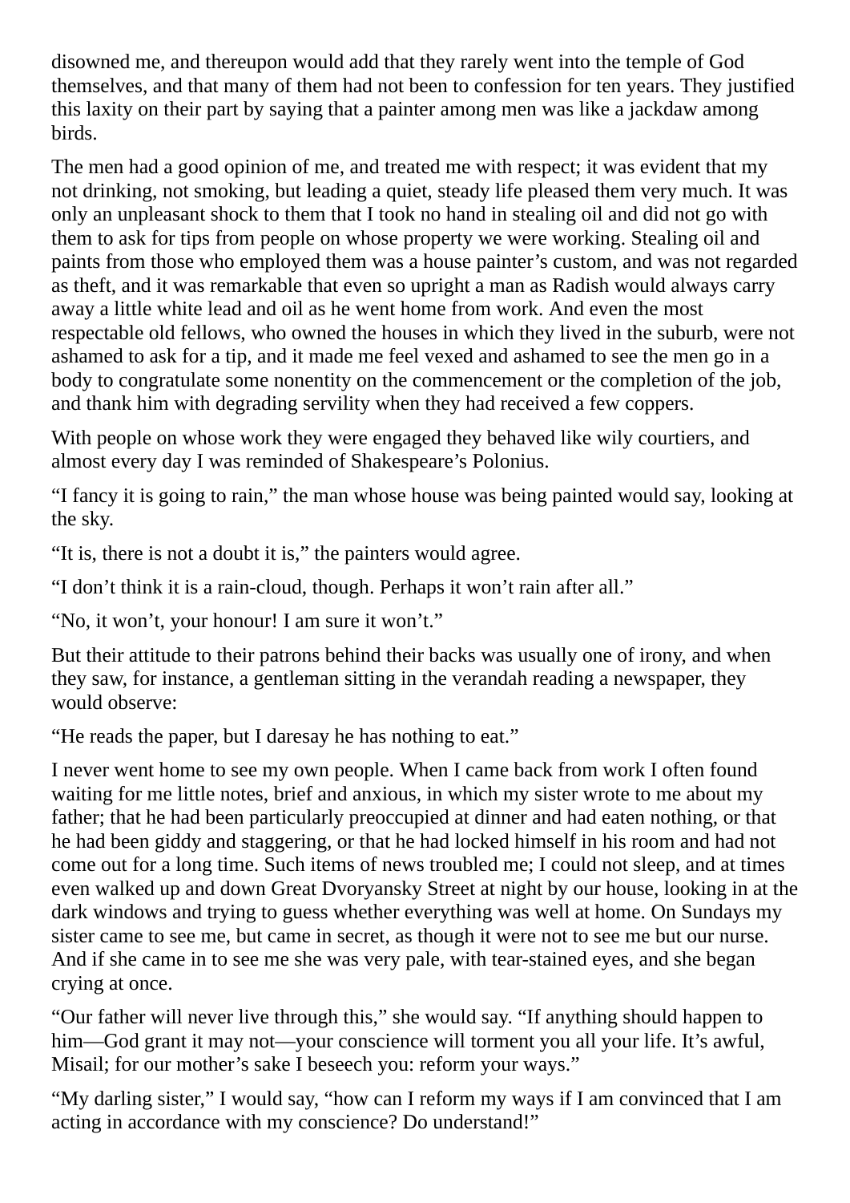disowned me, and thereupon would add that they rarely went into the temple of God themselves, and that many of them had not been to confession for ten years. They justified this laxity on their part by saying that a painter among men was like a jackdaw among birds.

The men had a good opinion of me, and treated me with respect; it was evident that my not drinking, not smoking, but leading a quiet, steady life pleased them very much. It was only an unpleasant shock to them that I took no hand in stealing oil and did not go with them to ask for tips from people on whose property we were working. Stealing oil and paints from those who employed them was a house painter's custom, and was not regarded as theft, and it was remarkable that even so upright a man as Radish would always carry away a little white lead and oil as he went home from work. And even the most respectable old fellows, who owned the houses in which they lived in the suburb, were not ashamed to ask for a tip, and it made me feel vexed and ashamed to see the men go in a body to congratulate some nonentity on the commencement or the completion of the job, and thank him with degrading servility when they had received a few coppers.

With people on whose work they were engaged they behaved like wily courtiers, and almost every day I was reminded of Shakespeare's Polonius.

"I fancy it is going to rain," the man whose house was being painted would say, looking at the sky.

"It is, there is not a doubt it is," the painters would agree.

"I don't think it is a rain-cloud, though. Perhaps it won't rain after all."

"No, it won't, your honour! I am sure it won't."

But their attitude to their patrons behind their backs was usually one of irony, and when they saw, for instance, a gentleman sitting in the verandah reading a newspaper, they would observe:

"He reads the paper, but I daresay he has nothing to eat."

I never went home to see my own people. When I came back from work I often found waiting for me little notes, brief and anxious, in which my sister wrote to me about my father; that he had been particularly preoccupied at dinner and had eaten nothing, or that he had been giddy and staggering, or that he had locked himself in his room and had not come out for a long time. Such items of news troubled me; I could not sleep, and at times even walked up and down Great Dvoryansky Street at night by our house, looking in at the dark windows and trying to guess whether everything was well at home. On Sundays my sister came to see me, but came in secret, as though it were not to see me but our nurse. And if she came in to see me she was very pale, with tear-stained eyes, and she began crying at once.

"Our father will never live through this," she would say. "If anything should happen to him—God grant it may not—your conscience will torment you all your life. It's awful, Misail; for our mother's sake I beseech you: reform your ways."

"My darling sister," I would say, "how can I reform my ways if I am convinced that I am acting in accordance with my conscience? Do understand!"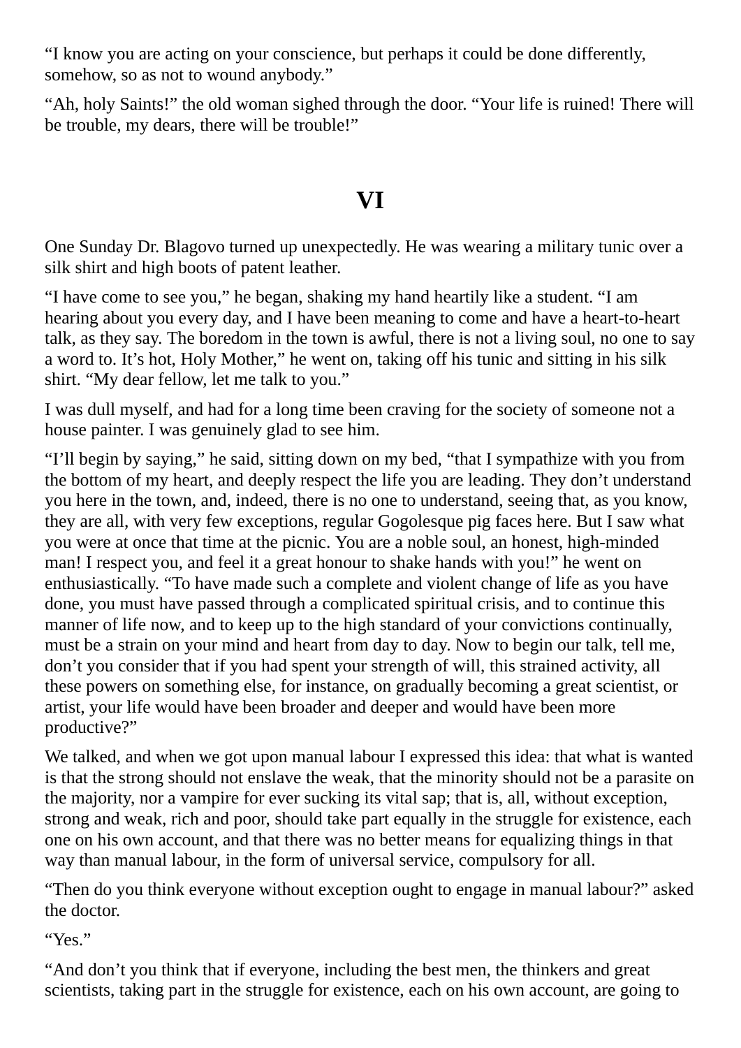“I know you are acting on your conscience, but perhaps it could be done differently, somehow, so as not to wound anybody.”

“Ah, holy Saints!” the old woman sighed through the door. “Your life is ruined! There will be trouble, my dears, there will be trouble!”

## VI

One Sunday Dr. Blagovo turned up unexpectedly. He was wearing a military tunic over a silk shirt and high boots of patent leather.

“I have come to see you,” he began, shaking my hand heartily like a student. “I am hearing about you every day, and I have been meaning to come and have a heart-to-heart talk, as they say. The boredom in the town is awful, there is not a living soul, no one to say a word to. It’s hot, Holy Mother,” he went on, taking off his tunic and sitting in his silk shirt. “My dear fellow, let me talk to you.”

I was dull myself, and had for a long time been craving for the society of someone not a house painter. I was genuinely glad to see him.

“I’ll begin by saying,” he said, sitting down on my bed, “that I sympathize with you from the bottom of my heart, and deeply respect the life you are leading. They don’t understand you here in the town, and, indeed, there is no one to understand, seeing that, as you know, they are all, with very few exceptions, regular Gogolesque pig faces here. But I saw what you were at once that time at the picnic. You are a noble soul, an honest, high-minded man! I respect you, and feel it a great honour to shake hands with you!” he went on enthusiastically. “To have made such a complete and violent change of life as you have done, you must have passed through a complicated spiritual crisis, and to continue this manner of life now, and to keep up to the high standard of your convictions continually, must be a strain on your mind and heart from day to day. Now to begin our talk, tell me, don’t you consider that if you had spent your strength of will, this strained activity, all these powers on something else, for instance, on gradually becoming a great scientist, or artist, your life would have been broader and deeper and would have been more productive?”

We talked, and when we got upon manual labour I expressed this idea: that what is wanted is that the strong should not enslave the weak, that the minority should not be a parasite on the majority, nor a vampire for ever sucking its vital sap; that is, all, without exception, strong and weak, rich and poor, should take part equally in the struggle for existence, each one on his own account, and that there was no better means for equalizing things in that way than manual labour, in the form of universal service, compulsory for all.

“Then do you think everyone without exception ought to engage in manual labour?” asked the doctor.

“Yes.”

“And don’t you think that if everyone, including the best men, the thinkers and great scientists, taking part in the struggle for existence, each on his own account, are going to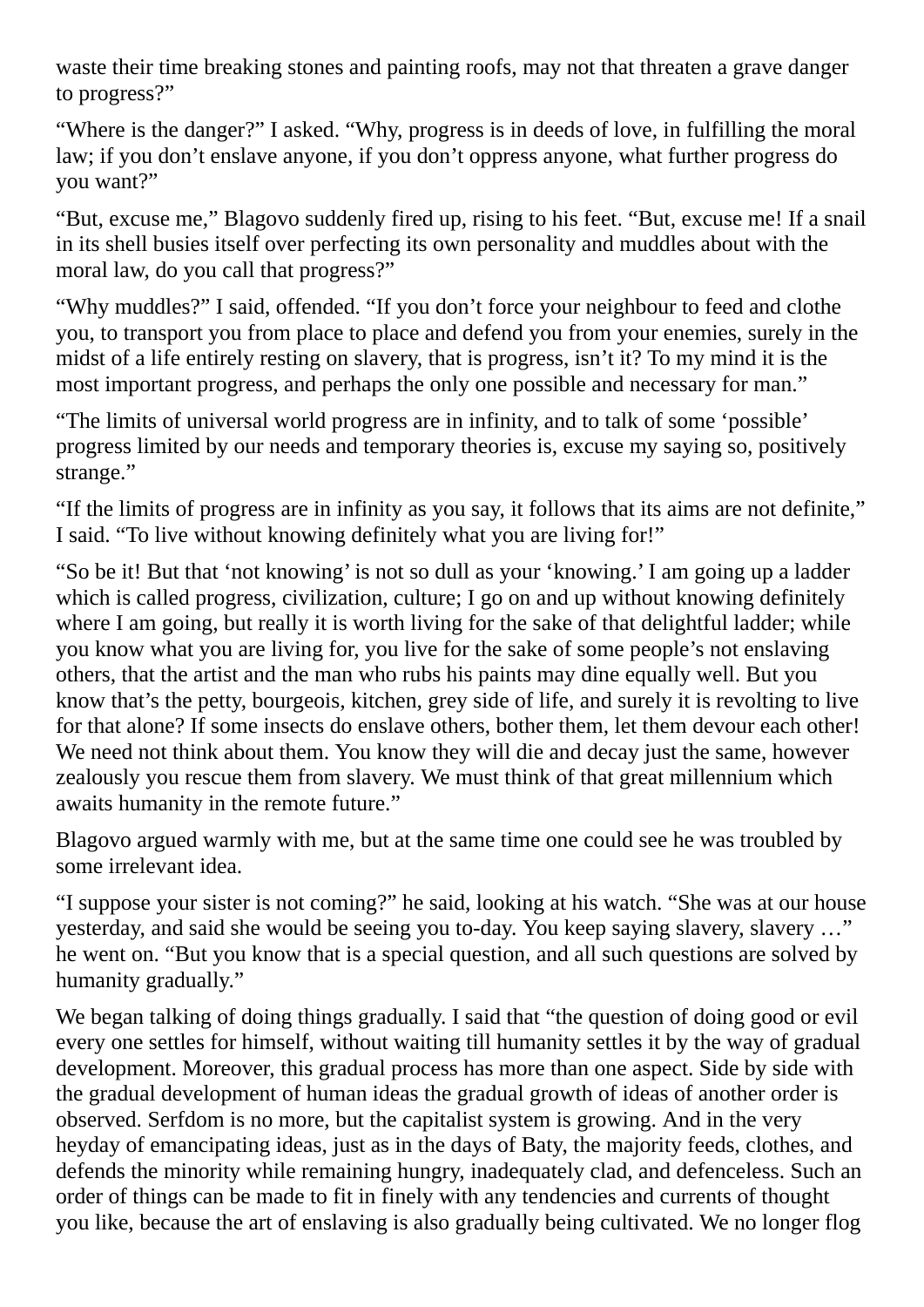waste their time breaking stones and painting roofs, may not that threaten a grave danger to progress?”

“Where is the danger?” I asked. “Why, progress is in deeds of love, in fulfilling the moral law; if you don’t enslave anyone, if you don’t oppress anyone, what further progress do you want?”

“But, excuse me,” Blagovo suddenly fired up, rising to his feet. “But, excuse me! If a snail in its shell busies itself over perfecting its own personality and muddles about with the moral law, do you call that progress?”

“Why muddles?” I said, offended. “If you don’t force your neighbour to feed and clothe you, to transport you from place to place and defend you from your enemies, surely in the midst of a life entirely resting on slavery, that is progress, isn’t it? To my mind it is the most important progress, and perhaps the only one possible and necessary for man.”

“The limits of universal world progress are in infinity, and to talk of some ‘possible’ progress limited by our needs and temporary theories is, excuse my saying so, positively strange.”

“If the limits of progress are in infinity as you say, it follows that its aims are not definite,” I said. “To live without knowing definitely what you are living for!”

“So be it! But that ‘not knowing’ is not so dull as your ‘knowing.’ I am going up a ladder which is called progress, civilization, culture; I go on and up without knowing definitely where I am going, but really it is worth living for the sake of that delightful ladder; while you know what you are living for, you live for the sake of some people’s not enslaving others, that the artist and the man who rubs his paints may dine equally well. But you know that’s the petty, bourgeois, kitchen, grey side of life, and surely it is revolting to live for that alone? If some insects do enslave others, bother them, let them devour each other! We need not think about them. You know they will die and decay just the same, however zealously you rescue them from slavery. We must think of that great millennium which awaits humanity in the remote future.”

Blagovo argued warmly with me, but at the same time one could see he was troubled by some irrelevant idea.

“I suppose your sister is not coming?” he said, looking at his watch. “She was at our house yesterday, and said she would be seeing you to-day. You keep saying slavery, slavery …” he went on. “But you know that is a special question, and all such questions are solved by humanity gradually.”

We began talking of doing things gradually. I said that “the question of doing good or evil every one settles for himself, without waiting till humanity settles it by the way of gradual development. Moreover, this gradual process has more than one aspect. Side by side with the gradual development of human ideas the gradual growth of ideas of another order is observed. Serfdom is no more, but the capitalist system is growing. And in the very heyday of emancipating ideas, just as in the days of Baty, the majority feeds, clothes, and defends the minority while remaining hungry, inadequately clad, and defenceless. Such an order of things can be made to fit in finely with any tendencies and currents of thought you like, because the art of enslaving is also gradually being cultivated. We no longer flog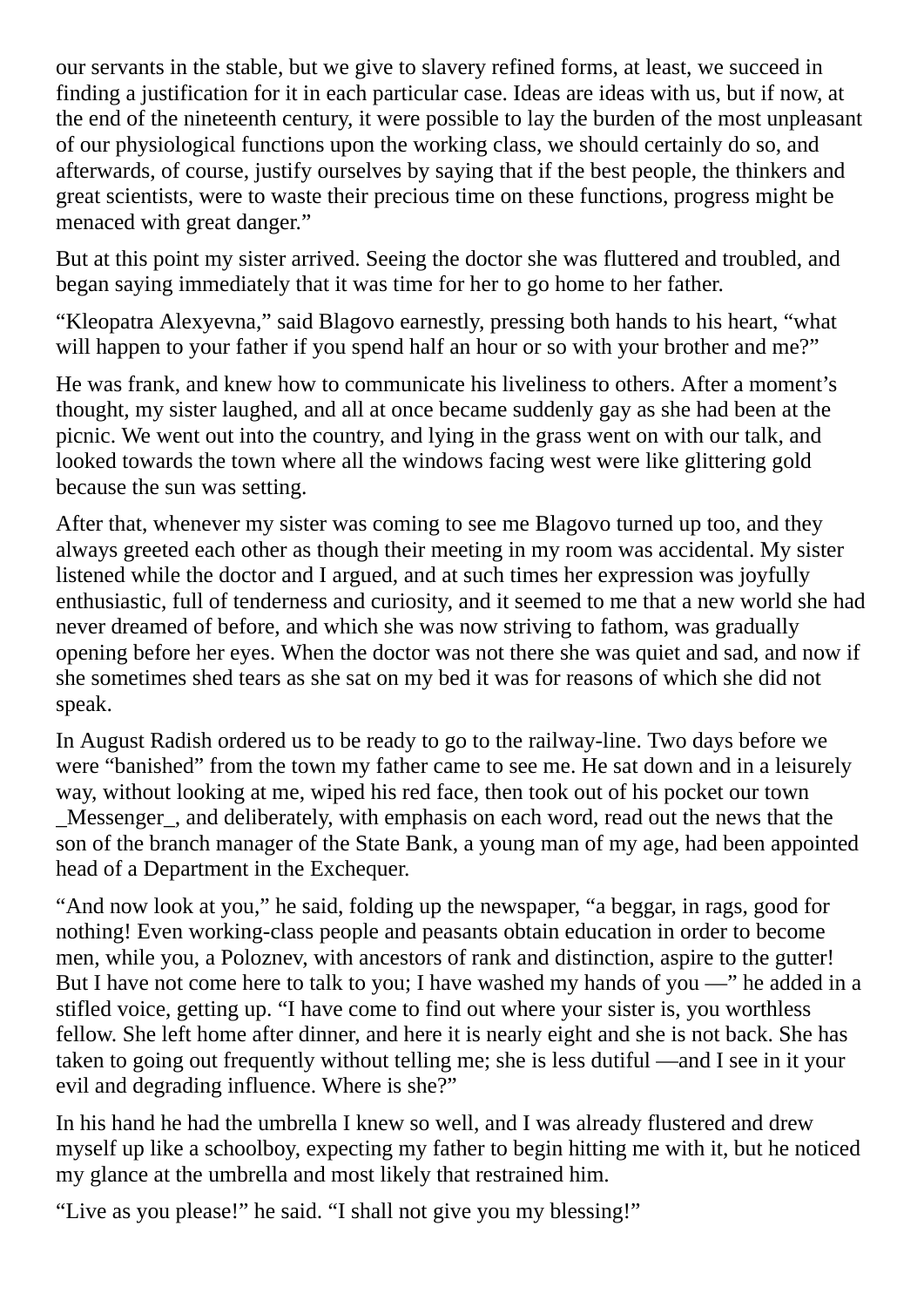our servants in the stable, but we give to slavery refined forms, at least, we succeed in finding a justification for it in each particular case. Ideas are ideas with us, but if now, at the end of the nineteenth century, it were possible to lay the burden of the most unpleasant of our physiological functions upon the working class, we should certainly do so, and afterwards, of course, justify ourselves by saying that if the best people, the thinkers and great scientists, were to waste their precious time on these functions, progress might be menaced with great danger."

But at this point my sister arrived. Seeing the doctor she was fluttered and troubled, and began saying immediately that it was time for her to go home to her father.

"Kleopatra Alexyevna," said Blagovo earnestly, pressing both hands to his heart, "what will happen to your father if you spend half an hour or so with your brother and me?"

He was frank, and knew how to communicate his liveliness to others. After a moment's thought, my sister laughed, and all at once became suddenly gay as she had been at the picnic. We went out into the country, and lying in the grass went on with our talk, and looked towards the town where all the windows facing west were like glittering gold because the sun was setting.

After that, whenever my sister was coming to see me Blagovo turned up too, and they always greeted each other as though their meeting in my room was accidental. My sister listened while the doctor and I argued, and at such times her expression was joyfully enthusiastic, full of tenderness and curiosity, and it seemed to me that a new world she had never dreamed of before, and which she was now striving to fathom, was gradually opening before her eyes. When the doctor was not there she was quiet and sad, and now if she sometimes shed tears as she sat on my bed it was for reasons of which she did not speak.

In August Radish ordered us to be ready to go to the railway-line. Two days before we were "banished" from the town my father came to see me. He sat down and in a leisurely way, without looking at me, wiped his red face, then took out of his pocket our town _Messenger_, and deliberately, with emphasis on each word, read out the news that the son of the branch manager of the State Bank, a young man of my age, had been appointed head of a Department in the Exchequer.

"And now look at you," he said, folding up the newspaper, "a beggar, in rags, good for nothing! Even working-class people and peasants obtain education in order to become men, while you, a Poloznev, with ancestors of rank and distinction, aspire to the gutter! But I have not come here to talk to you; I have washed my hands of you —" he added in a stifled voice, getting up. "I have come to find out where your sister is, you worthless fellow. She left home after dinner, and here it is nearly eight and she is not back. She has taken to going out frequently without telling me; she is less dutiful —and I see in it your evil and degrading influence. Where is she?"

In his hand he had the umbrella I knew so well, and I was already flustered and drew myself up like a schoolboy, expecting my father to begin hitting me with it, but he noticed my glance at the umbrella and most likely that restrained him.

"Live as you please!" he said. "I shall not give you my blessing!"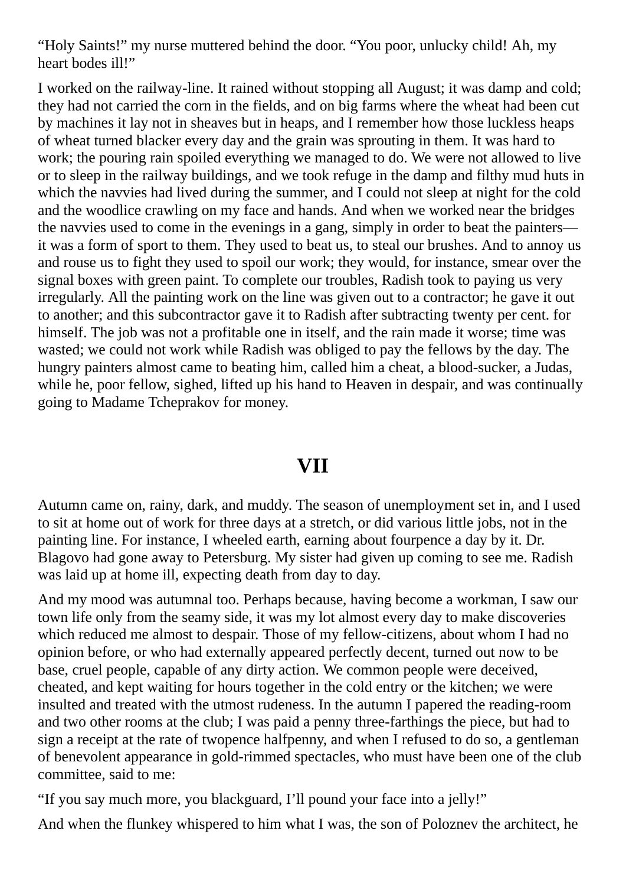“Holy Saints!” my nurse muttered behind the door. “You poor, unlucky child! Ah, my heart bodes ill!”

I worked on the railway-line. It rained without stopping all August; it was damp and cold; they had not carried the corn in the fields, and on big farms where the wheat had been cut by machines it lay not in sheaves but in heaps, and I remember how those luckless heaps of wheat turned blacker every day and the grain was sprouting in them. It was hard to work; the pouring rain spoiled everything we managed to do. We were not allowed to live or to sleep in the railway buildings, and we took refuge in the damp and filthy mud huts in which the navvies had lived during the summer, and I could not sleep at night for the cold and the woodlice crawling on my face and hands. And when we worked near the bridges the navvies used to come in the evenings in a gang, simply in order to beat the painters—it was a form of sport to them. They used to beat us, to steal our brushes. And to annoy us and rouse us to fight they used to spoil our work; they would, for instance, smear over the signal boxes with green paint. To complete our troubles, Radish took to paying us very irregularly. All the painting work on the line was given out to a contractor; he gave it out to another; and this subcontractor gave it to Radish after subtracting twenty per cent. for himself. The job was not a profitable one in itself, and the rain made it worse; time was wasted; we could not work while Radish was obliged to pay the fellows by the day. The hungry painters almost came to beating him, called him a cheat, a blood-sucker, a Judas, while he, poor fellow, sighed, lifted up his hand to Heaven in despair, and was continually going to Madame Tcheprakov for money.

## VII

Autumn came on, rainy, dark, and muddy. The season of unemployment set in, and I used to sit at home out of work for three days at a stretch, or did various little jobs, not in the painting line. For instance, I wheeled earth, earning about fourpence a day by it. Dr. Blagovo had gone away to Petersburg. My sister had given up coming to see me. Radish was laid up at home ill, expecting death from day to day.

And my mood was autumnal too. Perhaps because, having become a workman, I saw our town life only from the seamy side, it was my lot almost every day to make discoveries which reduced me almost to despair. Those of my fellow-citizens, about whom I had no opinion before, or who had externally appeared perfectly decent, turned out now to be base, cruel people, capable of any dirty action. We common people were deceived, cheated, and kept waiting for hours together in the cold entry or the kitchen; we were insulted and treated with the utmost rudeness. In the autumn I papered the reading-room and two other rooms at the club; I was paid a penny three-farthings the piece, but had to sign a receipt at the rate of twopence halfpenny, and when I refused to do so, a gentleman of benevolent appearance in gold-rimmed spectacles, who must have been one of the club committee, said to me:

“If you say much more, you blackguard, I’ll pound your face into a jelly!”

And when the flunkey whispered to him what I was, the son of Poloznev the architect, he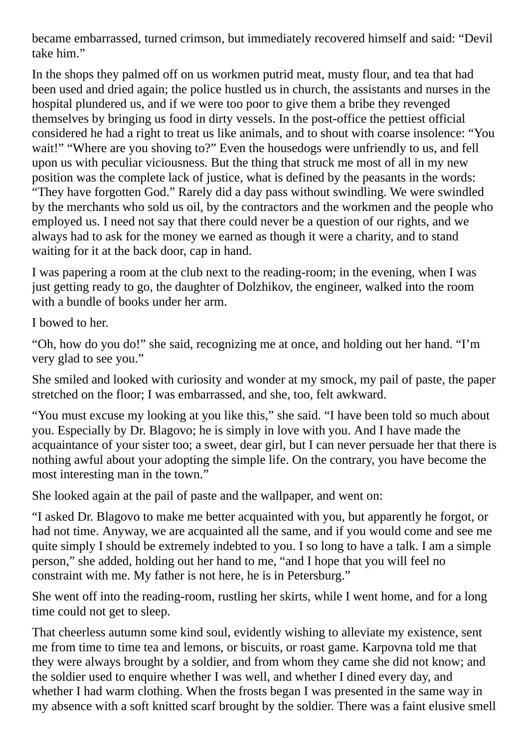became embarrassed, turned crimson, but immediately recovered himself and said: “Devil take him.”

In the shops they palmed off on us workmen putrid meat, musty flour, and tea that had been used and dried again; the police hustled us in church, the assistants and nurses in the hospital plundered us, and if we were too poor to give them a bribe they revenged themselves by bringing us food in dirty vessels. In the post-office the pettiest official considered he had a right to treat us like animals, and to shout with coarse insolence: “You wait!” “Where are you shoving to?” Even the housedogs were unfriendly to us, and fell upon us with peculiar viciousness. But the thing that struck me most of all in my new position was the complete lack of justice, what is defined by the peasants in the words: “They have forgotten God.” Rarely did a day pass without swindling. We were swindled by the merchants who sold us oil, by the contractors and the workmen and the people who employed us. I need not say that there could never be a question of our rights, and we always had to ask for the money we earned as though it were a charity, and to stand waiting for it at the back door, cap in hand.

I was papering a room at the club next to the reading-room; in the evening, when I was just getting ready to go, the daughter of Dolzhikov, the engineer, walked into the room with a bundle of books under her arm.

I bowed to her.

“Oh, how do you do!” she said, recognizing me at once, and holding out her hand. “I’m very glad to see you.”

She smiled and looked with curiosity and wonder at my smock, my pail of paste, the paper stretched on the floor; I was embarrassed, and she, too, felt awkward.

“You must excuse my looking at you like this,” she said. “I have been told so much about you. Especially by Dr. Blagovo; he is simply in love with you. And I have made the acquaintance of your sister too; a sweet, dear girl, but I can never persuade her that there is nothing awful about your adopting the simple life. On the contrary, you have become the most interesting man in the town.”

She looked again at the pail of paste and the wallpaper, and went on:

“I asked Dr. Blagovo to make me better acquainted with you, but apparently he forgot, or had not time. Anyway, we are acquainted all the same, and if you would come and see me quite simply I should be extremely indebted to you. I so long to have a talk. I am a simple person,” she added, holding out her hand to me, “and I hope that you will feel no constraint with me. My father is not here, he is in Petersburg.”

She went off into the reading-room, rustling her skirts, while I went home, and for a long time could not get to sleep.

That cheerless autumn some kind soul, evidently wishing to alleviate my existence, sent me from time to time tea and lemons, or biscuits, or roast game. Karpovna told me that they were always brought by a soldier, and from whom they came she did not know; and the soldier used to enquire whether I was well, and whether I dined every day, and whether I had warm clothing. When the frosts began I was presented in the same way in my absence with a soft knitted scarf brought by the soldier. There was a faint elusive smell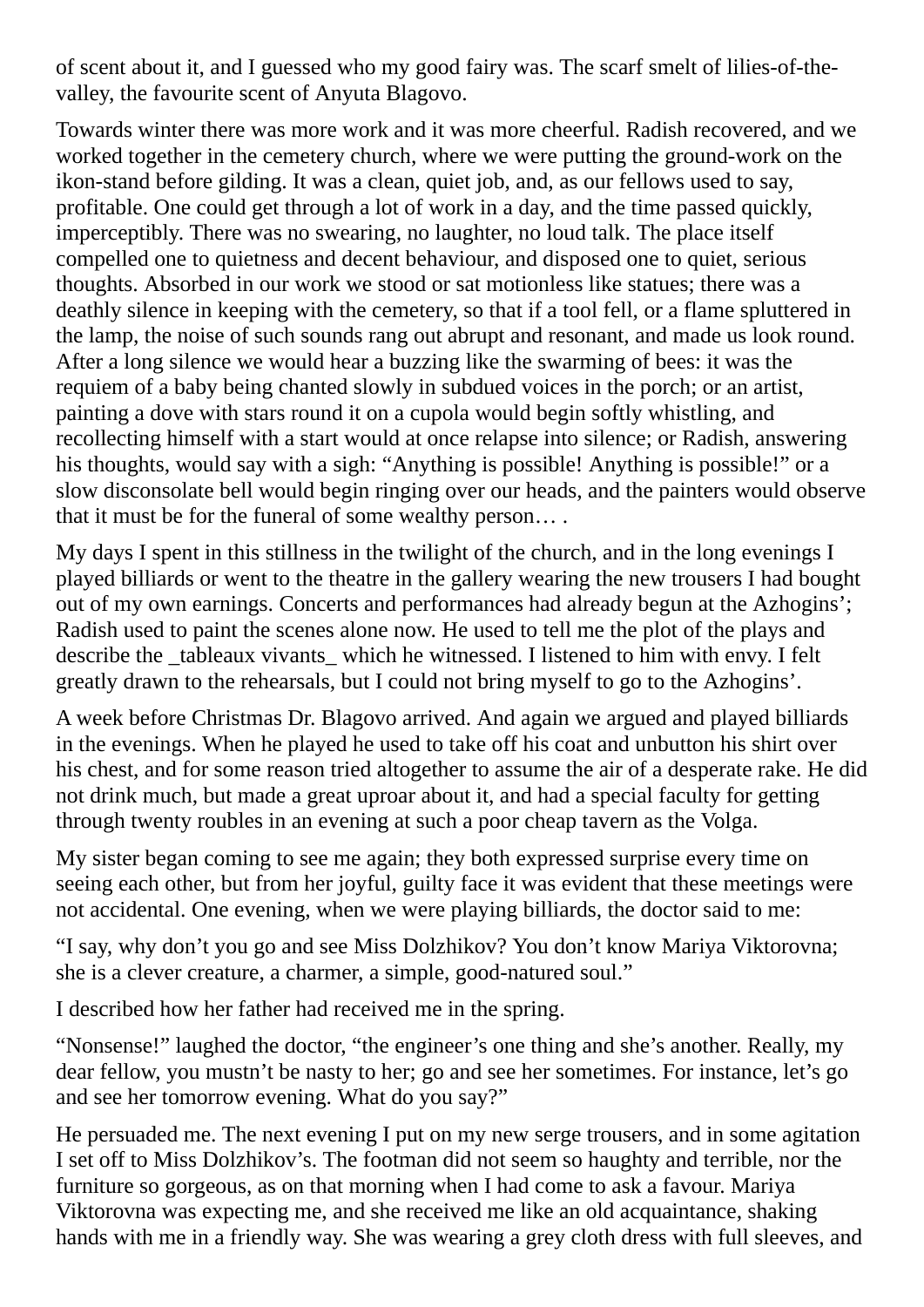of scent about it, and I guessed who my good fairy was. The scarf smelt of lilies-of-the-valley, the favourite scent of Anyuta Blagovo.

Towards winter there was more work and it was more cheerful. Radish recovered, and we worked together in the cemetery church, where we were putting the ground-work on the ikon-stand before gilding. It was a clean, quiet job, and, as our fellows used to say, profitable. One could get through a lot of work in a day, and the time passed quickly, imperceptibly. There was no swearing, no laughter, no loud talk. The place itself compelled one to quietness and decent behaviour, and disposed one to quiet, serious thoughts. Absorbed in our work we stood or sat motionless like statues; there was a deathly silence in keeping with the cemetery, so that if a tool fell, or a flame spluttered in the lamp, the noise of such sounds rang out abrupt and resonant, and made us look round. After a long silence we would hear a buzzing like the swarming of bees: it was the requiem of a baby being chanted slowly in subdued voices in the porch; or an artist, painting a dove with stars round it on a cupola would begin softly whistling, and recollecting himself with a start would at once relapse into silence; or Radish, answering his thoughts, would say with a sigh: “Anything is possible! Anything is possible!” or a slow disconsolate bell would begin ringing over our heads, and the painters would observe that it must be for the funeral of some wealthy person… .

My days I spent in this stillness in the twilight of the church, and in the long evenings I played billiards or went to the theatre in the gallery wearing the new trousers I had bought out of my own earnings. Concerts and performances had already begun at the Azhogins’; Radish used to paint the scenes alone now. He used to tell me the plot of the plays and describe the _tableaux vivants_ which he witnessed. I listened to him with envy. I felt greatly drawn to the rehearsals, but I could not bring myself to go to the Azhogins’.

A week before Christmas Dr. Blagovo arrived. And again we argued and played billiards in the evenings. When he played he used to take off his coat and unbutton his shirt over his chest, and for some reason tried altogether to assume the air of a desperate rake. He did not drink much, but made a great uproar about it, and had a special faculty for getting through twenty roubles in an evening at such a poor cheap tavern as the Volga.

My sister began coming to see me again; they both expressed surprise every time on seeing each other, but from her joyful, guilty face it was evident that these meetings were not accidental. One evening, when we were playing billiards, the doctor said to me:

“I say, why don’t you go and see Miss Dolzhikov? You don’t know Mariya Viktorovna; she is a clever creature, a charmer, a simple, good-natured soul.”

I described how her father had received me in the spring.

“Nonsense!” laughed the doctor, “the engineer’s one thing and she’s another. Really, my dear fellow, you mustn’t be nasty to her; go and see her sometimes. For instance, let’s go and see her tomorrow evening. What do you say?”

He persuaded me. The next evening I put on my new serge trousers, and in some agitation I set off to Miss Dolzhikov’s. The footman did not seem so haughty and terrible, nor the furniture so gorgeous, as on that morning when I had come to ask a favour. Mariya Viktorovna was expecting me, and she received me like an old acquaintance, shaking hands with me in a friendly way. She was wearing a grey cloth dress with full sleeves, and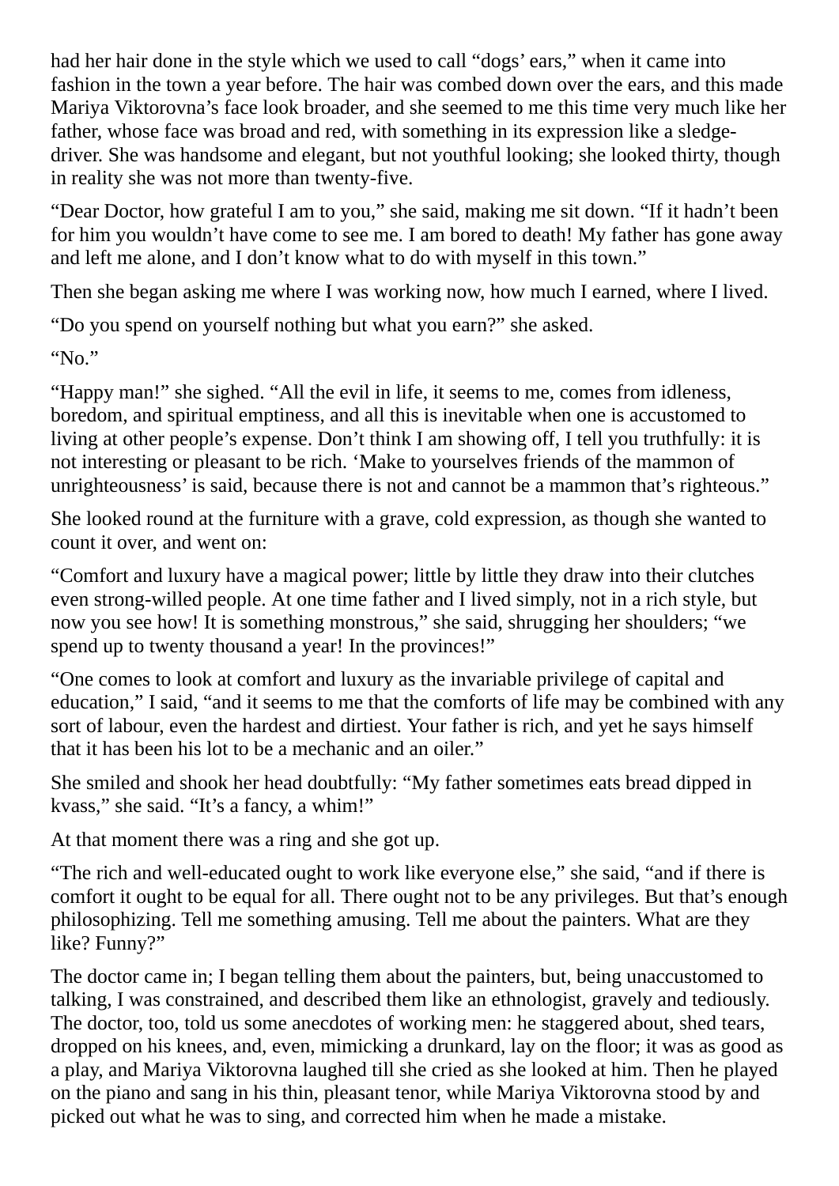had her hair done in the style which we used to call "dogs' ears," when it came into fashion in the town a year before. The hair was combed down over the ears, and this made Mariya Viktorovna's face look broader, and she seemed to me this time very much like her father, whose face was broad and red, with something in its expression like a sledge-driver. She was handsome and elegant, but not youthful looking; she looked thirty, though in reality she was not more than twenty-five.

"Dear Doctor, how grateful I am to you," she said, making me sit down. "If it hadn't been for him you wouldn't have come to see me. I am bored to death! My father has gone away and left me alone, and I don't know what to do with myself in this town."

Then she began asking me where I was working now, how much I earned, where I lived.

"Do you spend on yourself nothing but what you earn?" she asked.

"No."

"Happy man!" she sighed. "All the evil in life, it seems to me, comes from idleness, boredom, and spiritual emptiness, and all this is inevitable when one is accustomed to living at other people's expense. Don't think I am showing off, I tell you truthfully: it is not interesting or pleasant to be rich. 'Make to yourselves friends of the mammon of unrighteousness' is said, because there is not and cannot be a mammon that's righteous."

She looked round at the furniture with a grave, cold expression, as though she wanted to count it over, and went on:

"Comfort and luxury have a magical power; little by little they draw into their clutches even strong-willed people. At one time father and I lived simply, not in a rich style, but now you see how! It is something monstrous," she said, shrugging her shoulders; "we spend up to twenty thousand a year! In the provinces!"

"One comes to look at comfort and luxury as the invariable privilege of capital and education," I said, "and it seems to me that the comforts of life may be combined with any sort of labour, even the hardest and dirtiest. Your father is rich, and yet he says himself that it has been his lot to be a mechanic and an oiler."

She smiled and shook her head doubtfully: "My father sometimes eats bread dipped in kvass," she said. "It's a fancy, a whim!"

At that moment there was a ring and she got up.

"The rich and well-educated ought to work like everyone else," she said, "and if there is comfort it ought to be equal for all. There ought not to be any privileges. But that's enough philosophizing. Tell me something amusing. Tell me about the painters. What are they like? Funny?"

The doctor came in; I began telling them about the painters, but, being unaccustomed to talking, I was constrained, and described them like an ethnologist, gravely and tediously. The doctor, too, told us some anecdotes of working men: he staggered about, shed tears, dropped on his knees, and, even, mimicking a drunkard, lay on the floor; it was as good as a play, and Mariya Viktorovna laughed till she cried as she looked at him. Then he played on the piano and sang in his thin, pleasant tenor, while Mariya Viktorovna stood by and picked out what he was to sing, and corrected him when he made a mistake.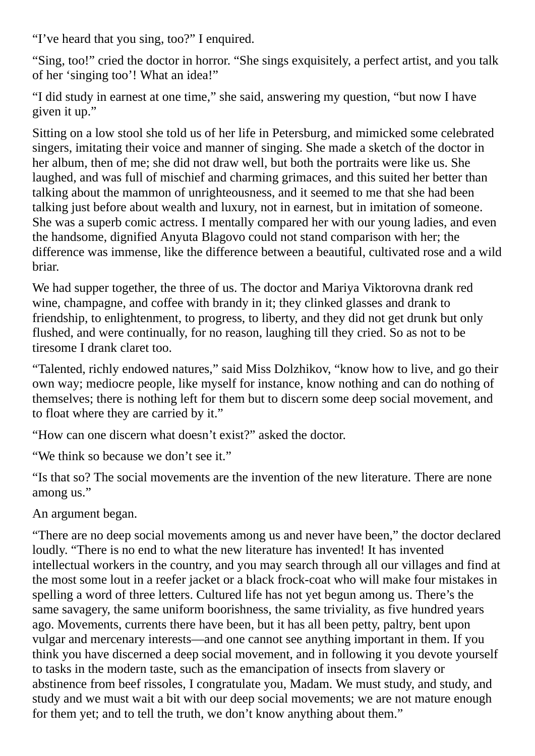“I’ve heard that you sing, too?” I enquired.

“Sing, too!” cried the doctor in horror. “She sings exquisitely, a perfect artist, and you talk of her ‘singing too’! What an idea!”

“I did study in earnest at one time,” she said, answering my question, “but now I have given it up.”

Sitting on a low stool she told us of her life in Petersburg, and mimicked some celebrated singers, imitating their voice and manner of singing. She made a sketch of the doctor in her album, then of me; she did not draw well, but both the portraits were like us. She laughed, and was full of mischief and charming grimaces, and this suited her better than talking about the mammon of unrighteousness, and it seemed to me that she had been talking just before about wealth and luxury, not in earnest, but in imitation of someone. She was a superb comic actress. I mentally compared her with our young ladies, and even the handsome, dignified Anyuta Blagovo could not stand comparison with her; the difference was immense, like the difference between a beautiful, cultivated rose and a wild briar.

We had supper together, the three of us. The doctor and Mariya Viktorovna drank red wine, champagne, and coffee with brandy in it; they clinked glasses and drank to friendship, to enlightenment, to progress, to liberty, and they did not get drunk but only flushed, and were continually, for no reason, laughing till they cried. So as not to be tiresome I drank claret too.

“Talented, richly endowed natures,” said Miss Dolzhikov, “know how to live, and go their own way; mediocre people, like myself for instance, know nothing and can do nothing of themselves; there is nothing left for them but to discern some deep social movement, and to float where they are carried by it.”

“How can one discern what doesn’t exist?” asked the doctor.

“We think so because we don’t see it.”

“Is that so? The social movements are the invention of the new literature. There are none among us.”

An argument began.

“There are no deep social movements among us and never have been,” the doctor declared loudly. “There is no end to what the new literature has invented! It has invented intellectual workers in the country, and you may search through all our villages and find at the most some lout in a reefer jacket or a black frock-coat who will make four mistakes in spelling a word of three letters. Cultured life has not yet begun among us. There’s the same savagery, the same uniform boorishness, the same triviality, as five hundred years ago. Movements, currents there have been, but it has all been petty, paltry, bent upon vulgar and mercenary interests—and one cannot see anything important in them. If you think you have discerned a deep social movement, and in following it you devote yourself to tasks in the modern taste, such as the emancipation of insects from slavery or abstinence from beef rissoles, I congratulate you, Madam. We must study, and study, and study and we must wait a bit with our deep social movements; we are not mature enough for them yet; and to tell the truth, we don’t know anything about them.”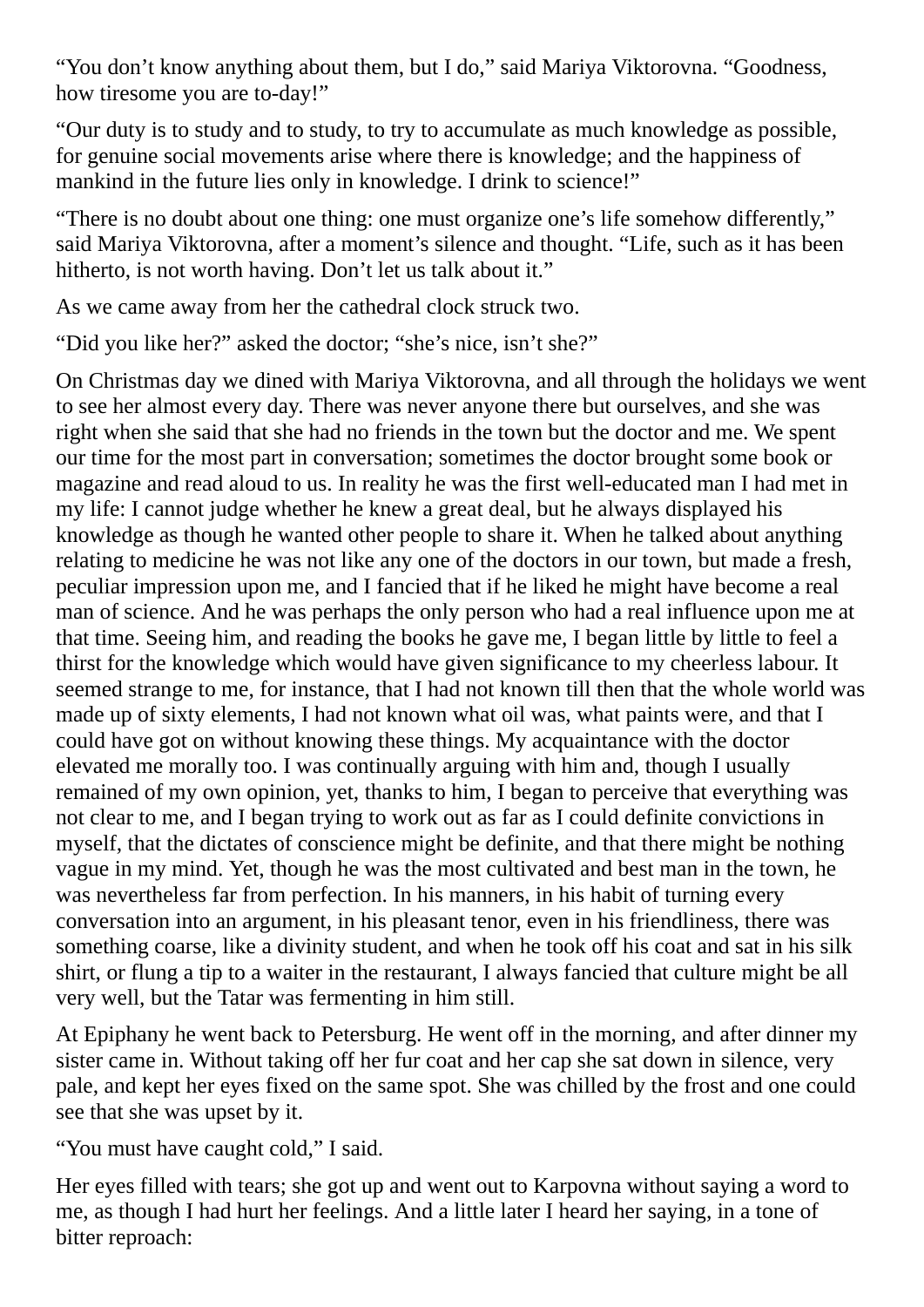“You don’t know anything about them, but I do,” said Mariya Viktorovna. “Goodness, how tiresome you are to-day!”

“Our duty is to study and to study, to try to accumulate as much knowledge as possible, for genuine social movements arise where there is knowledge; and the happiness of mankind in the future lies only in knowledge. I drink to science!”

“There is no doubt about one thing: one must organize one’s life somehow differently,” said Mariya Viktorovna, after a moment’s silence and thought. “Life, such as it has been hitherto, is not worth having. Don’t let us talk about it.”

As we came away from her the cathedral clock struck two.

“Did you like her?” asked the doctor; “she’s nice, isn’t she?”

On Christmas day we dined with Mariya Viktorovna, and all through the holidays we went to see her almost every day. There was never anyone there but ourselves, and she was right when she said that she had no friends in the town but the doctor and me. We spent our time for the most part in conversation; sometimes the doctor brought some book or magazine and read aloud to us. In reality he was the first well-educated man I had met in my life: I cannot judge whether he knew a great deal, but he always displayed his knowledge as though he wanted other people to share it. When he talked about anything relating to medicine he was not like any one of the doctors in our town, but made a fresh, peculiar impression upon me, and I fancied that if he liked he might have become a real man of science. And he was perhaps the only person who had a real influence upon me at that time. Seeing him, and reading the books he gave me, I began little by little to feel a thirst for the knowledge which would have given significance to my cheerless labour. It seemed strange to me, for instance, that I had not known till then that the whole world was made up of sixty elements, I had not known what oil was, what paints were, and that I could have got on without knowing these things. My acquaintance with the doctor elevated me morally too. I was continually arguing with him and, though I usually remained of my own opinion, yet, thanks to him, I began to perceive that everything was not clear to me, and I began trying to work out as far as I could definite convictions in myself, that the dictates of conscience might be definite, and that there might be nothing vague in my mind. Yet, though he was the most cultivated and best man in the town, he was nevertheless far from perfection. In his manners, in his habit of turning every conversation into an argument, in his pleasant tenor, even in his friendliness, there was something coarse, like a divinity student, and when he took off his coat and sat in his silk shirt, or flung a tip to a waiter in the restaurant, I always fancied that culture might be all very well, but the Tatar was fermenting in him still.

At Epiphany he went back to Petersburg. He went off in the morning, and after dinner my sister came in. Without taking off her fur coat and her cap she sat down in silence, very pale, and kept her eyes fixed on the same spot. She was chilled by the frost and one could see that she was upset by it.

“You must have caught cold,” I said.

Her eyes filled with tears; she got up and went out to Karpovna without saying a word to me, as though I had hurt her feelings. And a little later I heard her saying, in a tone of bitter reproach: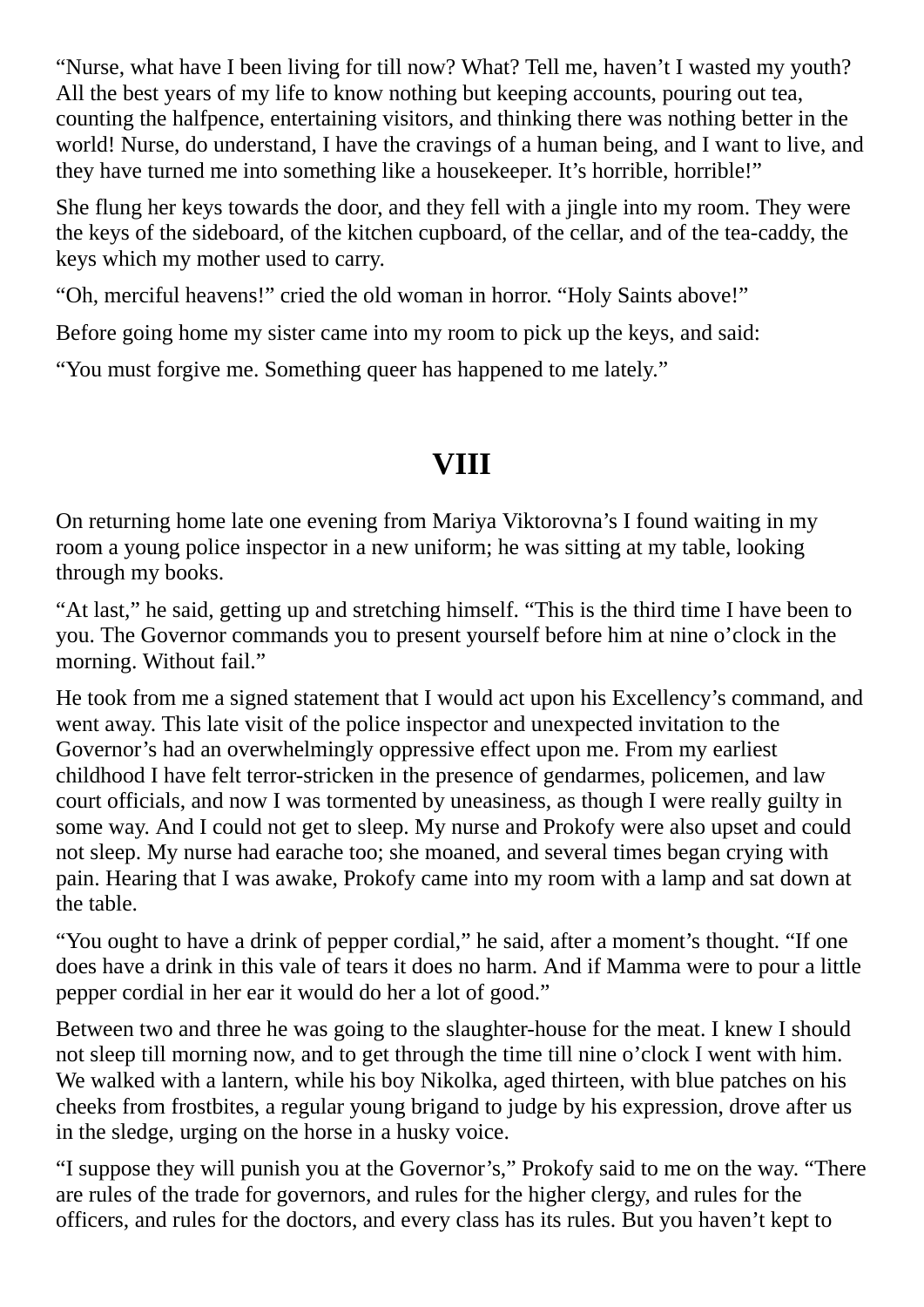"Nurse, what have I been living for till now? What? Tell me, haven't I wasted my youth? All the best years of my life to know nothing but keeping accounts, pouring out tea, counting the halfpence, entertaining visitors, and thinking there was nothing better in the world! Nurse, do understand, I have the cravings of a human being, and I want to live, and they have turned me into something like a housekeeper. It's horrible, horrible!"

She flung her keys towards the door, and they fell with a jingle into my room. They were the keys of the sideboard, of the kitchen cupboard, of the cellar, and of the tea-caddy, the keys which my mother used to carry.

"Oh, merciful heavens!" cried the old woman in horror. "Holy Saints above!"

Before going home my sister came into my room to pick up the keys, and said:

"You must forgive me. Something queer has happened to me lately."

## VIII

On returning home late one evening from Mariya Viktorovna's I found waiting in my room a young police inspector in a new uniform; he was sitting at my table, looking through my books.

"At last," he said, getting up and stretching himself. "This is the third time I have been to you. The Governor commands you to present yourself before him at nine o'clock in the morning. Without fail."

He took from me a signed statement that I would act upon his Excellency's command, and went away. This late visit of the police inspector and unexpected invitation to the Governor's had an overwhelmingly oppressive effect upon me. From my earliest childhood I have felt terror-stricken in the presence of gendarmes, policemen, and law court officials, and now I was tormented by uneasiness, as though I were really guilty in some way. And I could not get to sleep. My nurse and Prokofy were also upset and could not sleep. My nurse had earache too; she moaned, and several times began crying with pain. Hearing that I was awake, Prokofy came into my room with a lamp and sat down at the table.

"You ought to have a drink of pepper cordial," he said, after a moment's thought. "If one does have a drink in this vale of tears it does no harm. And if Mamma were to pour a little pepper cordial in her ear it would do her a lot of good."

Between two and three he was going to the slaughter-house for the meat. I knew I should not sleep till morning now, and to get through the time till nine o'clock I went with him. We walked with a lantern, while his boy Nikolka, aged thirteen, with blue patches on his cheeks from frostbites, a regular young brigand to judge by his expression, drove after us in the sledge, urging on the horse in a husky voice.

"I suppose they will punish you at the Governor's," Prokofy said to me on the way. "There are rules of the trade for governors, and rules for the higher clergy, and rules for the officers, and rules for the doctors, and every class has its rules. But you haven't kept to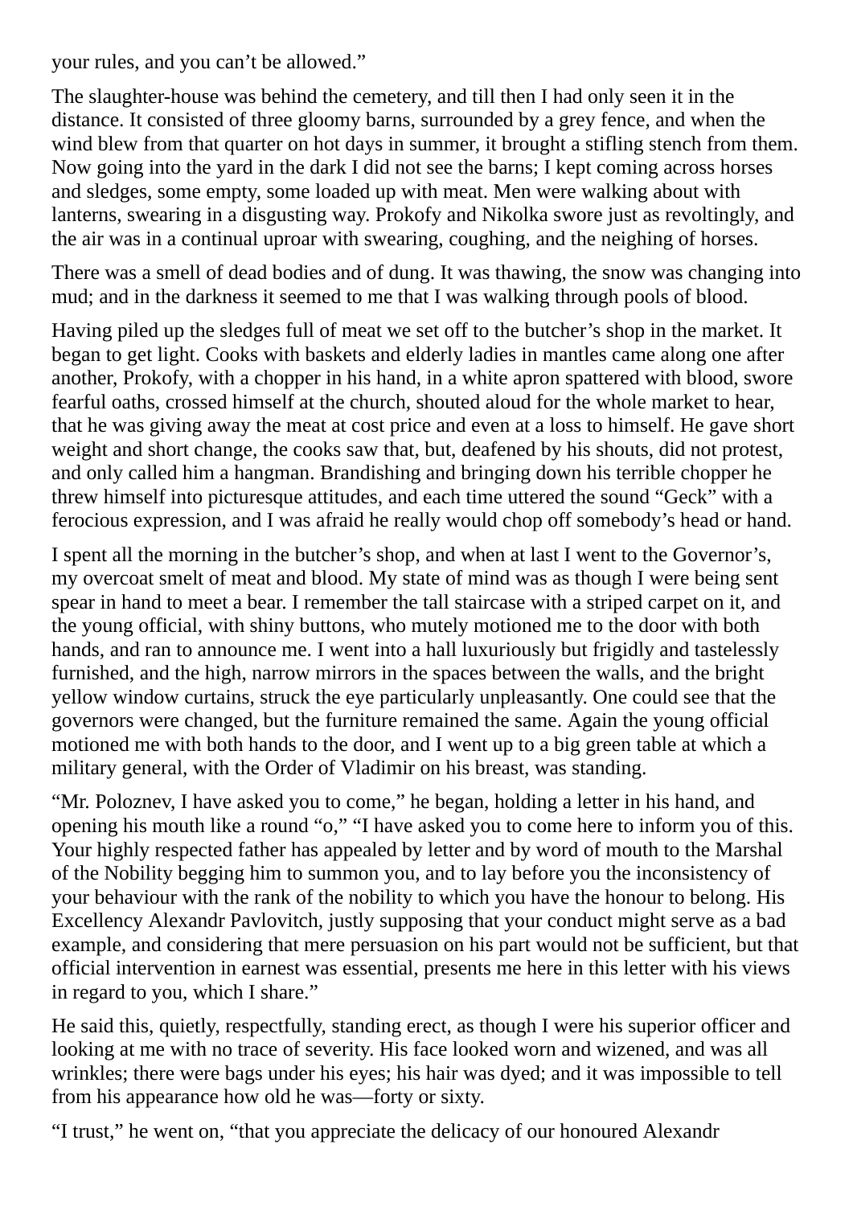your rules, and you can't be allowed."

The slaughter-house was behind the cemetery, and till then I had only seen it in the distance. It consisted of three gloomy barns, surrounded by a grey fence, and when the wind blew from that quarter on hot days in summer, it brought a stifling stench from them. Now going into the yard in the dark I did not see the barns; I kept coming across horses and sledges, some empty, some loaded up with meat. Men were walking about with lanterns, swearing in a disgusting way. Prokofy and Nikolka swore just as revoltingly, and the air was in a continual uproar with swearing, coughing, and the neighing of horses.

There was a smell of dead bodies and of dung. It was thawing, the snow was changing into mud; and in the darkness it seemed to me that I was walking through pools of blood.

Having piled up the sledges full of meat we set off to the butcher's shop in the market. It began to get light. Cooks with baskets and elderly ladies in mantles came along one after another, Prokofy, with a chopper in his hand, in a white apron spattered with blood, swore fearful oaths, crossed himself at the church, shouted aloud for the whole market to hear, that he was giving away the meat at cost price and even at a loss to himself. He gave short weight and short change, the cooks saw that, but, deafened by his shouts, did not protest, and only called him a hangman. Brandishing and bringing down his terrible chopper he threw himself into picturesque attitudes, and each time uttered the sound "Geck" with a ferocious expression, and I was afraid he really would chop off somebody's head or hand.

I spent all the morning in the butcher's shop, and when at last I went to the Governor's, my overcoat smelt of meat and blood. My state of mind was as though I were being sent spear in hand to meet a bear. I remember the tall staircase with a striped carpet on it, and the young official, with shiny buttons, who mutely motioned me to the door with both hands, and ran to announce me. I went into a hall luxuriously but frigidly and tastelessly furnished, and the high, narrow mirrors in the spaces between the walls, and the bright yellow window curtains, struck the eye particularly unpleasantly. One could see that the governors were changed, but the furniture remained the same. Again the young official motioned me with both hands to the door, and I went up to a big green table at which a military general, with the Order of Vladimir on his breast, was standing.

"Mr. Poloznev, I have asked you to come," he began, holding a letter in his hand, and opening his mouth like a round "o," "I have asked you to come here to inform you of this. Your highly respected father has appealed by letter and by word of mouth to the Marshal of the Nobility begging him to summon you, and to lay before you the inconsistency of your behaviour with the rank of the nobility to which you have the honour to belong. His Excellency Alexandr Pavlovitch, justly supposing that your conduct might serve as a bad example, and considering that mere persuasion on his part would not be sufficient, but that official intervention in earnest was essential, presents me here in this letter with his views in regard to you, which I share."

He said this, quietly, respectfully, standing erect, as though I were his superior officer and looking at me with no trace of severity. His face looked worn and wizened, and was all wrinkles; there were bags under his eyes; his hair was dyed; and it was impossible to tell from his appearance how old he was—forty or sixty.

"I trust," he went on, "that you appreciate the delicacy of our honoured Alexandr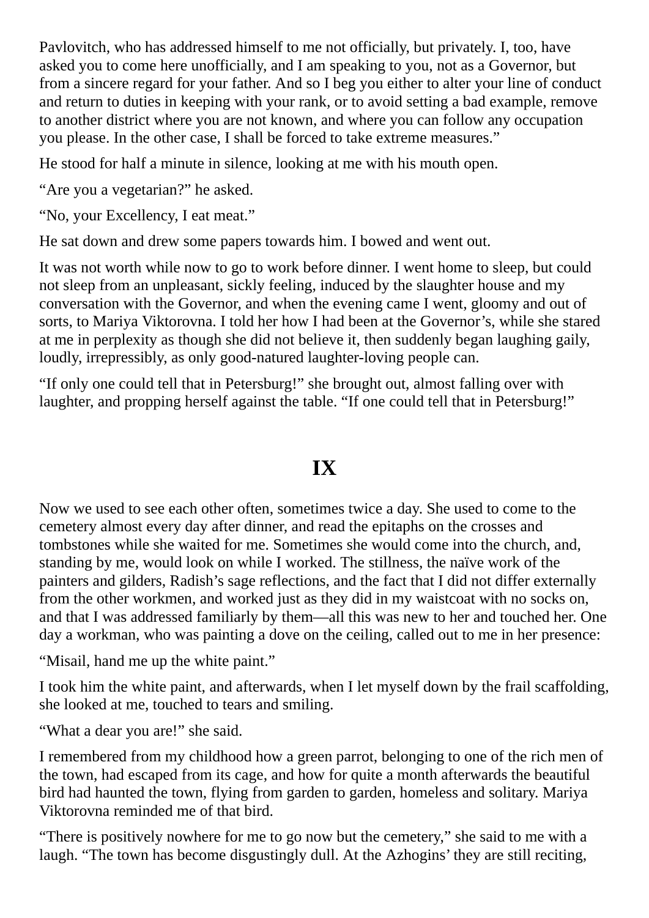Pavlovitch, who has addressed himself to me not officially, but privately. I, too, have asked you to come here unofficially, and I am speaking to you, not as a Governor, but from a sincere regard for your father. And so I beg you either to alter your line of conduct and return to duties in keeping with your rank, or to avoid setting a bad example, remove to another district where you are not known, and where you can follow any occupation you please. In the other case, I shall be forced to take extreme measures."

He stood for half a minute in silence, looking at me with his mouth open.

"Are you a vegetarian?" he asked.

"No, your Excellency, I eat meat."

He sat down and drew some papers towards him. I bowed and went out.

It was not worth while now to go to work before dinner. I went home to sleep, but could not sleep from an unpleasant, sickly feeling, induced by the slaughter house and my conversation with the Governor, and when the evening came I went, gloomy and out of sorts, to Mariya Viktorovna. I told her how I had been at the Governor's, while she stared at me in perplexity as though she did not believe it, then suddenly began laughing gaily, loudly, irrepressibly, as only good-natured laughter-loving people can.

"If only one could tell that in Petersburg!" she brought out, almost falling over with laughter, and propping herself against the table. "If one could tell that in Petersburg!"

# IX

Now we used to see each other often, sometimes twice a day. She used to come to the cemetery almost every day after dinner, and read the epitaphs on the crosses and tombstones while she waited for me. Sometimes she would come into the church, and, standing by me, would look on while I worked. The stillness, the naïve work of the painters and gilders, Radish's sage reflections, and the fact that I did not differ externally from the other workmen, and worked just as they did in my waistcoat with no socks on, and that I was addressed familiarly by them—all this was new to her and touched her. One day a workman, who was painting a dove on the ceiling, called out to me in her presence:

"Misail, hand me up the white paint."

I took him the white paint, and afterwards, when I let myself down by the frail scaffolding, she looked at me, touched to tears and smiling.

"What a dear you are!" she said.

I remembered from my childhood how a green parrot, belonging to one of the rich men of the town, had escaped from its cage, and how for quite a month afterwards the beautiful bird had haunted the town, flying from garden to garden, homeless and solitary. Mariya Viktorovna reminded me of that bird.

"There is positively nowhere for me to go now but the cemetery," she said to me with a laugh. "The town has become disgustingly dull. At the Azhogins' they are still reciting,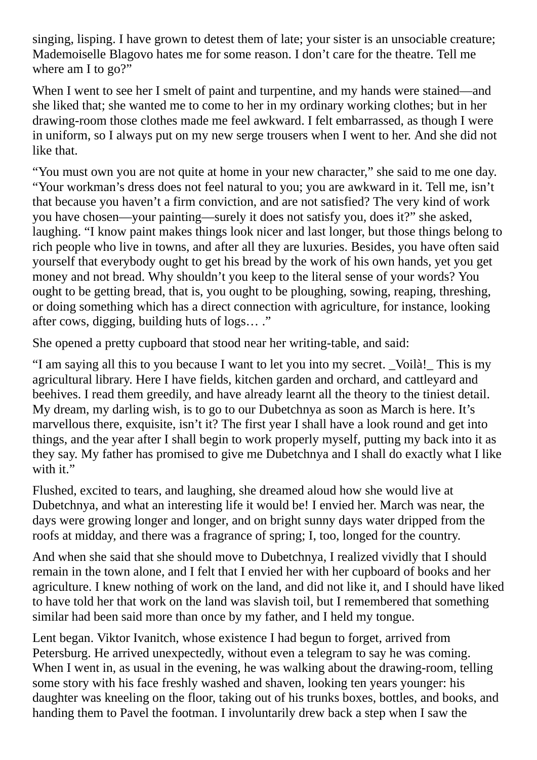singing, lisping. I have grown to detest them of late; your sister is an unsociable creature; Mademoiselle Blagovo hates me for some reason. I don't care for the theatre. Tell me where am I to go?"

When I went to see her I smelt of paint and turpentine, and my hands were stained—and she liked that; she wanted me to come to her in my ordinary working clothes; but in her drawing-room those clothes made me feel awkward. I felt embarrassed, as though I were in uniform, so I always put on my new serge trousers when I went to her. And she did not like that.

"You must own you are not quite at home in your new character," she said to me one day. "Your workman's dress does not feel natural to you; you are awkward in it. Tell me, isn't that because you haven't a firm conviction, and are not satisfied? The very kind of work you have chosen—your painting—surely it does not satisfy you, does it?" she asked, laughing. "I know paint makes things look nicer and last longer, but those things belong to rich people who live in towns, and after all they are luxuries. Besides, you have often said yourself that everybody ought to get his bread by the work of his own hands, yet you get money and not bread. Why shouldn't you keep to the literal sense of your words? You ought to be getting bread, that is, you ought to be ploughing, sowing, reaping, threshing, or doing something which has a direct connection with agriculture, for instance, looking after cows, digging, building huts of logs… ."

She opened a pretty cupboard that stood near her writing-table, and said:

"I am saying all this to you because I want to let you into my secret. _Voilà!_ This is my agricultural library. Here I have fields, kitchen garden and orchard, and cattleyard and beehives. I read them greedily, and have already learnt all the theory to the tiniest detail. My dream, my darling wish, is to go to our Dubetchnya as soon as March is here. It's marvellous there, exquisite, isn't it? The first year I shall have a look round and get into things, and the year after I shall begin to work properly myself, putting my back into it as they say. My father has promised to give me Dubetchnya and I shall do exactly what I like with it."

Flushed, excited to tears, and laughing, she dreamed aloud how she would live at Dubetchnya, and what an interesting life it would be! I envied her. March was near, the days were growing longer and longer, and on bright sunny days water dripped from the roofs at midday, and there was a fragrance of spring; I, too, longed for the country.

And when she said that she should move to Dubetchnya, I realized vividly that I should remain in the town alone, and I felt that I envied her with her cupboard of books and her agriculture. I knew nothing of work on the land, and did not like it, and I should have liked to have told her that work on the land was slavish toil, but I remembered that something similar had been said more than once by my father, and I held my tongue.

Lent began. Viktor Ivanitch, whose existence I had begun to forget, arrived from Petersburg. He arrived unexpectedly, without even a telegram to say he was coming. When I went in, as usual in the evening, he was walking about the drawing-room, telling some story with his face freshly washed and shaven, looking ten years younger: his daughter was kneeling on the floor, taking out of his trunks boxes, bottles, and books, and handing them to Pavel the footman. I involuntarily drew back a step when I saw the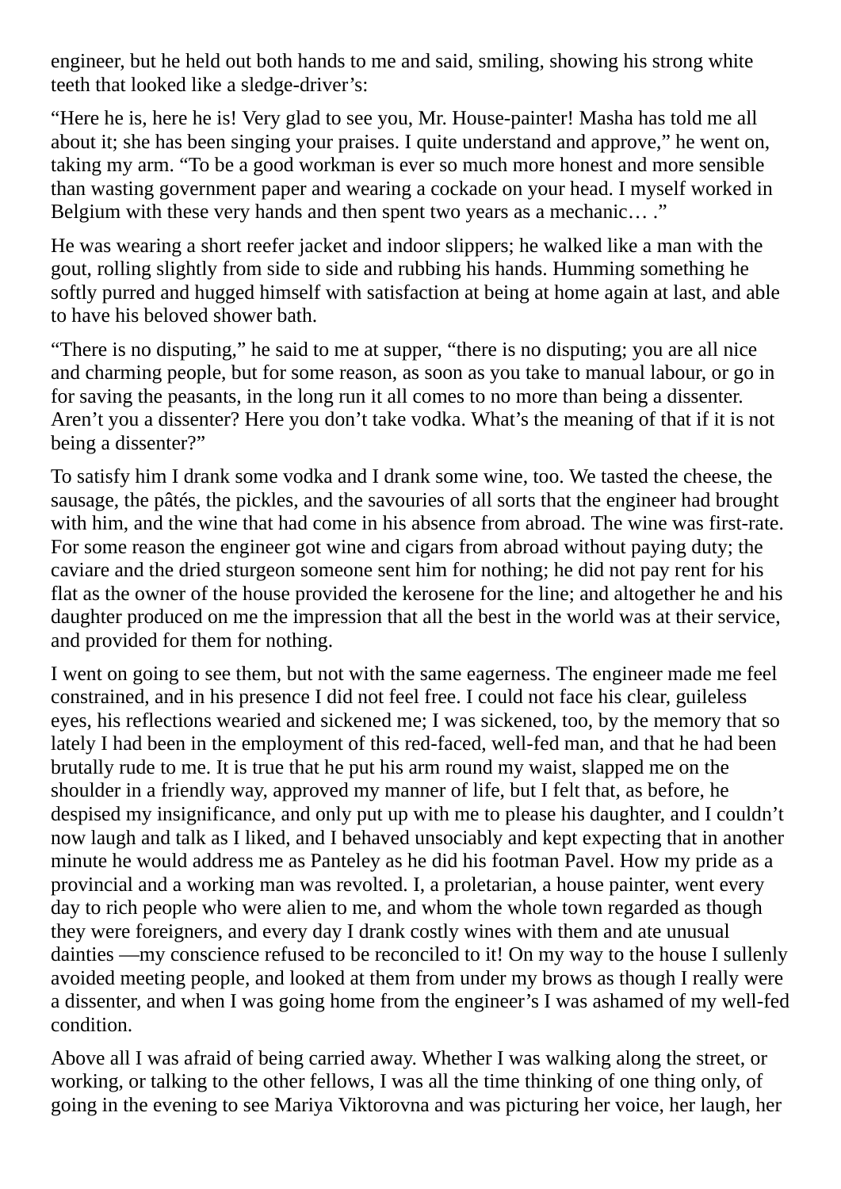engineer, but he held out both hands to me and said, smiling, showing his strong white teeth that looked like a sledge-driver's:

"Here he is, here he is! Very glad to see you, Mr. House-painter! Masha has told me all about it; she has been singing your praises. I quite understand and approve," he went on, taking my arm. "To be a good workman is ever so much more honest and more sensible than wasting government paper and wearing a cockade on your head. I myself worked in Belgium with these very hands and then spent two years as a mechanic… ."

He was wearing a short reefer jacket and indoor slippers; he walked like a man with the gout, rolling slightly from side to side and rubbing his hands. Humming something he softly purred and hugged himself with satisfaction at being at home again at last, and able to have his beloved shower bath.

"There is no disputing," he said to me at supper, "there is no disputing; you are all nice and charming people, but for some reason, as soon as you take to manual labour, or go in for saving the peasants, in the long run it all comes to no more than being a dissenter. Aren't you a dissenter? Here you don't take vodka. What's the meaning of that if it is not being a dissenter?"

To satisfy him I drank some vodka and I drank some wine, too. We tasted the cheese, the sausage, the pâtés, the pickles, and the savouries of all sorts that the engineer had brought with him, and the wine that had come in his absence from abroad. The wine was first-rate. For some reason the engineer got wine and cigars from abroad without paying duty; the caviare and the dried sturgeon someone sent him for nothing; he did not pay rent for his flat as the owner of the house provided the kerosene for the line; and altogether he and his daughter produced on me the impression that all the best in the world was at their service, and provided for them for nothing.

I went on going to see them, but not with the same eagerness. The engineer made me feel constrained, and in his presence I did not feel free. I could not face his clear, guileless eyes, his reflections wearied and sickened me; I was sickened, too, by the memory that so lately I had been in the employment of this red-faced, well-fed man, and that he had been brutally rude to me. It is true that he put his arm round my waist, slapped me on the shoulder in a friendly way, approved my manner of life, but I felt that, as before, he despised my insignificance, and only put up with me to please his daughter, and I couldn't now laugh and talk as I liked, and I behaved unsociably and kept expecting that in another minute he would address me as Panteley as he did his footman Pavel. How my pride as a provincial and a working man was revolted. I, a proletarian, a house painter, went every day to rich people who were alien to me, and whom the whole town regarded as though they were foreigners, and every day I drank costly wines with them and ate unusual dainties —my conscience refused to be reconciled to it! On my way to the house I sullenly avoided meeting people, and looked at them from under my brows as though I really were a dissenter, and when I was going home from the engineer's I was ashamed of my well-fed condition.

Above all I was afraid of being carried away. Whether I was walking along the street, or working, or talking to the other fellows, I was all the time thinking of one thing only, of going in the evening to see Mariya Viktorovna and was picturing her voice, her laugh, her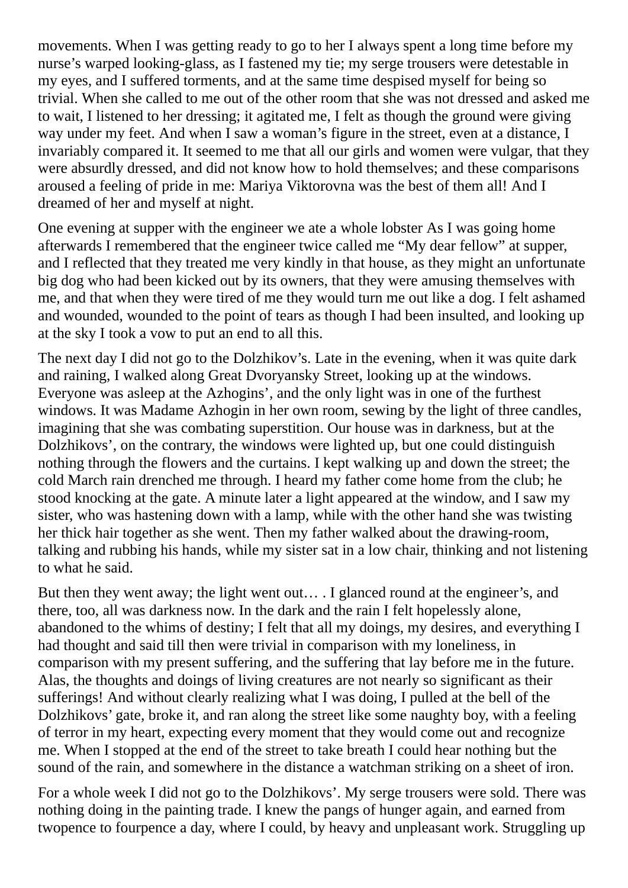movements. When I was getting ready to go to her I always spent a long time before my nurse's warped looking-glass, as I fastened my tie; my serge trousers were detestable in my eyes, and I suffered torments, and at the same time despised myself for being so trivial. When she called to me out of the other room that she was not dressed and asked me to wait, I listened to her dressing; it agitated me, I felt as though the ground were giving way under my feet. And when I saw a woman's figure in the street, even at a distance, I invariably compared it. It seemed to me that all our girls and women were vulgar, that they were absurdly dressed, and did not know how to hold themselves; and these comparisons aroused a feeling of pride in me: Mariya Viktorovna was the best of them all! And I dreamed of her and myself at night.

One evening at supper with the engineer we ate a whole lobster As I was going home afterwards I remembered that the engineer twice called me "My dear fellow" at supper, and I reflected that they treated me very kindly in that house, as they might an unfortunate big dog who had been kicked out by its owners, that they were amusing themselves with me, and that when they were tired of me they would turn me out like a dog. I felt ashamed and wounded, wounded to the point of tears as though I had been insulted, and looking up at the sky I took a vow to put an end to all this.

The next day I did not go to the Dolzhikov's. Late in the evening, when it was quite dark and raining, I walked along Great Dvoryansky Street, looking up at the windows. Everyone was asleep at the Azhogins', and the only light was in one of the furthest windows. It was Madame Azhogin in her own room, sewing by the light of three candles, imagining that she was combating superstition. Our house was in darkness, but at the Dolzhikovs', on the contrary, the windows were lighted up, but one could distinguish nothing through the flowers and the curtains. I kept walking up and down the street; the cold March rain drenched me through. I heard my father come home from the club; he stood knocking at the gate. A minute later a light appeared at the window, and I saw my sister, who was hastening down with a lamp, while with the other hand she was twisting her thick hair together as she went. Then my father walked about the drawing-room, talking and rubbing his hands, while my sister sat in a low chair, thinking and not listening to what he said.

But then they went away; the light went out… . I glanced round at the engineer's, and there, too, all was darkness now. In the dark and the rain I felt hopelessly alone, abandoned to the whims of destiny; I felt that all my doings, my desires, and everything I had thought and said till then were trivial in comparison with my loneliness, in comparison with my present suffering, and the suffering that lay before me in the future. Alas, the thoughts and doings of living creatures are not nearly so significant as their sufferings! And without clearly realizing what I was doing, I pulled at the bell of the Dolzhikovs' gate, broke it, and ran along the street like some naughty boy, with a feeling of terror in my heart, expecting every moment that they would come out and recognize me. When I stopped at the end of the street to take breath I could hear nothing but the sound of the rain, and somewhere in the distance a watchman striking on a sheet of iron.

For a whole week I did not go to the Dolzhikovs'. My serge trousers were sold. There was nothing doing in the painting trade. I knew the pangs of hunger again, and earned from twopence to fourpence a day, where I could, by heavy and unpleasant work. Struggling up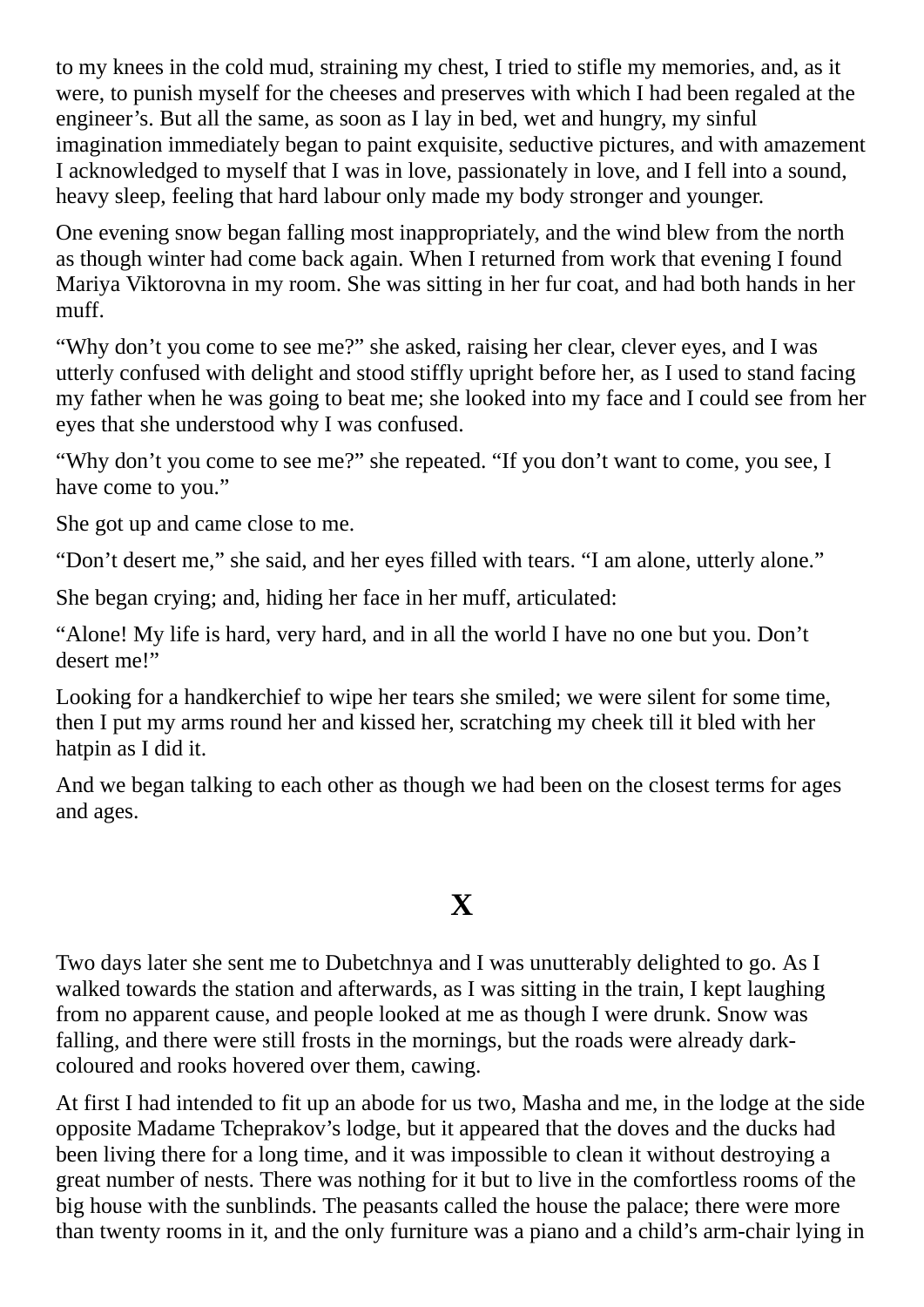to my knees in the cold mud, straining my chest, I tried to stifle my memories, and, as it were, to punish myself for the cheeses and preserves with which I had been regaled at the engineer's. But all the same, as soon as I lay in bed, wet and hungry, my sinful imagination immediately began to paint exquisite, seductive pictures, and with amazement I acknowledged to myself that I was in love, passionately in love, and I fell into a sound, heavy sleep, feeling that hard labour only made my body stronger and younger.

One evening snow began falling most inappropriately, and the wind blew from the north as though winter had come back again. When I returned from work that evening I found Mariya Viktorovna in my room. She was sitting in her fur coat, and had both hands in her muff.

"Why don't you come to see me?" she asked, raising her clear, clever eyes, and I was utterly confused with delight and stood stiffly upright before her, as I used to stand facing my father when he was going to beat me; she looked into my face and I could see from her eyes that she understood why I was confused.

"Why don't you come to see me?" she repeated. "If you don't want to come, you see, I have come to you."

She got up and came close to me.

"Don't desert me," she said, and her eyes filled with tears. "I am alone, utterly alone."

She began crying; and, hiding her face in her muff, articulated:

"Alone! My life is hard, very hard, and in all the world I have no one but you. Don't desert me!"

Looking for a handkerchief to wipe her tears she smiled; we were silent for some time, then I put my arms round her and kissed her, scratching my cheek till it bled with her hatpin as I did it.

And we began talking to each other as though we had been on the closest terms for ages and ages.

## X

Two days later she sent me to Dubetchnya and I was unutterably delighted to go. As I walked towards the station and afterwards, as I was sitting in the train, I kept laughing from no apparent cause, and people looked at me as though I were drunk. Snow was falling, and there were still frosts in the mornings, but the roads were already dark-coloured and rooks hovered over them, cawing.

At first I had intended to fit up an abode for us two, Masha and me, in the lodge at the side opposite Madame Tcheprakov's lodge, but it appeared that the doves and the ducks had been living there for a long time, and it was impossible to clean it without destroying a great number of nests. There was nothing for it but to live in the comfortless rooms of the big house with the sunblinds. The peasants called the house the palace; there were more than twenty rooms in it, and the only furniture was a piano and a child's arm-chair lying in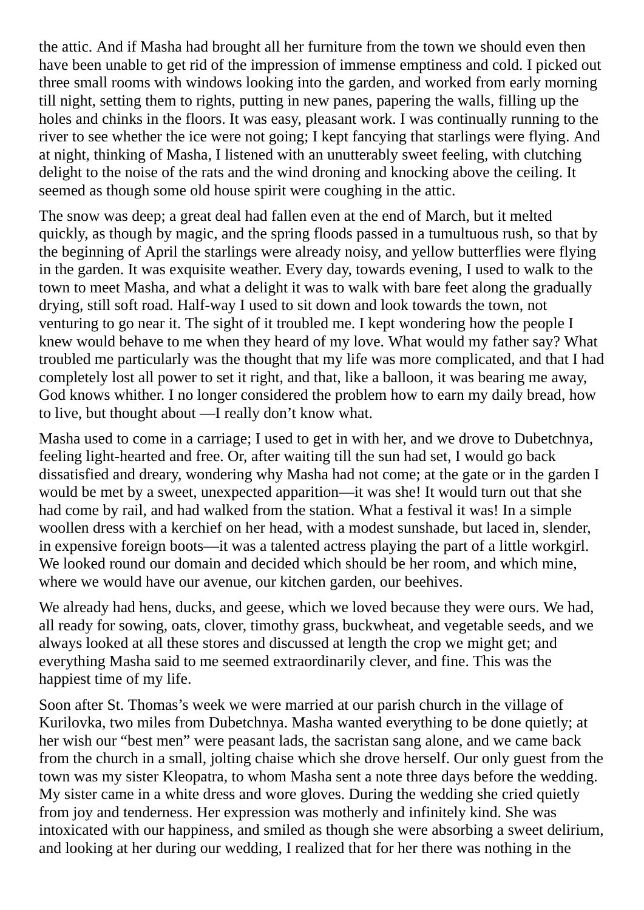the attic. And if Masha had brought all her furniture from the town we should even then have been unable to get rid of the impression of immense emptiness and cold. I picked out three small rooms with windows looking into the garden, and worked from early morning till night, setting them to rights, putting in new panes, papering the walls, filling up the holes and chinks in the floors. It was easy, pleasant work. I was continually running to the river to see whether the ice were not going; I kept fancying that starlings were flying. And at night, thinking of Masha, I listened with an unutterably sweet feeling, with clutching delight to the noise of the rats and the wind droning and knocking above the ceiling. It seemed as though some old house spirit were coughing in the attic.

The snow was deep; a great deal had fallen even at the end of March, but it melted quickly, as though by magic, and the spring floods passed in a tumultuous rush, so that by the beginning of April the starlings were already noisy, and yellow butterflies were flying in the garden. It was exquisite weather. Every day, towards evening, I used to walk to the town to meet Masha, and what a delight it was to walk with bare feet along the gradually drying, still soft road. Half-way I used to sit down and look towards the town, not venturing to go near it. The sight of it troubled me. I kept wondering how the people I knew would behave to me when they heard of my love. What would my father say? What troubled me particularly was the thought that my life was more complicated, and that I had completely lost all power to set it right, and that, like a balloon, it was bearing me away, God knows whither. I no longer considered the problem how to earn my daily bread, how to live, but thought about —I really don't know what.

Masha used to come in a carriage; I used to get in with her, and we drove to Dubetchnya, feeling light-hearted and free. Or, after waiting till the sun had set, I would go back dissatisfied and dreary, wondering why Masha had not come; at the gate or in the garden I would be met by a sweet, unexpected apparition—it was she! It would turn out that she had come by rail, and had walked from the station. What a festival it was! In a simple woollen dress with a kerchief on her head, with a modest sunshade, but laced in, slender, in expensive foreign boots—it was a talented actress playing the part of a little workgirl. We looked round our domain and decided which should be her room, and which mine, where we would have our avenue, our kitchen garden, our beehives.

We already had hens, ducks, and geese, which we loved because they were ours. We had, all ready for sowing, oats, clover, timothy grass, buckwheat, and vegetable seeds, and we always looked at all these stores and discussed at length the crop we might get; and everything Masha said to me seemed extraordinarily clever, and fine. This was the happiest time of my life.

Soon after St. Thomas's week we were married at our parish church in the village of Kurilovka, two miles from Dubetchnya. Masha wanted everything to be done quietly; at her wish our "best men" were peasant lads, the sacristan sang alone, and we came back from the church in a small, jolting chaise which she drove herself. Our only guest from the town was my sister Kleopatra, to whom Masha sent a note three days before the wedding. My sister came in a white dress and wore gloves. During the wedding she cried quietly from joy and tenderness. Her expression was motherly and infinitely kind. She was intoxicated with our happiness, and smiled as though she were absorbing a sweet delirium, and looking at her during our wedding, I realized that for her there was nothing in the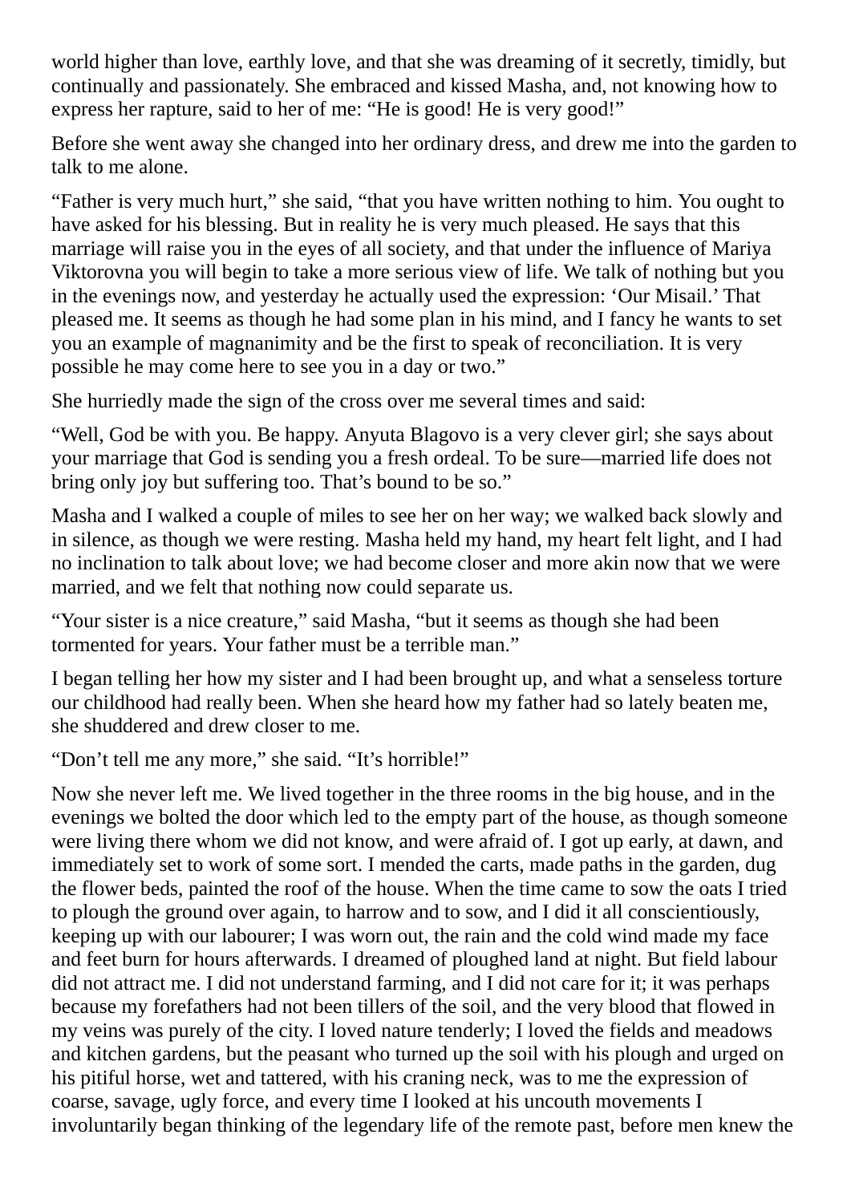world higher than love, earthly love, and that she was dreaming of it secretly, timidly, but continually and passionately. She embraced and kissed Masha, and, not knowing how to express her rapture, said to her of me: "He is good! He is very good!"

Before she went away she changed into her ordinary dress, and drew me into the garden to talk to me alone.

"Father is very much hurt," she said, "that you have written nothing to him. You ought to have asked for his blessing. But in reality he is very much pleased. He says that this marriage will raise you in the eyes of all society, and that under the influence of Mariya Viktorovna you will begin to take a more serious view of life. We talk of nothing but you in the evenings now, and yesterday he actually used the expression: 'Our Misail.' That pleased me. It seems as though he had some plan in his mind, and I fancy he wants to set you an example of magnanimity and be the first to speak of reconciliation. It is very possible he may come here to see you in a day or two."

She hurriedly made the sign of the cross over me several times and said:

"Well, God be with you. Be happy. Anyuta Blagovo is a very clever girl; she says about your marriage that God is sending you a fresh ordeal. To be sure—married life does not bring only joy but suffering too. That's bound to be so."

Masha and I walked a couple of miles to see her on her way; we walked back slowly and in silence, as though we were resting. Masha held my hand, my heart felt light, and I had no inclination to talk about love; we had become closer and more akin now that we were married, and we felt that nothing now could separate us.

"Your sister is a nice creature," said Masha, "but it seems as though she had been tormented for years. Your father must be a terrible man."

I began telling her how my sister and I had been brought up, and what a senseless torture our childhood had really been. When she heard how my father had so lately beaten me, she shuddered and drew closer to me.

"Don't tell me any more," she said. "It's horrible!"

Now she never left me. We lived together in the three rooms in the big house, and in the evenings we bolted the door which led to the empty part of the house, as though someone were living there whom we did not know, and were afraid of. I got up early, at dawn, and immediately set to work of some sort. I mended the carts, made paths in the garden, dug the flower beds, painted the roof of the house. When the time came to sow the oats I tried to plough the ground over again, to harrow and to sow, and I did it all conscientiously, keeping up with our labourer; I was worn out, the rain and the cold wind made my face and feet burn for hours afterwards. I dreamed of ploughed land at night. But field labour did not attract me. I did not understand farming, and I did not care for it; it was perhaps because my forefathers had not been tillers of the soil, and the very blood that flowed in my veins was purely of the city. I loved nature tenderly; I loved the fields and meadows and kitchen gardens, but the peasant who turned up the soil with his plough and urged on his pitiful horse, wet and tattered, with his craning neck, was to me the expression of coarse, savage, ugly force, and every time I looked at his uncouth movements I involuntarily began thinking of the legendary life of the remote past, before men knew the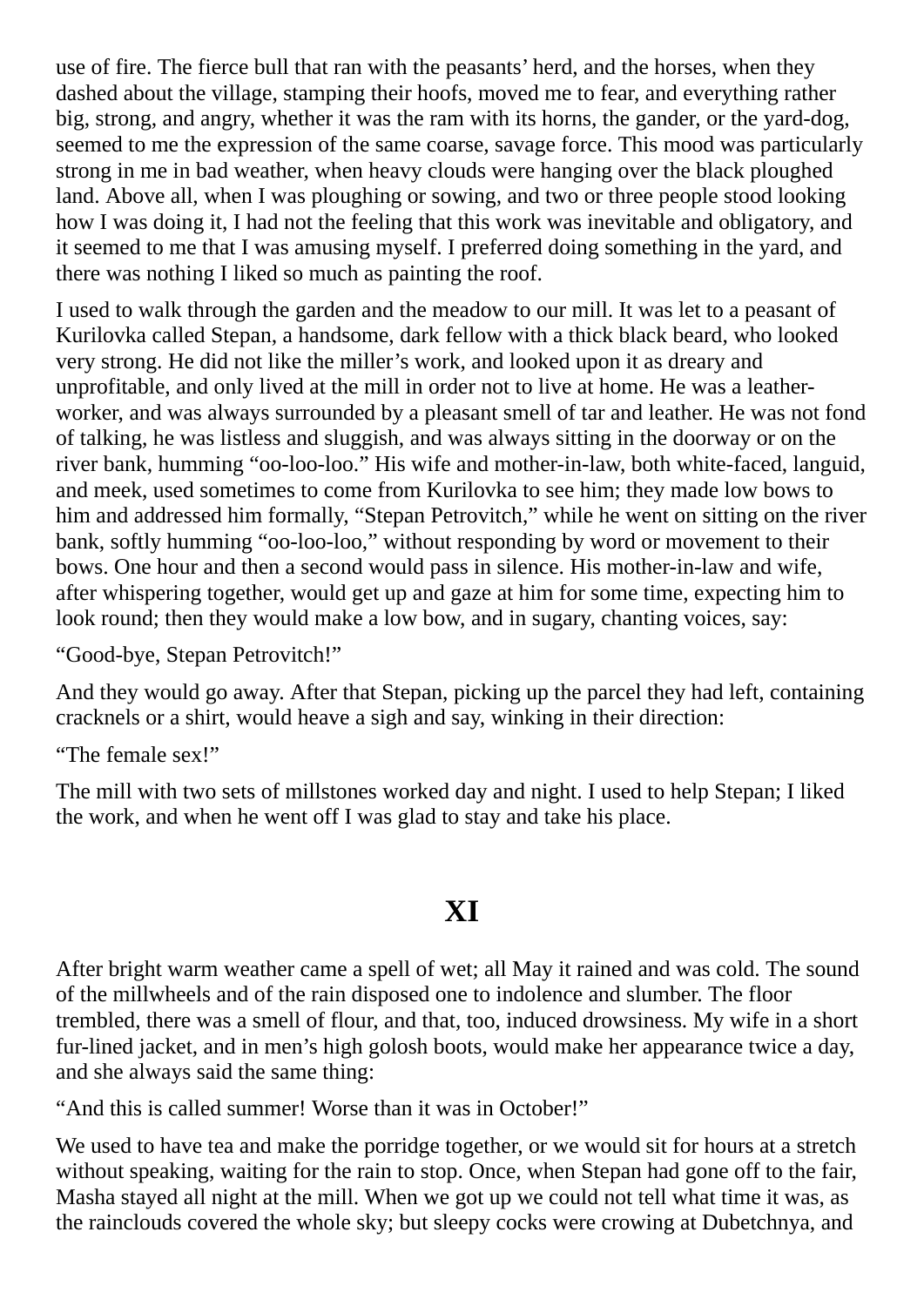use of fire. The fierce bull that ran with the peasants' herd, and the horses, when they dashed about the village, stamping their hoofs, moved me to fear, and everything rather big, strong, and angry, whether it was the ram with its horns, the gander, or the yard-dog, seemed to me the expression of the same coarse, savage force. This mood was particularly strong in me in bad weather, when heavy clouds were hanging over the black ploughed land. Above all, when I was ploughing or sowing, and two or three people stood looking how I was doing it, I had not the feeling that this work was inevitable and obligatory, and it seemed to me that I was amusing myself. I preferred doing something in the yard, and there was nothing I liked so much as painting the roof.

I used to walk through the garden and the meadow to our mill. It was let to a peasant of Kurilovka called Stepan, a handsome, dark fellow with a thick black beard, who looked very strong. He did not like the miller's work, and looked upon it as dreary and unprofitable, and only lived at the mill in order not to live at home. He was a leather-worker, and was always surrounded by a pleasant smell of tar and leather. He was not fond of talking, he was listless and sluggish, and was always sitting in the doorway or on the river bank, humming "oo-loo-loo." His wife and mother-in-law, both white-faced, languid, and meek, used sometimes to come from Kurilovka to see him; they made low bows to him and addressed him formally, "Stepan Petrovitch," while he went on sitting on the river bank, softly humming "oo-loo-loo," without responding by word or movement to their bows. One hour and then a second would pass in silence. His mother-in-law and wife, after whispering together, would get up and gaze at him for some time, expecting him to look round; then they would make a low bow, and in sugary, chanting voices, say:

"Good-bye, Stepan Petrovitch!"

And they would go away. After that Stepan, picking up the parcel they had left, containing cracknels or a shirt, would heave a sigh and say, winking in their direction:

"The female sex!"

The mill with two sets of millstones worked day and night. I used to help Stepan; I liked the work, and when he went off I was glad to stay and take his place.

## XI

After bright warm weather came a spell of wet; all May it rained and was cold. The sound of the millwheels and of the rain disposed one to indolence and slumber. The floor trembled, there was a smell of flour, and that, too, induced drowsiness. My wife in a short fur-lined jacket, and in men's high golosh boots, would make her appearance twice a day, and she always said the same thing:

"And this is called summer! Worse than it was in October!"

We used to have tea and make the porridge together, or we would sit for hours at a stretch without speaking, waiting for the rain to stop. Once, when Stepan had gone off to the fair, Masha stayed all night at the mill. When we got up we could not tell what time it was, as the rainclouds covered the whole sky; but sleepy cocks were crowing at Dubetchnya, and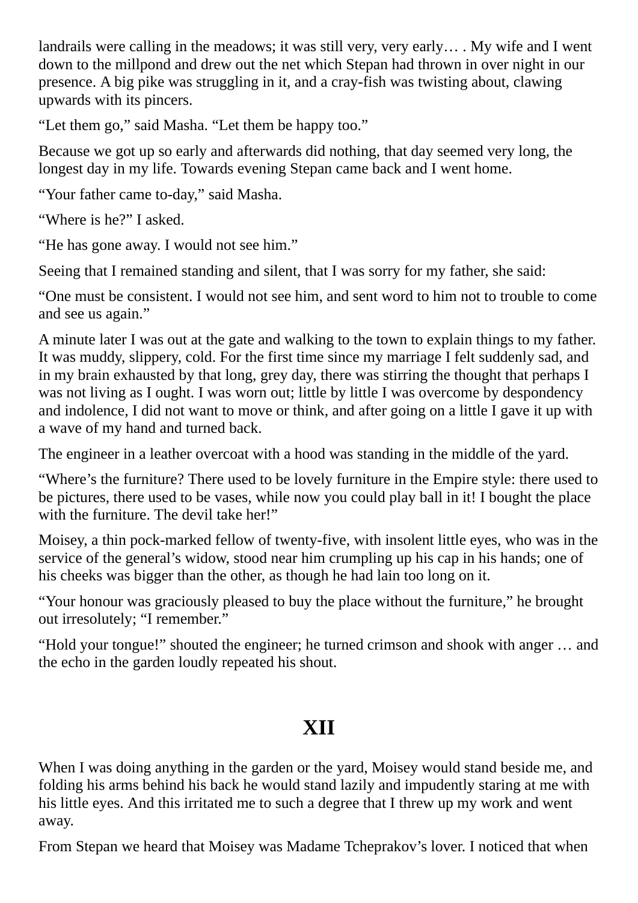landrails were calling in the meadows; it was still very, very early… . My wife and I went down to the millpond and drew out the net which Stepan had thrown in over night in our presence. A big pike was struggling in it, and a cray-fish was twisting about, clawing upwards with its pincers.

“Let them go,” said Masha. “Let them be happy too.”

Because we got up so early and afterwards did nothing, that day seemed very long, the longest day in my life. Towards evening Stepan came back and I went home.

“Your father came to-day,” said Masha.

“Where is he?” I asked.

“He has gone away. I would not see him.”

Seeing that I remained standing and silent, that I was sorry for my father, she said:

“One must be consistent. I would not see him, and sent word to him not to trouble to come and see us again.”

A minute later I was out at the gate and walking to the town to explain things to my father. It was muddy, slippery, cold. For the first time since my marriage I felt suddenly sad, and in my brain exhausted by that long, grey day, there was stirring the thought that perhaps I was not living as I ought. I was worn out; little by little I was overcome by despondency and indolence, I did not want to move or think, and after going on a little I gave it up with a wave of my hand and turned back.

The engineer in a leather overcoat with a hood was standing in the middle of the yard.

“Where’s the furniture? There used to be lovely furniture in the Empire style: there used to be pictures, there used to be vases, while now you could play ball in it! I bought the place with the furniture. The devil take her!”

Moisey, a thin pock-marked fellow of twenty-five, with insolent little eyes, who was in the service of the general’s widow, stood near him crumpling up his cap in his hands; one of his cheeks was bigger than the other, as though he had lain too long on it.

“Your honour was graciously pleased to buy the place without the furniture,” he brought out irresolutely; “I remember.”

“Hold your tongue!” shouted the engineer; he turned crimson and shook with anger … and the echo in the garden loudly repeated his shout.

## XII

When I was doing anything in the garden or the yard, Moisey would stand beside me, and folding his arms behind his back he would stand lazily and impudently staring at me with his little eyes. And this irritated me to such a degree that I threw up my work and went away.

From Stepan we heard that Moisey was Madame Tcheprakov’s lover. I noticed that when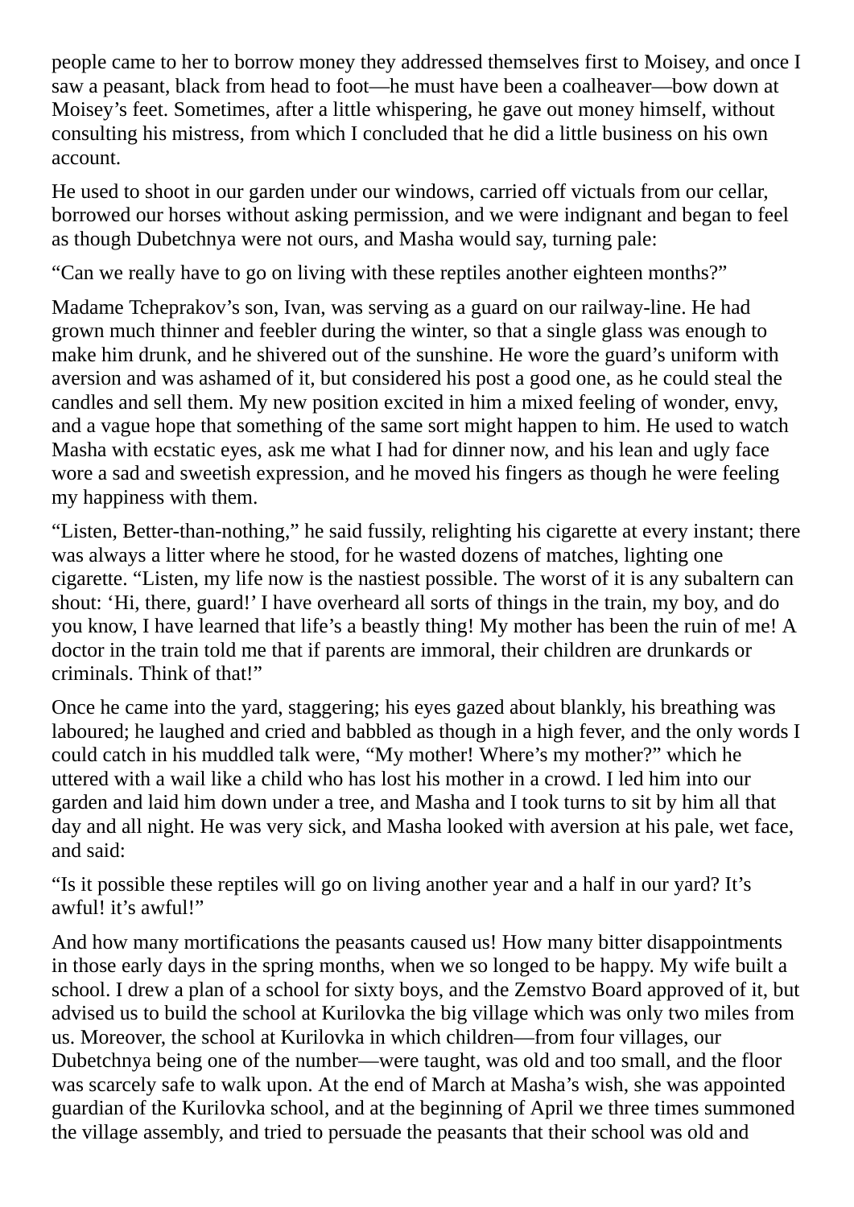people came to her to borrow money they addressed themselves first to Moisey, and once I saw a peasant, black from head to foot—he must have been a coalheaver—bow down at Moisey's feet. Sometimes, after a little whispering, he gave out money himself, without consulting his mistress, from which I concluded that he did a little business on his own account.

He used to shoot in our garden under our windows, carried off victuals from our cellar, borrowed our horses without asking permission, and we were indignant and began to feel as though Dubetchnya were not ours, and Masha would say, turning pale:

"Can we really have to go on living with these reptiles another eighteen months?"

Madame Tcheprakov's son, Ivan, was serving as a guard on our railway-line. He had grown much thinner and feebler during the winter, so that a single glass was enough to make him drunk, and he shivered out of the sunshine. He wore the guard's uniform with aversion and was ashamed of it, but considered his post a good one, as he could steal the candles and sell them. My new position excited in him a mixed feeling of wonder, envy, and a vague hope that something of the same sort might happen to him. He used to watch Masha with ecstatic eyes, ask me what I had for dinner now, and his lean and ugly face wore a sad and sweetish expression, and he moved his fingers as though he were feeling my happiness with them.

"Listen, Better-than-nothing," he said fussily, relighting his cigarette at every instant; there was always a litter where he stood, for he wasted dozens of matches, lighting one cigarette. "Listen, my life now is the nastiest possible. The worst of it is any subaltern can shout: 'Hi, there, guard!' I have overheard all sorts of things in the train, my boy, and do you know, I have learned that life's a beastly thing! My mother has been the ruin of me! A doctor in the train told me that if parents are immoral, their children are drunkards or criminals. Think of that!"

Once he came into the yard, staggering; his eyes gazed about blankly, his breathing was laboured; he laughed and cried and babbled as though in a high fever, and the only words I could catch in his muddled talk were, "My mother! Where's my mother?" which he uttered with a wail like a child who has lost his mother in a crowd. I led him into our garden and laid him down under a tree, and Masha and I took turns to sit by him all that day and all night. He was very sick, and Masha looked with aversion at his pale, wet face, and said:

"Is it possible these reptiles will go on living another year and a half in our yard? It's awful! it's awful!"

And how many mortifications the peasants caused us! How many bitter disappointments in those early days in the spring months, when we so longed to be happy. My wife built a school. I drew a plan of a school for sixty boys, and the Zemstvo Board approved of it, but advised us to build the school at Kurilovka the big village which was only two miles from us. Moreover, the school at Kurilovka in which children—from four villages, our Dubetchnya being one of the number—were taught, was old and too small, and the floor was scarcely safe to walk upon. At the end of March at Masha's wish, she was appointed guardian of the Kurilovka school, and at the beginning of April we three times summoned the village assembly, and tried to persuade the peasants that their school was old and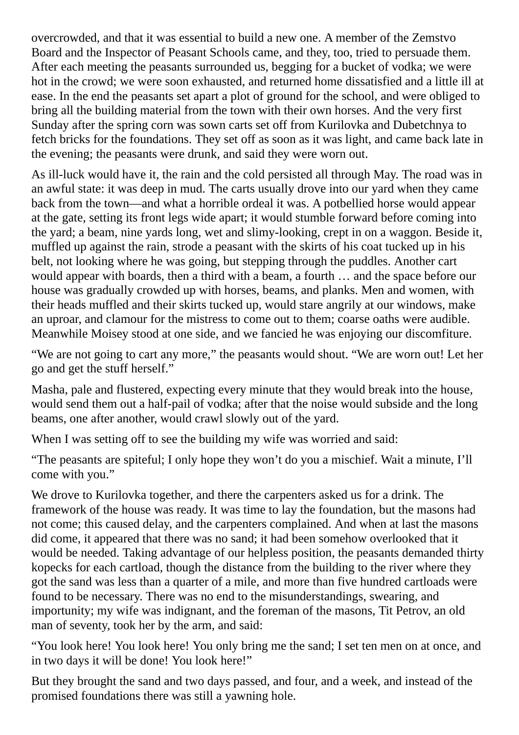overcrowded, and that it was essential to build a new one. A member of the Zemstvo Board and the Inspector of Peasant Schools came, and they, too, tried to persuade them. After each meeting the peasants surrounded us, begging for a bucket of vodka; we were hot in the crowd; we were soon exhausted, and returned home dissatisfied and a little ill at ease. In the end the peasants set apart a plot of ground for the school, and were obliged to bring all the building material from the town with their own horses. And the very first Sunday after the spring corn was sown carts set off from Kurilovka and Dubetchnya to fetch bricks for the foundations. They set off as soon as it was light, and came back late in the evening; the peasants were drunk, and said they were worn out.

As ill-luck would have it, the rain and the cold persisted all through May. The road was in an awful state: it was deep in mud. The carts usually drove into our yard when they came back from the town—and what a horrible ordeal it was. A potbellied horse would appear at the gate, setting its front legs wide apart; it would stumble forward before coming into the yard; a beam, nine yards long, wet and slimy-looking, crept in on a waggon. Beside it, muffled up against the rain, strode a peasant with the skirts of his coat tucked up in his belt, not looking where he was going, but stepping through the puddles. Another cart would appear with boards, then a third with a beam, a fourth … and the space before our house was gradually crowded up with horses, beams, and planks. Men and women, with their heads muffled and their skirts tucked up, would stare angrily at our windows, make an uproar, and clamour for the mistress to come out to them; coarse oaths were audible. Meanwhile Moisey stood at one side, and we fancied he was enjoying our discomfiture.

"We are not going to cart any more," the peasants would shout. "We are worn out! Let her go and get the stuff herself."

Masha, pale and flustered, expecting every minute that they would break into the house, would send them out a half-pail of vodka; after that the noise would subside and the long beams, one after another, would crawl slowly out of the yard.

When I was setting off to see the building my wife was worried and said:

"The peasants are spiteful; I only hope they won't do you a mischief. Wait a minute, I'll come with you."

We drove to Kurilovka together, and there the carpenters asked us for a drink. The framework of the house was ready. It was time to lay the foundation, but the masons had not come; this caused delay, and the carpenters complained. And when at last the masons did come, it appeared that there was no sand; it had been somehow overlooked that it would be needed. Taking advantage of our helpless position, the peasants demanded thirty kopecks for each cartload, though the distance from the building to the river where they got the sand was less than a quarter of a mile, and more than five hundred cartloads were found to be necessary. There was no end to the misunderstandings, swearing, and importunity; my wife was indignant, and the foreman of the masons, Tit Petrov, an old man of seventy, took her by the arm, and said:

"You look here! You look here! You only bring me the sand; I set ten men on at once, and in two days it will be done! You look here!"

But they brought the sand and two days passed, and four, and a week, and instead of the promised foundations there was still a yawning hole.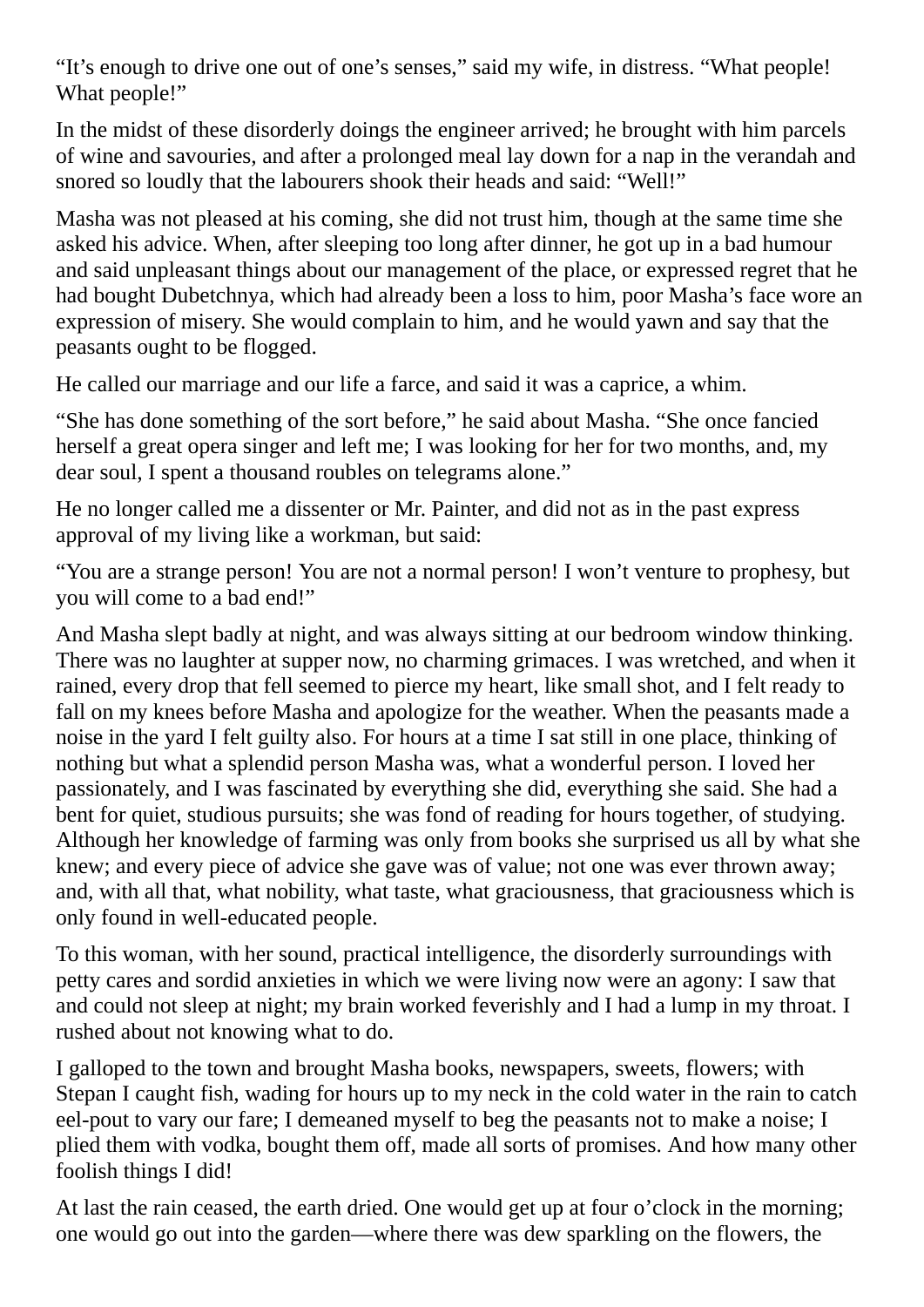"It's enough to drive one out of one's senses," said my wife, in distress. "What people! What people!"

In the midst of these disorderly doings the engineer arrived; he brought with him parcels of wine and savouries, and after a prolonged meal lay down for a nap in the verandah and snored so loudly that the labourers shook their heads and said: "Well!"

Masha was not pleased at his coming, she did not trust him, though at the same time she asked his advice. When, after sleeping too long after dinner, he got up in a bad humour and said unpleasant things about our management of the place, or expressed regret that he had bought Dubetchnya, which had already been a loss to him, poor Masha's face wore an expression of misery. She would complain to him, and he would yawn and say that the peasants ought to be flogged.

He called our marriage and our life a farce, and said it was a caprice, a whim.

"She has done something of the sort before," he said about Masha. "She once fancied herself a great opera singer and left me; I was looking for her for two months, and, my dear soul, I spent a thousand roubles on telegrams alone."

He no longer called me a dissenter or Mr. Painter, and did not as in the past express approval of my living like a workman, but said:

"You are a strange person! You are not a normal person! I won't venture to prophesy, but you will come to a bad end!"

And Masha slept badly at night, and was always sitting at our bedroom window thinking. There was no laughter at supper now, no charming grimaces. I was wretched, and when it rained, every drop that fell seemed to pierce my heart, like small shot, and I felt ready to fall on my knees before Masha and apologize for the weather. When the peasants made a noise in the yard I felt guilty also. For hours at a time I sat still in one place, thinking of nothing but what a splendid person Masha was, what a wonderful person. I loved her passionately, and I was fascinated by everything she did, everything she said. She had a bent for quiet, studious pursuits; she was fond of reading for hours together, of studying. Although her knowledge of farming was only from books she surprised us all by what she knew; and every piece of advice she gave was of value; not one was ever thrown away; and, with all that, what nobility, what taste, what graciousness, that graciousness which is only found in well-educated people.

To this woman, with her sound, practical intelligence, the disorderly surroundings with petty cares and sordid anxieties in which we were living now were an agony: I saw that and could not sleep at night; my brain worked feverishly and I had a lump in my throat. I rushed about not knowing what to do.

I galloped to the town and brought Masha books, newspapers, sweets, flowers; with Stepan I caught fish, wading for hours up to my neck in the cold water in the rain to catch eel-pout to vary our fare; I demeaned myself to beg the peasants not to make a noise; I plied them with vodka, bought them off, made all sorts of promises. And how many other foolish things I did!

At last the rain ceased, the earth dried. One would get up at four o'clock in the morning; one would go out into the garden—where there was dew sparkling on the flowers, the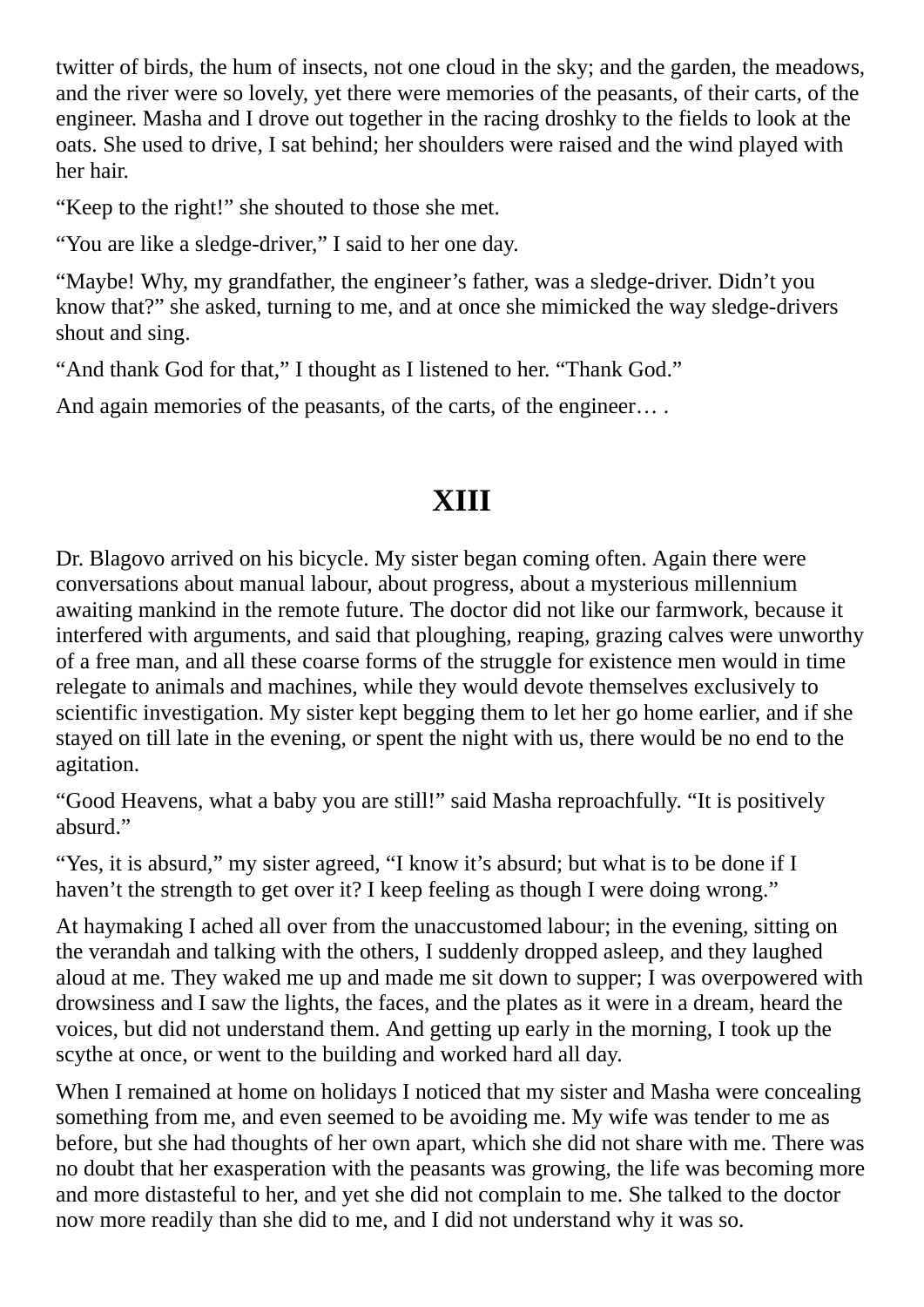twitter of birds, the hum of insects, not one cloud in the sky; and the garden, the meadows, and the river were so lovely, yet there were memories of the peasants, of their carts, of the engineer. Masha and I drove out together in the racing droshky to the fields to look at the oats. She used to drive, I sat behind; her shoulders were raised and the wind played with her hair.

“Keep to the right!” she shouted to those she met.

“You are like a sledge-driver,” I said to her one day.

“Maybe! Why, my grandfather, the engineer’s father, was a sledge-driver. Didn’t you know that?” she asked, turning to me, and at once she mimicked the way sledge-drivers shout and sing.

“And thank God for that,” I thought as I listened to her. “Thank God.”

And again memories of the peasants, of the carts, of the engineer… .

# XIII

Dr. Blagovo arrived on his bicycle. My sister began coming often. Again there were conversations about manual labour, about progress, about a mysterious millennium awaiting mankind in the remote future. The doctor did not like our farmwork, because it interfered with arguments, and said that ploughing, reaping, grazing calves were unworthy of a free man, and all these coarse forms of the struggle for existence men would in time relegate to animals and machines, while they would devote themselves exclusively to scientific investigation. My sister kept begging them to let her go home earlier, and if she stayed on till late in the evening, or spent the night with us, there would be no end to the agitation.

“Good Heavens, what a baby you are still!” said Masha reproachfully. “It is positively absurd.”

“Yes, it is absurd,” my sister agreed, “I know it’s absurd; but what is to be done if I haven’t the strength to get over it? I keep feeling as though I were doing wrong.”

At haymaking I ached all over from the unaccustomed labour; in the evening, sitting on the verandah and talking with the others, I suddenly dropped asleep, and they laughed aloud at me. They waked me up and made me sit down to supper; I was overpowered with drowsiness and I saw the lights, the faces, and the plates as it were in a dream, heard the voices, but did not understand them. And getting up early in the morning, I took up the scythe at once, or went to the building and worked hard all day.

When I remained at home on holidays I noticed that my sister and Masha were concealing something from me, and even seemed to be avoiding me. My wife was tender to me as before, but she had thoughts of her own apart, which she did not share with me. There was no doubt that her exasperation with the peasants was growing, the life was becoming more and more distasteful to her, and yet she did not complain to me. She talked to the doctor now more readily than she did to me, and I did not understand why it was so.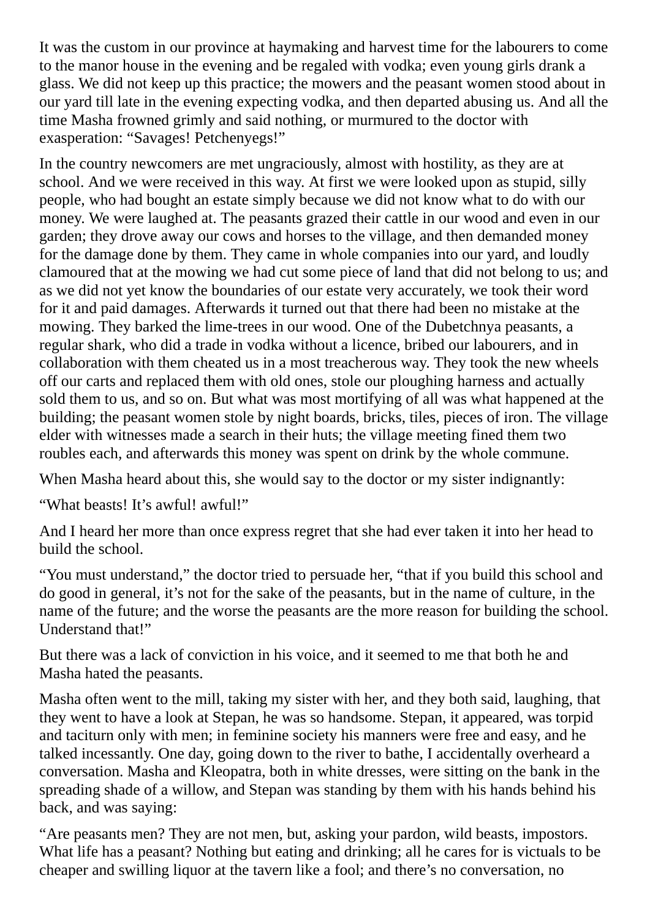It was the custom in our province at haymaking and harvest time for the labourers to come to the manor house in the evening and be regaled with vodka; even young girls drank a glass. We did not keep up this practice; the mowers and the peasant women stood about in our yard till late in the evening expecting vodka, and then departed abusing us. And all the time Masha frowned grimly and said nothing, or murmured to the doctor with exasperation: “Savages! Petchenyegs!”

In the country newcomers are met ungraciously, almost with hostility, as they are at school. And we were received in this way. At first we were looked upon as stupid, silly people, who had bought an estate simply because we did not know what to do with our money. We were laughed at. The peasants grazed their cattle in our wood and even in our garden; they drove away our cows and horses to the village, and then demanded money for the damage done by them. They came in whole companies into our yard, and loudly clamoured that at the mowing we had cut some piece of land that did not belong to us; and as we did not yet know the boundaries of our estate very accurately, we took their word for it and paid damages. Afterwards it turned out that there had been no mistake at the mowing. They barked the lime-trees in our wood. One of the Dubetchnya peasants, a regular shark, who did a trade in vodka without a licence, bribed our labourers, and in collaboration with them cheated us in a most treacherous way. They took the new wheels off our carts and replaced them with old ones, stole our ploughing harness and actually sold them to us, and so on. But what was most mortifying of all was what happened at the building; the peasant women stole by night boards, bricks, tiles, pieces of iron. The village elder with witnesses made a search in their huts; the village meeting fined them two roubles each, and afterwards this money was spent on drink by the whole commune.

When Masha heard about this, she would say to the doctor or my sister indignantly:

“What beasts! It’s awful! awful!”

And I heard her more than once express regret that she had ever taken it into her head to build the school.

“You must understand,” the doctor tried to persuade her, “that if you build this school and do good in general, it’s not for the sake of the peasants, but in the name of culture, in the name of the future; and the worse the peasants are the more reason for building the school. Understand that!”

But there was a lack of conviction in his voice, and it seemed to me that both he and Masha hated the peasants.

Masha often went to the mill, taking my sister with her, and they both said, laughing, that they went to have a look at Stepan, he was so handsome. Stepan, it appeared, was torpid and taciturn only with men; in feminine society his manners were free and easy, and he talked incessantly. One day, going down to the river to bathe, I accidentally overheard a conversation. Masha and Kleopatra, both in white dresses, were sitting on the bank in the spreading shade of a willow, and Stepan was standing by them with his hands behind his back, and was saying:

“Are peasants men? They are not men, but, asking your pardon, wild beasts, impostors. What life has a peasant? Nothing but eating and drinking; all he cares for is victuals to be cheaper and swilling liquor at the tavern like a fool; and there’s no conversation, no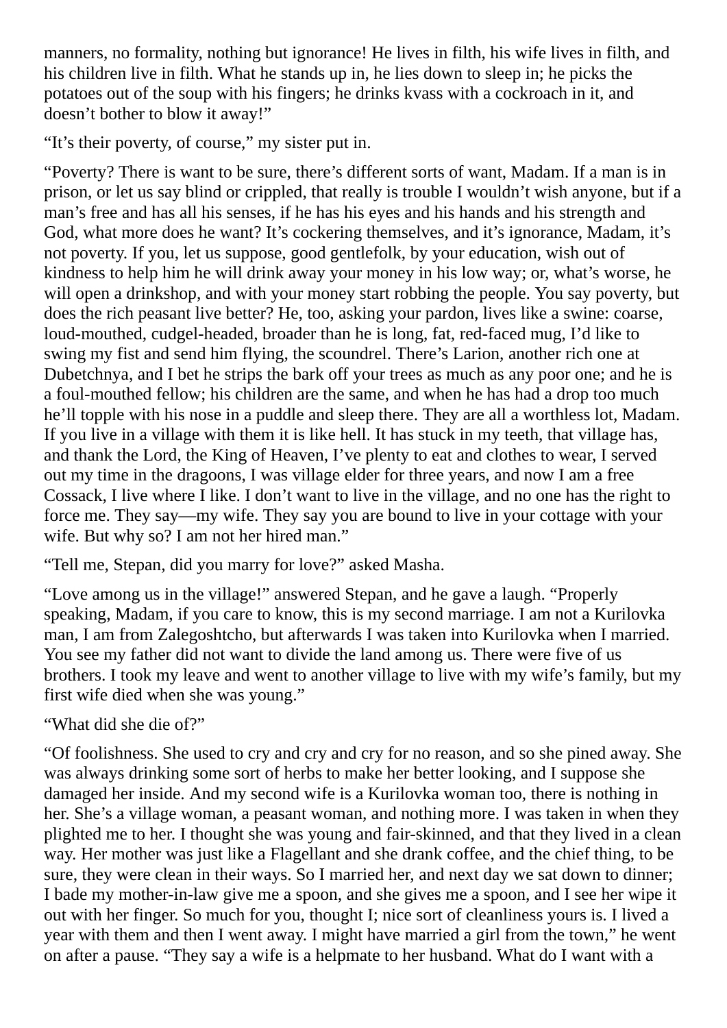manners, no formality, nothing but ignorance! He lives in filth, his wife lives in filth, and his children live in filth. What he stands up in, he lies down to sleep in; he picks the potatoes out of the soup with his fingers; he drinks kvass with a cockroach in it, and doesn't bother to blow it away!"

"It's their poverty, of course," my sister put in.

"Poverty? There is want to be sure, there's different sorts of want, Madam. If a man is in prison, or let us say blind or crippled, that really is trouble I wouldn't wish anyone, but if a man's free and has all his senses, if he has his eyes and his hands and his strength and God, what more does he want? It's cockering themselves, and it's ignorance, Madam, it's not poverty. If you, let us suppose, good gentlefolk, by your education, wish out of kindness to help him he will drink away your money in his low way; or, what's worse, he will open a drinkshop, and with your money start robbing the people. You say poverty, but does the rich peasant live better? He, too, asking your pardon, lives like a swine: coarse, loud-mouthed, cudgel-headed, broader than he is long, fat, red-faced mug, I'd like to swing my fist and send him flying, the scoundrel. There's Larion, another rich one at Dubetchnya, and I bet he strips the bark off your trees as much as any poor one; and he is a foul-mouthed fellow; his children are the same, and when he has had a drop too much he'll topple with his nose in a puddle and sleep there. They are all a worthless lot, Madam. If you live in a village with them it is like hell. It has stuck in my teeth, that village has, and thank the Lord, the King of Heaven, I've plenty to eat and clothes to wear, I served out my time in the dragoons, I was village elder for three years, and now I am a free Cossack, I live where I like. I don't want to live in the village, and no one has the right to force me. They say—my wife. They say you are bound to live in your cottage with your wife. But why so? I am not her hired man."

"Tell me, Stepan, did you marry for love?" asked Masha.

"Love among us in the village!" answered Stepan, and he gave a laugh. "Properly speaking, Madam, if you care to know, this is my second marriage. I am not a Kurilovka man, I am from Zalegoshtcho, but afterwards I was taken into Kurilovka when I married. You see my father did not want to divide the land among us. There were five of us brothers. I took my leave and went to another village to live with my wife's family, but my first wife died when she was young."

"What did she die of?"

"Of foolishness. She used to cry and cry and cry for no reason, and so she pined away. She was always drinking some sort of herbs to make her better looking, and I suppose she damaged her inside. And my second wife is a Kurilovka woman too, there is nothing in her. She's a village woman, a peasant woman, and nothing more. I was taken in when they plighted me to her. I thought she was young and fair-skinned, and that they lived in a clean way. Her mother was just like a Flagellant and she drank coffee, and the chief thing, to be sure, they were clean in their ways. So I married her, and next day we sat down to dinner; I bade my mother-in-law give me a spoon, and she gives me a spoon, and I see her wipe it out with her finger. So much for you, thought I; nice sort of cleanliness yours is. I lived a year with them and then I went away. I might have married a girl from the town," he went on after a pause. "They say a wife is a helpmate to her husband. What do I want with a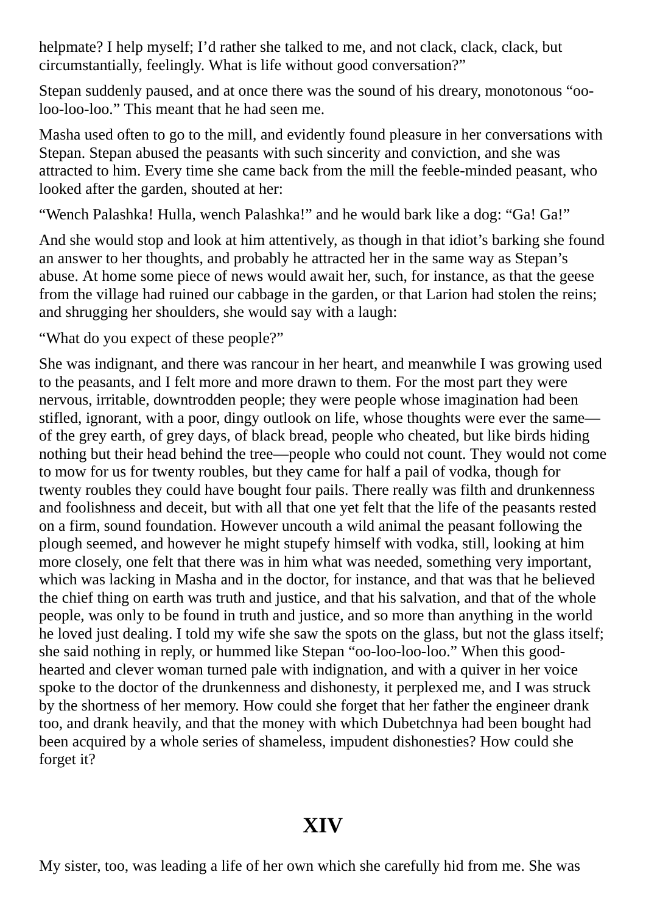helpmate? I help myself; I'd rather she talked to me, and not clack, clack, clack, but circumstantially, feelingly. What is life without good conversation?"

Stepan suddenly paused, and at once there was the sound of his dreary, monotonous "oo-loo-loo-loo." This meant that he had seen me.

Masha used often to go to the mill, and evidently found pleasure in her conversations with Stepan. Stepan abused the peasants with such sincerity and conviction, and she was attracted to him. Every time she came back from the mill the feeble-minded peasant, who looked after the garden, shouted at her:

"Wench Palashka! Hulla, wench Palashka!" and he would bark like a dog: "Ga! Ga!"

And she would stop and look at him attentively, as though in that idiot's barking she found an answer to her thoughts, and probably he attracted her in the same way as Stepan's abuse. At home some piece of news would await her, such, for instance, as that the geese from the village had ruined our cabbage in the garden, or that Larion had stolen the reins; and shrugging her shoulders, she would say with a laugh:

"What do you expect of these people?"

She was indignant, and there was rancour in her heart, and meanwhile I was growing used to the peasants, and I felt more and more drawn to them. For the most part they were nervous, irritable, downtrodden people; they were people whose imagination had been stifled, ignorant, with a poor, dingy outlook on life, whose thoughts were ever the same—of the grey earth, of grey days, of black bread, people who cheated, but like birds hiding nothing but their head behind the tree—people who could not count. They would not come to mow for us for twenty roubles, but they came for half a pail of vodka, though for twenty roubles they could have bought four pails. There really was filth and drunkenness and foolishness and deceit, but with all that one yet felt that the life of the peasants rested on a firm, sound foundation. However uncouth a wild animal the peasant following the plough seemed, and however he might stupefy himself with vodka, still, looking at him more closely, one felt that there was in him what was needed, something very important, which was lacking in Masha and in the doctor, for instance, and that was that he believed the chief thing on earth was truth and justice, and that his salvation, and that of the whole people, was only to be found in truth and justice, and so more than anything in the world he loved just dealing. I told my wife she saw the spots on the glass, but not the glass itself; she said nothing in reply, or hummed like Stepan "oo-loo-loo-loo." When this good-hearted and clever woman turned pale with indignation, and with a quiver in her voice spoke to the doctor of the drunkenness and dishonesty, it perplexed me, and I was struck by the shortness of her memory. How could she forget that her father the engineer drank too, and drank heavily, and that the money with which Dubetchnya had been bought had been acquired by a whole series of shameless, impudent dishonesties? How could she forget it?

## XIV

My sister, too, was leading a life of her own which she carefully hid from me. She was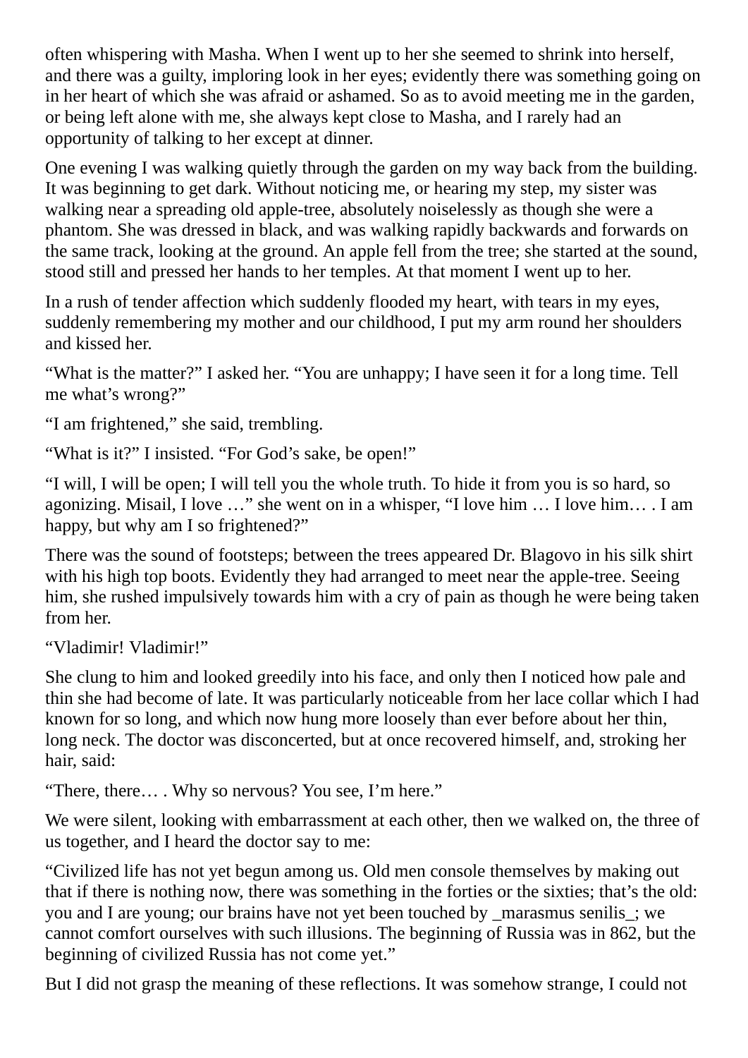often whispering with Masha. When I went up to her she seemed to shrink into herself, and there was a guilty, imploring look in her eyes; evidently there was something going on in her heart of which she was afraid or ashamed. So as to avoid meeting me in the garden, or being left alone with me, she always kept close to Masha, and I rarely had an opportunity of talking to her except at dinner.

One evening I was walking quietly through the garden on my way back from the building. It was beginning to get dark. Without noticing me, or hearing my step, my sister was walking near a spreading old apple-tree, absolutely noiselessly as though she were a phantom. She was dressed in black, and was walking rapidly backwards and forwards on the same track, looking at the ground. An apple fell from the tree; she started at the sound, stood still and pressed her hands to her temples. At that moment I went up to her.

In a rush of tender affection which suddenly flooded my heart, with tears in my eyes, suddenly remembering my mother and our childhood, I put my arm round her shoulders and kissed her.

“What is the matter?” I asked her. “You are unhappy; I have seen it for a long time. Tell me what’s wrong?”

“I am frightened,” she said, trembling.

“What is it?” I insisted. “For God’s sake, be open!”

“I will, I will be open; I will tell you the whole truth. To hide it from you is so hard, so agonizing. Misail, I love …” she went on in a whisper, “I love him … I love him… . I am happy, but why am I so frightened?”

There was the sound of footsteps; between the trees appeared Dr. Blagovo in his silk shirt with his high top boots. Evidently they had arranged to meet near the apple-tree. Seeing him, she rushed impulsively towards him with a cry of pain as though he were being taken from her.

“Vladimir! Vladimir!”

She clung to him and looked greedily into his face, and only then I noticed how pale and thin she had become of late. It was particularly noticeable from her lace collar which I had known for so long, and which now hung more loosely than ever before about her thin, long neck. The doctor was disconcerted, but at once recovered himself, and, stroking her hair, said:

“There, there… . Why so nervous? You see, I’m here.”

We were silent, looking with embarrassment at each other, then we walked on, the three of us together, and I heard the doctor say to me:

“Civilized life has not yet begun among us. Old men console themselves by making out that if there is nothing now, there was something in the forties or the sixties; that’s the old: you and I are young; our brains have not yet been touched by _marasmus senilis_; we cannot comfort ourselves with such illusions. The beginning of Russia was in 862, but the beginning of civilized Russia has not come yet.”

But I did not grasp the meaning of these reflections. It was somehow strange, I could not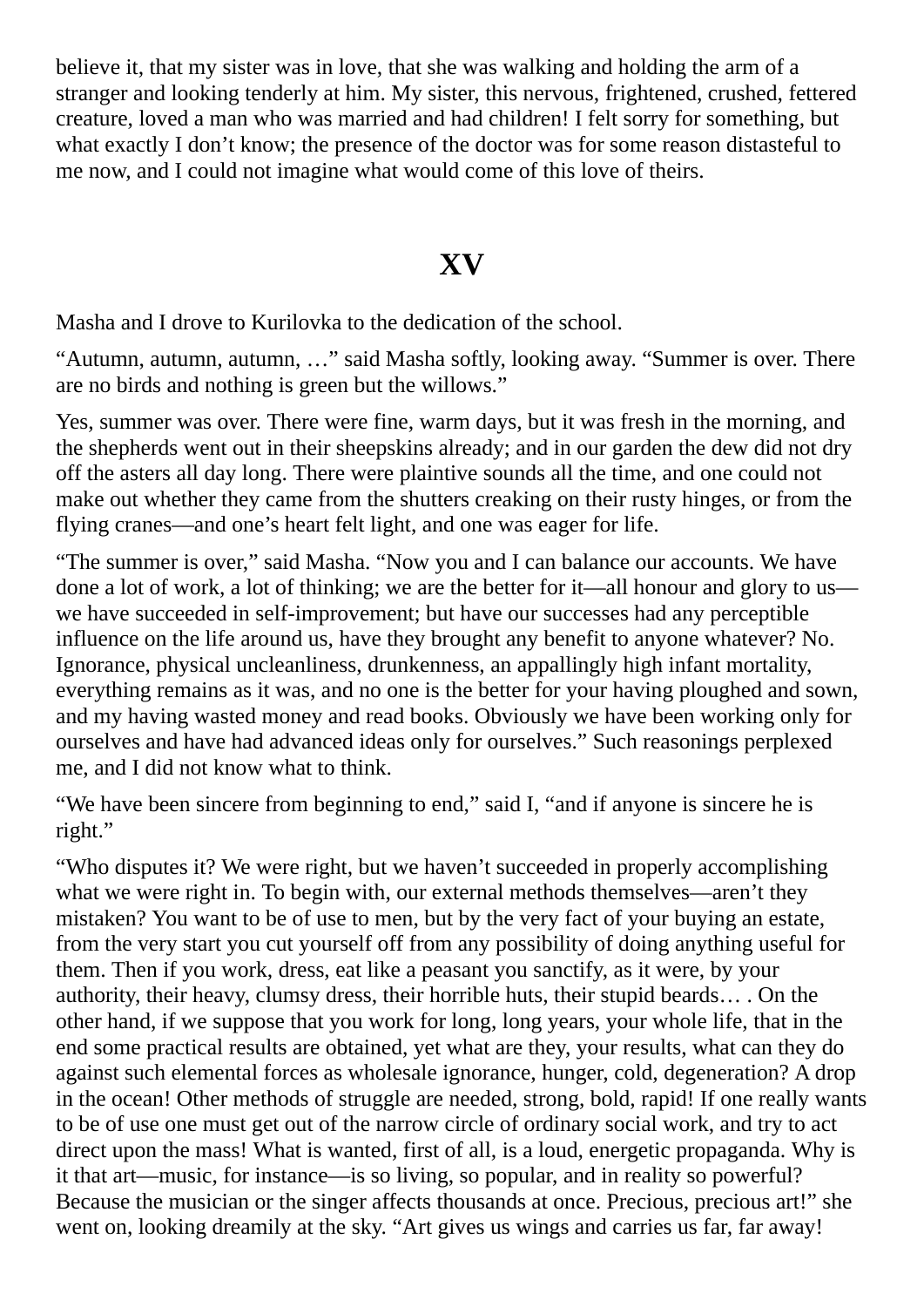believe it, that my sister was in love, that she was walking and holding the arm of a stranger and looking tenderly at him. My sister, this nervous, frightened, crushed, fettered creature, loved a man who was married and had children! I felt sorry for something, but what exactly I don't know; the presence of the doctor was for some reason distasteful to me now, and I could not imagine what would come of this love of theirs.

## XV

Masha and I drove to Kurilovka to the dedication of the school.

"Autumn, autumn, autumn, …" said Masha softly, looking away. "Summer is over. There are no birds and nothing is green but the willows."

Yes, summer was over. There were fine, warm days, but it was fresh in the morning, and the shepherds went out in their sheepskins already; and in our garden the dew did not dry off the asters all day long. There were plaintive sounds all the time, and one could not make out whether they came from the shutters creaking on their rusty hinges, or from the flying cranes—and one's heart felt light, and one was eager for life.

"The summer is over," said Masha. "Now you and I can balance our accounts. We have done a lot of work, a lot of thinking; we are the better for it—all honour and glory to us—we have succeeded in self-improvement; but have our successes had any perceptible influence on the life around us, have they brought any benefit to anyone whatever? No. Ignorance, physical uncleanliness, drunkenness, an appallingly high infant mortality, everything remains as it was, and no one is the better for your having ploughed and sown, and my having wasted money and read books. Obviously we have been working only for ourselves and have had advanced ideas only for ourselves." Such reasonings perplexed me, and I did not know what to think.

"We have been sincere from beginning to end," said I, "and if anyone is sincere he is right."

"Who disputes it? We were right, but we haven't succeeded in properly accomplishing what we were right in. To begin with, our external methods themselves—aren't they mistaken? You want to be of use to men, but by the very fact of your buying an estate, from the very start you cut yourself off from any possibility of doing anything useful for them. Then if you work, dress, eat like a peasant you sanctify, as it were, by your authority, their heavy, clumsy dress, their horrible huts, their stupid beards… . On the other hand, if we suppose that you work for long, long years, your whole life, that in the end some practical results are obtained, yet what are they, your results, what can they do against such elemental forces as wholesale ignorance, hunger, cold, degeneration? A drop in the ocean! Other methods of struggle are needed, strong, bold, rapid! If one really wants to be of use one must get out of the narrow circle of ordinary social work, and try to act direct upon the mass! What is wanted, first of all, is a loud, energetic propaganda. Why is it that art—music, for instance—is so living, so popular, and in reality so powerful? Because the musician or the singer affects thousands at once. Precious, precious art!" she went on, looking dreamily at the sky. "Art gives us wings and carries us far, far away!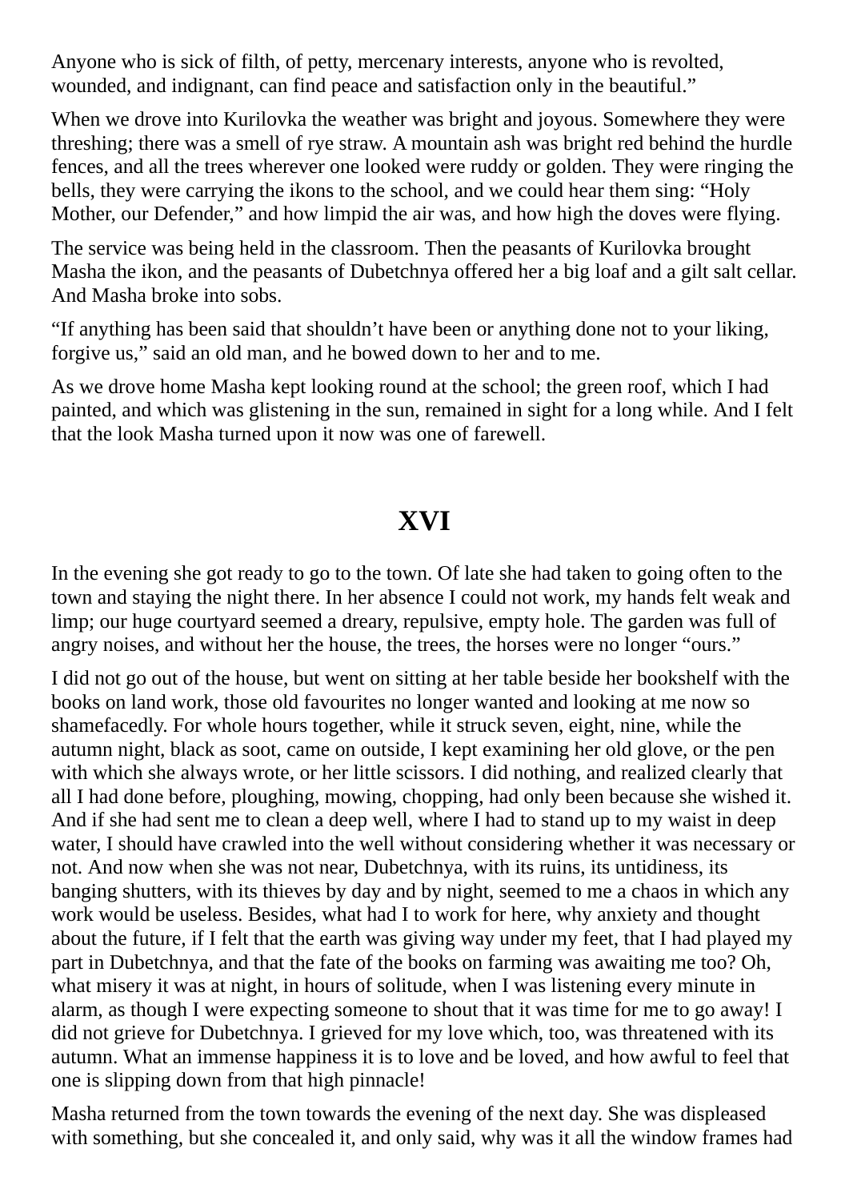Anyone who is sick of filth, of petty, mercenary interests, anyone who is revolted, wounded, and indignant, can find peace and satisfaction only in the beautiful."

When we drove into Kurilovka the weather was bright and joyous. Somewhere they were threshing; there was a smell of rye straw. A mountain ash was bright red behind the hurdle fences, and all the trees wherever one looked were ruddy or golden. They were ringing the bells, they were carrying the ikons to the school, and we could hear them sing: "Holy Mother, our Defender," and how limpid the air was, and how high the doves were flying.

The service was being held in the classroom. Then the peasants of Kurilovka brought Masha the ikon, and the peasants of Dubetchnya offered her a big loaf and a gilt salt cellar. And Masha broke into sobs.

"If anything has been said that shouldn't have been or anything done not to your liking, forgive us," said an old man, and he bowed down to her and to me.

As we drove home Masha kept looking round at the school; the green roof, which I had painted, and which was glistening in the sun, remained in sight for a long while. And I felt that the look Masha turned upon it now was one of farewell.

## XVI

In the evening she got ready to go to the town. Of late she had taken to going often to the town and staying the night there. In her absence I could not work, my hands felt weak and limp; our huge courtyard seemed a dreary, repulsive, empty hole. The garden was full of angry noises, and without her the house, the trees, the horses were no longer "ours."

I did not go out of the house, but went on sitting at her table beside her bookshelf with the books on land work, those old favourites no longer wanted and looking at me now so shamefacedly. For whole hours together, while it struck seven, eight, nine, while the autumn night, black as soot, came on outside, I kept examining her old glove, or the pen with which she always wrote, or her little scissors. I did nothing, and realized clearly that all I had done before, ploughing, mowing, chopping, had only been because she wished it. And if she had sent me to clean a deep well, where I had to stand up to my waist in deep water, I should have crawled into the well without considering whether it was necessary or not. And now when she was not near, Dubetchnya, with its ruins, its untidiness, its banging shutters, with its thieves by day and by night, seemed to me a chaos in which any work would be useless. Besides, what had I to work for here, why anxiety and thought about the future, if I felt that the earth was giving way under my feet, that I had played my part in Dubetchnya, and that the fate of the books on farming was awaiting me too? Oh, what misery it was at night, in hours of solitude, when I was listening every minute in alarm, as though I were expecting someone to shout that it was time for me to go away! I did not grieve for Dubetchnya. I grieved for my love which, too, was threatened with its autumn. What an immense happiness it is to love and be loved, and how awful to feel that one is slipping down from that high pinnacle!

Masha returned from the town towards the evening of the next day. She was displeased with something, but she concealed it, and only said, why was it all the window frames had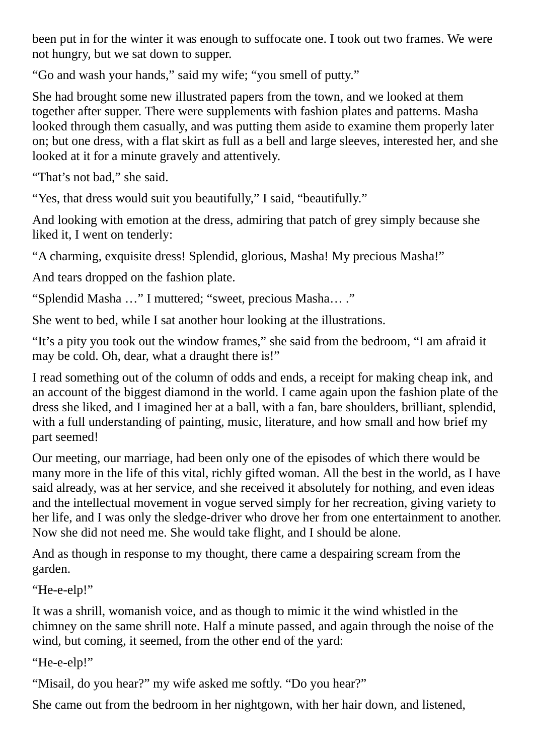been put in for the winter it was enough to suffocate one. I took out two frames. We were not hungry, but we sat down to supper.

“Go and wash your hands,” said my wife; “you smell of putty.”

She had brought some new illustrated papers from the town, and we looked at them together after supper. There were supplements with fashion plates and patterns. Masha looked through them casually, and was putting them aside to examine them properly later on; but one dress, with a flat skirt as full as a bell and large sleeves, interested her, and she looked at it for a minute gravely and attentively.

“That’s not bad,” she said.

“Yes, that dress would suit you beautifully,” I said, “beautifully.”

And looking with emotion at the dress, admiring that patch of grey simply because she liked it, I went on tenderly:

“A charming, exquisite dress! Splendid, glorious, Masha! My precious Masha!”

And tears dropped on the fashion plate.

“Splendid Masha …” I muttered; “sweet, precious Masha… .”

She went to bed, while I sat another hour looking at the illustrations.

“It’s a pity you took out the window frames,” she said from the bedroom, “I am afraid it may be cold. Oh, dear, what a draught there is!”

I read something out of the column of odds and ends, a receipt for making cheap ink, and an account of the biggest diamond in the world. I came again upon the fashion plate of the dress she liked, and I imagined her at a ball, with a fan, bare shoulders, brilliant, splendid, with a full understanding of painting, music, literature, and how small and how brief my part seemed!

Our meeting, our marriage, had been only one of the episodes of which there would be many more in the life of this vital, richly gifted woman. All the best in the world, as I have said already, was at her service, and she received it absolutely for nothing, and even ideas and the intellectual movement in vogue served simply for her recreation, giving variety to her life, and I was only the sledge-driver who drove her from one entertainment to another. Now she did not need me. She would take flight, and I should be alone.

And as though in response to my thought, there came a despairing scream from the garden.

“He-e-elp!”

It was a shrill, womanish voice, and as though to mimic it the wind whistled in the chimney on the same shrill note. Half a minute passed, and again through the noise of the wind, but coming, it seemed, from the other end of the yard:

“He-e-elp!”

“Misail, do you hear?” my wife asked me softly. “Do you hear?”

She came out from the bedroom in her nightgown, with her hair down, and listened,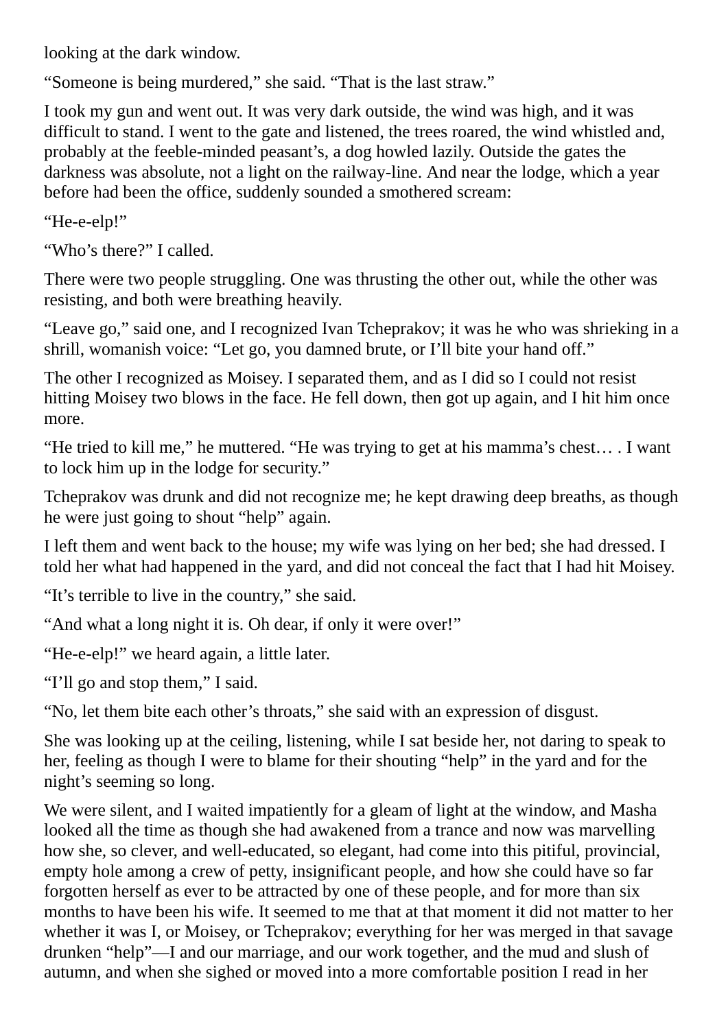looking at the dark window.

“Someone is being murdered,” she said. “That is the last straw.”

I took my gun and went out. It was very dark outside, the wind was high, and it was difficult to stand. I went to the gate and listened, the trees roared, the wind whistled and, probably at the feeble-minded peasant’s, a dog howled lazily. Outside the gates the darkness was absolute, not a light on the railway-line. And near the lodge, which a year before had been the office, suddenly sounded a smothered scream:

“He-e-elp!”

“Who’s there?” I called.

There were two people struggling. One was thrusting the other out, while the other was resisting, and both were breathing heavily.

“Leave go,” said one, and I recognized Ivan Tcheprakov; it was he who was shrieking in a shrill, womanish voice: “Let go, you damned brute, or I’ll bite your hand off.”

The other I recognized as Moisey. I separated them, and as I did so I could not resist hitting Moisey two blows in the face. He fell down, then got up again, and I hit him once more.

“He tried to kill me,” he muttered. “He was trying to get at his mamma’s chest… . I want to lock him up in the lodge for security.”

Tcheprakov was drunk and did not recognize me; he kept drawing deep breaths, as though he were just going to shout “help” again.

I left them and went back to the house; my wife was lying on her bed; she had dressed. I told her what had happened in the yard, and did not conceal the fact that I had hit Moisey.

“It’s terrible to live in the country,” she said.

“And what a long night it is. Oh dear, if only it were over!”

“He-e-elp!” we heard again, a little later.

“I’ll go and stop them,” I said.

“No, let them bite each other’s throats,” she said with an expression of disgust.

She was looking up at the ceiling, listening, while I sat beside her, not daring to speak to her, feeling as though I were to blame for their shouting “help” in the yard and for the night’s seeming so long.

We were silent, and I waited impatiently for a gleam of light at the window, and Masha looked all the time as though she had awakened from a trance and now was marvelling how she, so clever, and well-educated, so elegant, had come into this pitiful, provincial, empty hole among a crew of petty, insignificant people, and how she could have so far forgotten herself as ever to be attracted by one of these people, and for more than six months to have been his wife. It seemed to me that at that moment it did not matter to her whether it was I, or Moisey, or Tcheprakov; everything for her was merged in that savage drunken “help”—I and our marriage, and our work together, and the mud and slush of autumn, and when she sighed or moved into a more comfortable position I read in her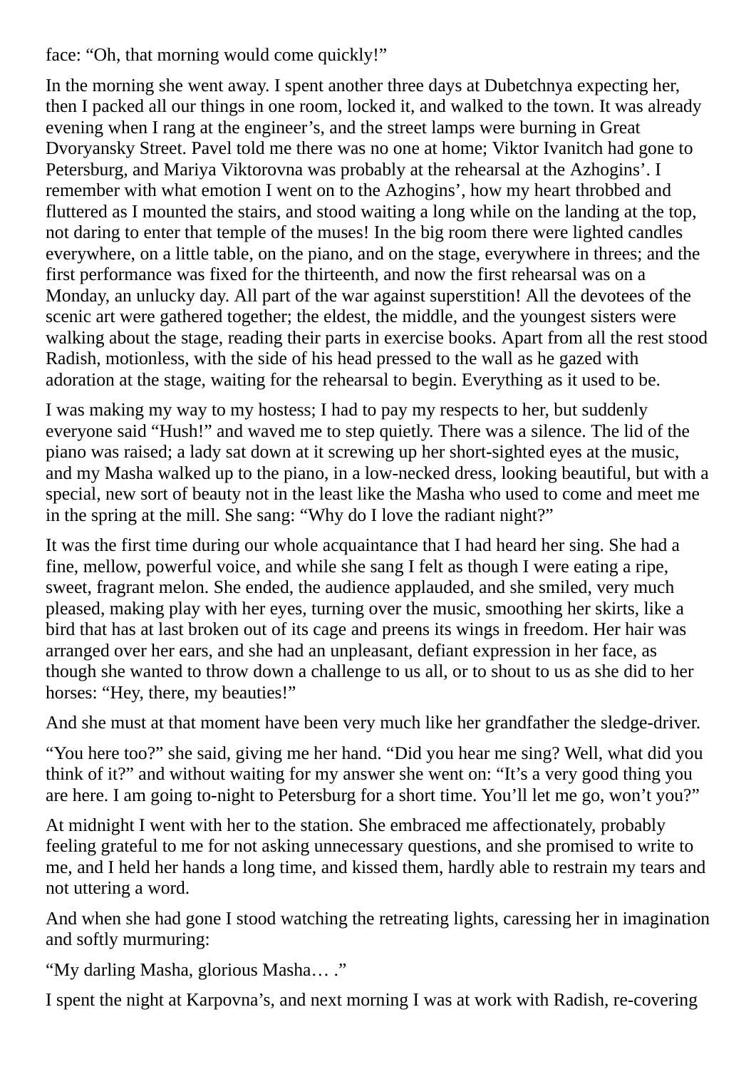face: “Oh, that morning would come quickly!”

In the morning she went away. I spent another three days at Dubetchnya expecting her, then I packed all our things in one room, locked it, and walked to the town. It was already evening when I rang at the engineer’s, and the street lamps were burning in Great Dvoryansky Street. Pavel told me there was no one at home; Viktor Ivanitch had gone to Petersburg, and Mariya Viktorovna was probably at the rehearsal at the Azhogins’. I remember with what emotion I went on to the Azhogins’, how my heart throbbed and fluttered as I mounted the stairs, and stood waiting a long while on the landing at the top, not daring to enter that temple of the muses! In the big room there were lighted candles everywhere, on a little table, on the piano, and on the stage, everywhere in threes; and the first performance was fixed for the thirteenth, and now the first rehearsal was on a Monday, an unlucky day. All part of the war against superstition! All the devotees of the scenic art were gathered together; the eldest, the middle, and the youngest sisters were walking about the stage, reading their parts in exercise books. Apart from all the rest stood Radish, motionless, with the side of his head pressed to the wall as he gazed with adoration at the stage, waiting for the rehearsal to begin. Everything as it used to be.

I was making my way to my hostess; I had to pay my respects to her, but suddenly everyone said “Hush!” and waved me to step quietly. There was a silence. The lid of the piano was raised; a lady sat down at it screwing up her short-sighted eyes at the music, and my Masha walked up to the piano, in a low-necked dress, looking beautiful, but with a special, new sort of beauty not in the least like the Masha who used to come and meet me in the spring at the mill. She sang: “Why do I love the radiant night?”

It was the first time during our whole acquaintance that I had heard her sing. She had a fine, mellow, powerful voice, and while she sang I felt as though I were eating a ripe, sweet, fragrant melon. She ended, the audience applauded, and she smiled, very much pleased, making play with her eyes, turning over the music, smoothing her skirts, like a bird that has at last broken out of its cage and preens its wings in freedom. Her hair was arranged over her ears, and she had an unpleasant, defiant expression in her face, as though she wanted to throw down a challenge to us all, or to shout to us as she did to her horses: “Hey, there, my beauties!”

And she must at that moment have been very much like her grandfather the sledge-driver.

“You here too?” she said, giving me her hand. “Did you hear me sing? Well, what did you think of it?” and without waiting for my answer she went on: “It’s a very good thing you are here. I am going to-night to Petersburg for a short time. You’ll let me go, won’t you?”

At midnight I went with her to the station. She embraced me affectionately, probably feeling grateful to me for not asking unnecessary questions, and she promised to write to me, and I held her hands a long time, and kissed them, hardly able to restrain my tears and not uttering a word.

And when she had gone I stood watching the retreating lights, caressing her in imagination and softly murmuring:

“My darling Masha, glorious Masha… .”

I spent the night at Karpovna’s, and next morning I was at work with Radish, re-covering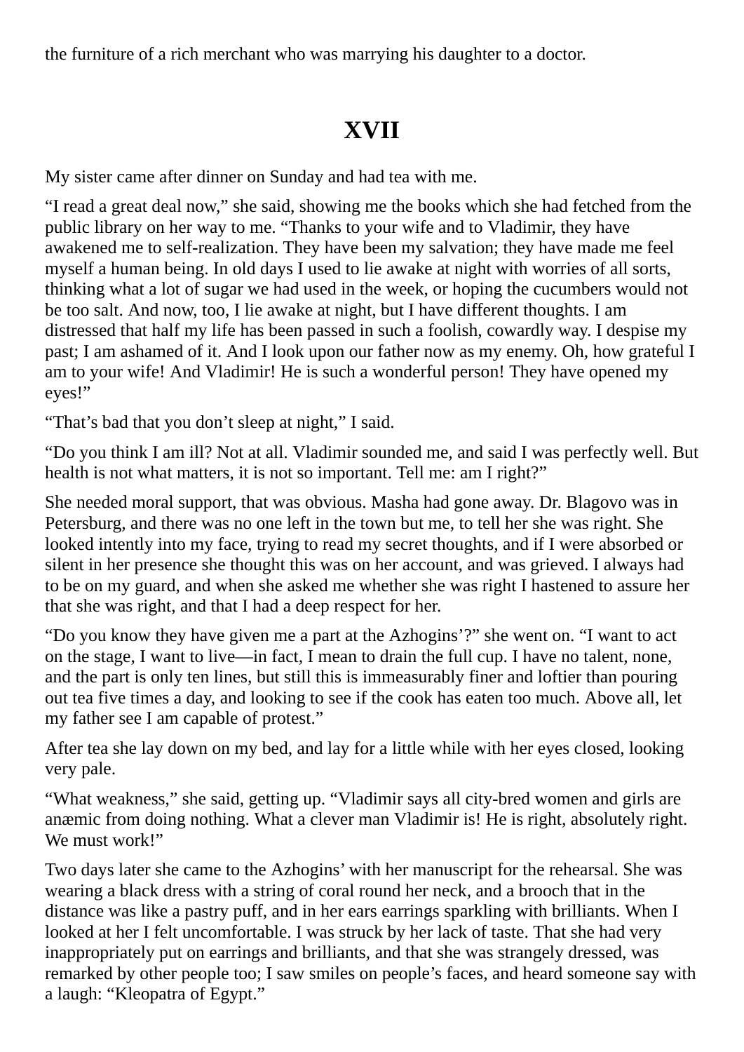the furniture of a rich merchant who was marrying his daughter to a doctor.

## XVII

My sister came after dinner on Sunday and had tea with me.

“I read a great deal now,” she said, showing me the books which she had fetched from the public library on her way to me. “Thanks to your wife and to Vladimir, they have awakened me to self-realization. They have been my salvation; they have made me feel myself a human being. In old days I used to lie awake at night with worries of all sorts, thinking what a lot of sugar we had used in the week, or hoping the cucumbers would not be too salt. And now, too, I lie awake at night, but I have different thoughts. I am distressed that half my life has been passed in such a foolish, cowardly way. I despise my past; I am ashamed of it. And I look upon our father now as my enemy. Oh, how grateful I am to your wife! And Vladimir! He is such a wonderful person! They have opened my eyes!”

“That’s bad that you don’t sleep at night,” I said.

“Do you think I am ill? Not at all. Vladimir sounded me, and said I was perfectly well. But health is not what matters, it is not so important. Tell me: am I right?”

She needed moral support, that was obvious. Masha had gone away. Dr. Blagovo was in Petersburg, and there was no one left in the town but me, to tell her she was right. She looked intently into my face, trying to read my secret thoughts, and if I were absorbed or silent in her presence she thought this was on her account, and was grieved. I always had to be on my guard, and when she asked me whether she was right I hastened to assure her that she was right, and that I had a deep respect for her.

“Do you know they have given me a part at the Azhogins’?” she went on. “I want to act on the stage, I want to live—in fact, I mean to drain the full cup. I have no talent, none, and the part is only ten lines, but still this is immeasurably finer and loftier than pouring out tea five times a day, and looking to see if the cook has eaten too much. Above all, let my father see I am capable of protest.”

After tea she lay down on my bed, and lay for a little while with her eyes closed, looking very pale.

“What weakness,” she said, getting up. “Vladimir says all city-bred women and girls are anæmic from doing nothing. What a clever man Vladimir is! He is right, absolutely right. We must work!”

Two days later she came to the Azhogins’ with her manuscript for the rehearsal. She was wearing a black dress with a string of coral round her neck, and a brooch that in the distance was like a pastry puff, and in her ears earrings sparkling with brilliants. When I looked at her I felt uncomfortable. I was struck by her lack of taste. That she had very inappropriately put on earrings and brilliants, and that she was strangely dressed, was remarked by other people too; I saw smiles on people’s faces, and heard someone say with a laugh: “Kleopatra of Egypt.”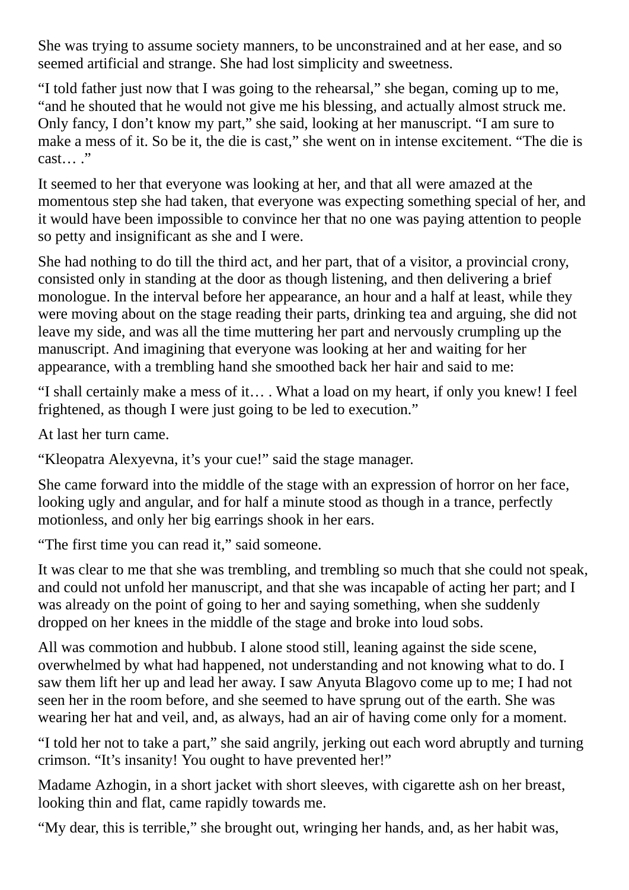She was trying to assume society manners, to be unconstrained and at her ease, and so seemed artificial and strange. She had lost simplicity and sweetness.

“I told father just now that I was going to the rehearsal,” she began, coming up to me, “and he shouted that he would not give me his blessing, and actually almost struck me. Only fancy, I don’t know my part,” she said, looking at her manuscript. “I am sure to make a mess of it. So be it, the die is cast,” she went on in intense excitement. “The die is cast… .”

It seemed to her that everyone was looking at her, and that all were amazed at the momentous step she had taken, that everyone was expecting something special of her, and it would have been impossible to convince her that no one was paying attention to people so petty and insignificant as she and I were.

She had nothing to do till the third act, and her part, that of a visitor, a provincial crony, consisted only in standing at the door as though listening, and then delivering a brief monologue. In the interval before her appearance, an hour and a half at least, while they were moving about on the stage reading their parts, drinking tea and arguing, she did not leave my side, and was all the time muttering her part and nervously crumpling up the manuscript. And imagining that everyone was looking at her and waiting for her appearance, with a trembling hand she smoothed back her hair and said to me:

“I shall certainly make a mess of it… . What a load on my heart, if only you knew! I feel frightened, as though I were just going to be led to execution.”

At last her turn came.

“Kleopatra Alexyevna, it’s your cue!” said the stage manager.

She came forward into the middle of the stage with an expression of horror on her face, looking ugly and angular, and for half a minute stood as though in a trance, perfectly motionless, and only her big earrings shook in her ears.

“The first time you can read it,” said someone.

It was clear to me that she was trembling, and trembling so much that she could not speak, and could not unfold her manuscript, and that she was incapable of acting her part; and I was already on the point of going to her and saying something, when she suddenly dropped on her knees in the middle of the stage and broke into loud sobs.

All was commotion and hubbub. I alone stood still, leaning against the side scene, overwhelmed by what had happened, not understanding and not knowing what to do. I saw them lift her up and lead her away. I saw Anyuta Blagovo come up to me; I had not seen her in the room before, and she seemed to have sprung out of the earth. She was wearing her hat and veil, and, as always, had an air of having come only for a moment.

“I told her not to take a part,” she said angrily, jerking out each word abruptly and turning crimson. “It’s insanity! You ought to have prevented her!”

Madame Azhogin, in a short jacket with short sleeves, with cigarette ash on her breast, looking thin and flat, came rapidly towards me.

“My dear, this is terrible,” she brought out, wringing her hands, and, as her habit was,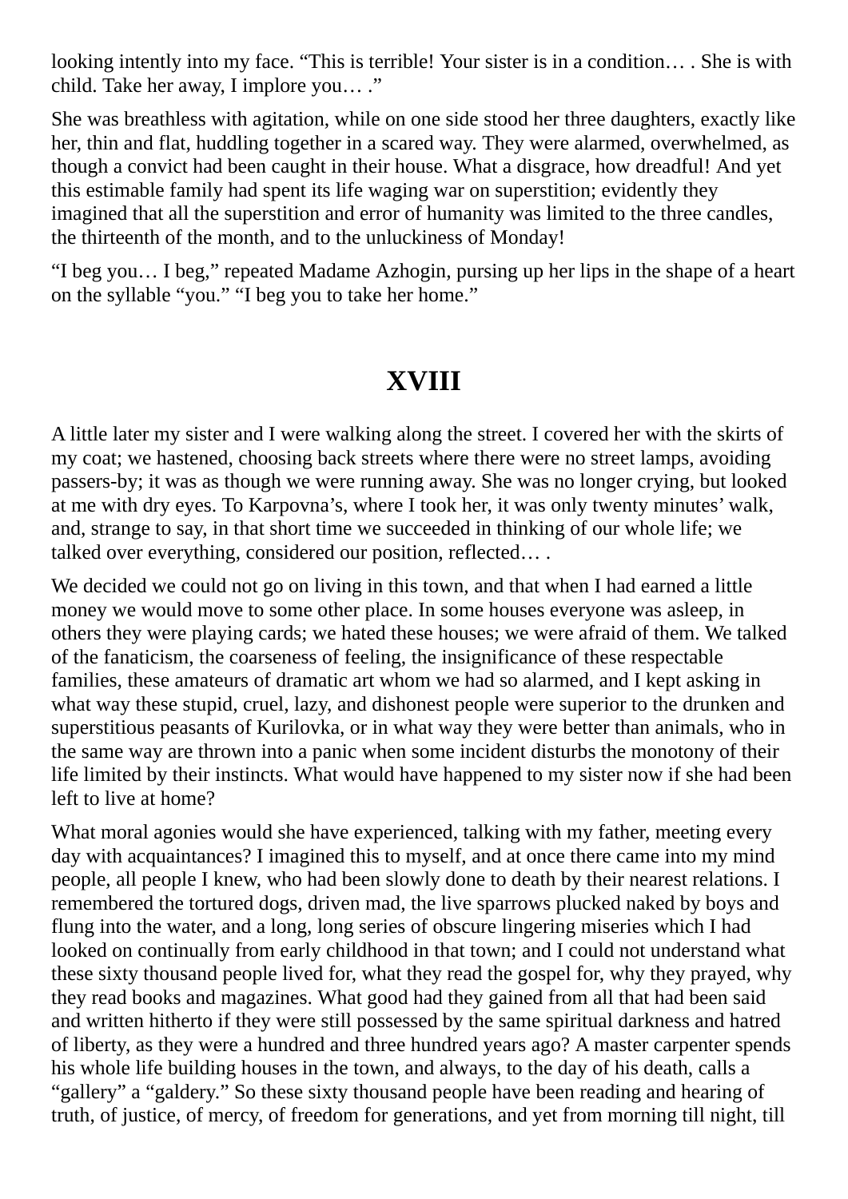looking intently into my face. “This is terrible! Your sister is in a condition… . She is with child. Take her away, I implore you… .”

She was breathless with agitation, while on one side stood her three daughters, exactly like her, thin and flat, huddling together in a scared way. They were alarmed, overwhelmed, as though a convict had been caught in their house. What a disgrace, how dreadful! And yet this estimable family had spent its life waging war on superstition; evidently they imagined that all the superstition and error of humanity was limited to the three candles, the thirteenth of the month, and to the unluckiness of Monday!

“I beg you… I beg,” repeated Madame Azhogin, pursing up her lips in the shape of a heart on the syllable “you.” “I beg you to take her home.”

## XVIII

A little later my sister and I were walking along the street. I covered her with the skirts of my coat; we hastened, choosing back streets where there were no street lamps, avoiding passers-by; it was as though we were running away. She was no longer crying, but looked at me with dry eyes. To Karpovna’s, where I took her, it was only twenty minutes’ walk, and, strange to say, in that short time we succeeded in thinking of our whole life; we talked over everything, considered our position, reflected… .

We decided we could not go on living in this town, and that when I had earned a little money we would move to some other place. In some houses everyone was asleep, in others they were playing cards; we hated these houses; we were afraid of them. We talked of the fanaticism, the coarseness of feeling, the insignificance of these respectable families, these amateurs of dramatic art whom we had so alarmed, and I kept asking in what way these stupid, cruel, lazy, and dishonest people were superior to the drunken and superstitious peasants of Kurilovka, or in what way they were better than animals, who in the same way are thrown into a panic when some incident disturbs the monotony of their life limited by their instincts. What would have happened to my sister now if she had been left to live at home?

What moral agonies would she have experienced, talking with my father, meeting every day with acquaintances? I imagined this to myself, and at once there came into my mind people, all people I knew, who had been slowly done to death by their nearest relations. I remembered the tortured dogs, driven mad, the live sparrows plucked naked by boys and flung into the water, and a long, long series of obscure lingering miseries which I had looked on continually from early childhood in that town; and I could not understand what these sixty thousand people lived for, what they read the gospel for, why they prayed, why they read books and magazines. What good had they gained from all that had been said and written hitherto if they were still possessed by the same spiritual darkness and hatred of liberty, as they were a hundred and three hundred years ago? A master carpenter spends his whole life building houses in the town, and always, to the day of his death, calls a “gallery” a “galdery.” So these sixty thousand people have been reading and hearing of truth, of justice, of mercy, of freedom for generations, and yet from morning till night, till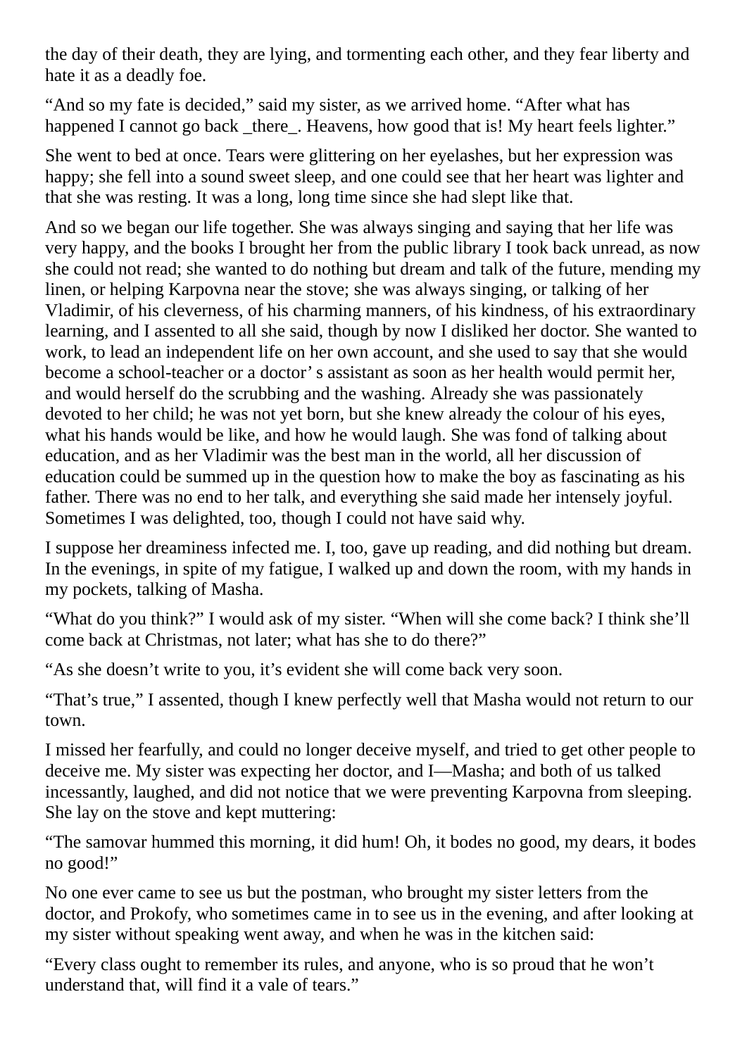the day of their death, they are lying, and tormenting each other, and they fear liberty and hate it as a deadly foe.

"And so my fate is decided," said my sister, as we arrived home. "After what has happened I cannot go back _there_. Heavens, how good that is! My heart feels lighter."

She went to bed at once. Tears were glittering on her eyelashes, but her expression was happy; she fell into a sound sweet sleep, and one could see that her heart was lighter and that she was resting. It was a long, long time since she had slept like that.

And so we began our life together. She was always singing and saying that her life was very happy, and the books I brought her from the public library I took back unread, as now she could not read; she wanted to do nothing but dream and talk of the future, mending my linen, or helping Karpovna near the stove; she was always singing, or talking of her Vladimir, of his cleverness, of his charming manners, of his kindness, of his extraordinary learning, and I assented to all she said, though by now I disliked her doctor. She wanted to work, to lead an independent life on her own account, and she used to say that she would become a school-teacher or a doctor' s assistant as soon as her health would permit her, and would herself do the scrubbing and the washing. Already she was passionately devoted to her child; he was not yet born, but she knew already the colour of his eyes, what his hands would be like, and how he would laugh. She was fond of talking about education, and as her Vladimir was the best man in the world, all her discussion of education could be summed up in the question how to make the boy as fascinating as his father. There was no end to her talk, and everything she said made her intensely joyful. Sometimes I was delighted, too, though I could not have said why.

I suppose her dreaminess infected me. I, too, gave up reading, and did nothing but dream. In the evenings, in spite of my fatigue, I walked up and down the room, with my hands in my pockets, talking of Masha.

"What do you think?" I would ask of my sister. "When will she come back? I think she'll come back at Christmas, not later; what has she to do there?"

"As she doesn't write to you, it's evident she will come back very soon.

"That's true," I assented, though I knew perfectly well that Masha would not return to our town.

I missed her fearfully, and could no longer deceive myself, and tried to get other people to deceive me. My sister was expecting her doctor, and I—Masha; and both of us talked incessantly, laughed, and did not notice that we were preventing Karpovna from sleeping. She lay on the stove and kept muttering:

"The samovar hummed this morning, it did hum! Oh, it bodes no good, my dears, it bodes no good!"

No one ever came to see us but the postman, who brought my sister letters from the doctor, and Prokofy, who sometimes came in to see us in the evening, and after looking at my sister without speaking went away, and when he was in the kitchen said:

"Every class ought to remember its rules, and anyone, who is so proud that he won't understand that, will find it a vale of tears."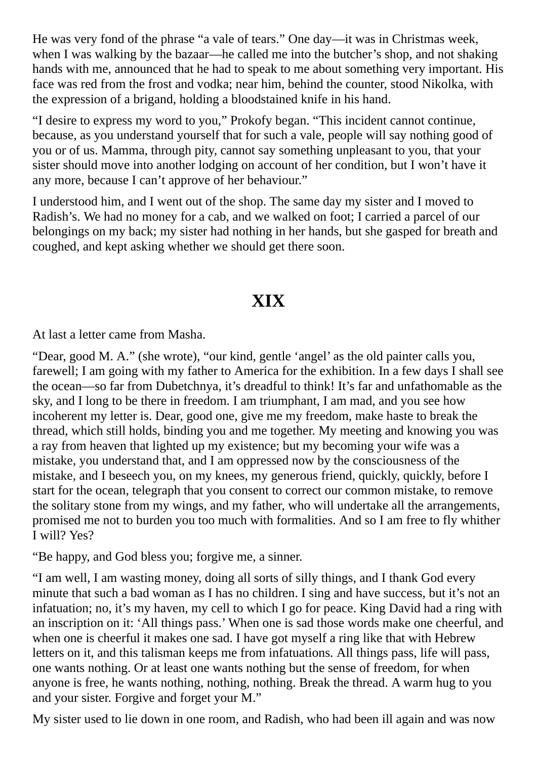He was very fond of the phrase “a vale of tears.” One day—it was in Christmas week, when I was walking by the bazaar—he called me into the butcher’s shop, and not shaking hands with me, announced that he had to speak to me about something very important. His face was red from the frost and vodka; near him, behind the counter, stood Nikolka, with the expression of a brigand, holding a bloodstained knife in his hand.

“I desire to express my word to you,” Prokofy began. “This incident cannot continue, because, as you understand yourself that for such a vale, people will say nothing good of you or of us. Mamma, through pity, cannot say something unpleasant to you, that your sister should move into another lodging on account of her condition, but I won’t have it any more, because I can’t approve of her behaviour.”

I understood him, and I went out of the shop. The same day my sister and I moved to Radish’s. We had no money for a cab, and we walked on foot; I carried a parcel of our belongings on my back; my sister had nothing in her hands, but she gasped for breath and coughed, and kept asking whether we should get there soon.

## XIX

At last a letter came from Masha.

“Dear, good M. A.” (she wrote), “our kind, gentle ‘angel’ as the old painter calls you, farewell; I am going with my father to America for the exhibition. In a few days I shall see the ocean—so far from Dubetchnya, it’s dreadful to think! It’s far and unfathomable as the sky, and I long to be there in freedom. I am triumphant, I am mad, and you see how incoherent my letter is. Dear, good one, give me my freedom, make haste to break the thread, which still holds, binding you and me together. My meeting and knowing you was a ray from heaven that lighted up my existence; but my becoming your wife was a mistake, you understand that, and I am oppressed now by the consciousness of the mistake, and I beseech you, on my knees, my generous friend, quickly, quickly, before I start for the ocean, telegraph that you consent to correct our common mistake, to remove the solitary stone from my wings, and my father, who will undertake all the arrangements, promised me not to burden you too much with formalities. And so I am free to fly whither I will? Yes?

“Be happy, and God bless you; forgive me, a sinner.

“I am well, I am wasting money, doing all sorts of silly things, and I thank God every minute that such a bad woman as I has no children. I sing and have success, but it’s not an infatuation; no, it’s my haven, my cell to which I go for peace. King David had a ring with an inscription on it: ‘All things pass.’ When one is sad those words make one cheerful, and when one is cheerful it makes one sad. I have got myself a ring like that with Hebrew letters on it, and this talisman keeps me from infatuations. All things pass, life will pass, one wants nothing. Or at least one wants nothing but the sense of freedom, for when anyone is free, he wants nothing, nothing, nothing. Break the thread. A warm hug to you and your sister. Forgive and forget your M.”

My sister used to lie down in one room, and Radish, who had been ill again and was now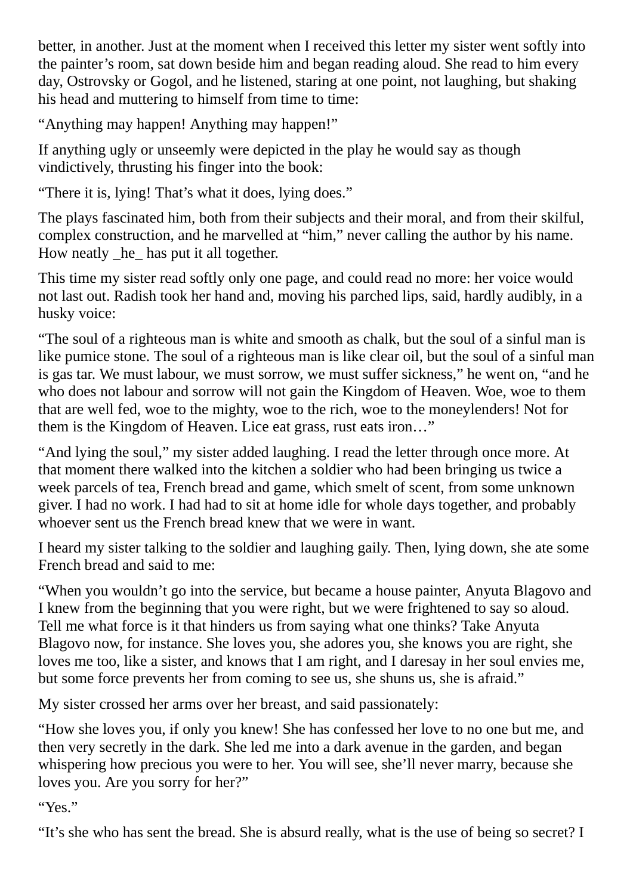better, in another. Just at the moment when I received this letter my sister went softly into the painter's room, sat down beside him and began reading aloud. She read to him every day, Ostrovsky or Gogol, and he listened, staring at one point, not laughing, but shaking his head and muttering to himself from time to time:

"Anything may happen! Anything may happen!"

If anything ugly or unseemly were depicted in the play he would say as though vindictively, thrusting his finger into the book:

"There it is, lying! That's what it does, lying does."

The plays fascinated him, both from their subjects and their moral, and from their skilful, complex construction, and he marvelled at "him," never calling the author by his name. How neatly _he_ has put it all together.

This time my sister read softly only one page, and could read no more: her voice would not last out. Radish took her hand and, moving his parched lips, said, hardly audibly, in a husky voice:

"The soul of a righteous man is white and smooth as chalk, but the soul of a sinful man is like pumice stone. The soul of a righteous man is like clear oil, but the soul of a sinful man is gas tar. We must labour, we must sorrow, we must suffer sickness," he went on, "and he who does not labour and sorrow will not gain the Kingdom of Heaven. Woe, woe to them that are well fed, woe to the mighty, woe to the rich, woe to the moneylenders! Not for them is the Kingdom of Heaven. Lice eat grass, rust eats iron…"

"And lying the soul," my sister added laughing. I read the letter through once more. At that moment there walked into the kitchen a soldier who had been bringing us twice a week parcels of tea, French bread and game, which smelt of scent, from some unknown giver. I had no work. I had had to sit at home idle for whole days together, and probably whoever sent us the French bread knew that we were in want.

I heard my sister talking to the soldier and laughing gaily. Then, lying down, she ate some French bread and said to me:

"When you wouldn't go into the service, but became a house painter, Anyuta Blagovo and I knew from the beginning that you were right, but we were frightened to say so aloud. Tell me what force is it that hinders us from saying what one thinks? Take Anyuta Blagovo now, for instance. She loves you, she adores you, she knows you are right, she loves me too, like a sister, and knows that I am right, and I daresay in her soul envies me, but some force prevents her from coming to see us, she shuns us, she is afraid."

My sister crossed her arms over her breast, and said passionately:

"How she loves you, if only you knew! She has confessed her love to no one but me, and then very secretly in the dark. She led me into a dark avenue in the garden, and began whispering how precious you were to her. You will see, she'll never marry, because she loves you. Are you sorry for her?"

"Yes."

"It's she who has sent the bread. She is absurd really, what is the use of being so secret? I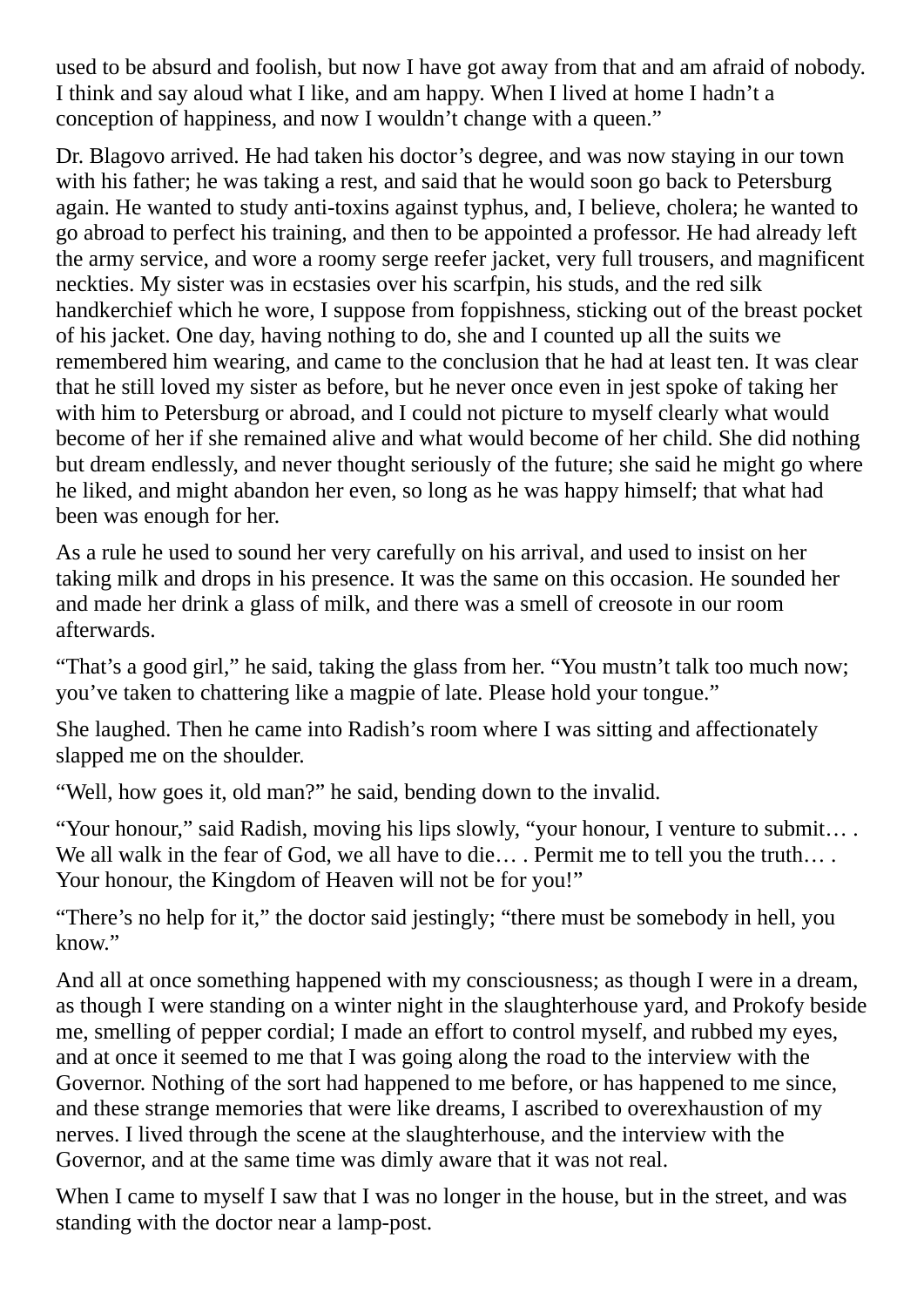used to be absurd and foolish, but now I have got away from that and am afraid of nobody. I think and say aloud what I like, and am happy. When I lived at home I hadn’t a conception of happiness, and now I wouldn’t change with a queen.”

Dr. Blagovo arrived. He had taken his doctor’s degree, and was now staying in our town with his father; he was taking a rest, and said that he would soon go back to Petersburg again. He wanted to study anti-toxins against typhus, and, I believe, cholera; he wanted to go abroad to perfect his training, and then to be appointed a professor. He had already left the army service, and wore a roomy serge reefer jacket, very full trousers, and magnificent neckties. My sister was in ecstasies over his scarfpin, his studs, and the red silk handkerchief which he wore, I suppose from foppishness, sticking out of the breast pocket of his jacket. One day, having nothing to do, she and I counted up all the suits we remembered him wearing, and came to the conclusion that he had at least ten. It was clear that he still loved my sister as before, but he never once even in jest spoke of taking her with him to Petersburg or abroad, and I could not picture to myself clearly what would become of her if she remained alive and what would become of her child. She did nothing but dream endlessly, and never thought seriously of the future; she said he might go where he liked, and might abandon her even, so long as he was happy himself; that what had been was enough for her.

As a rule he used to sound her very carefully on his arrival, and used to insist on her taking milk and drops in his presence. It was the same on this occasion. He sounded her and made her drink a glass of milk, and there was a smell of creosote in our room afterwards.

“That’s a good girl,” he said, taking the glass from her. “You mustn’t talk too much now; you’ve taken to chattering like a magpie of late. Please hold your tongue.”

She laughed. Then he came into Radish’s room where I was sitting and affectionately slapped me on the shoulder.

“Well, how goes it, old man?” he said, bending down to the invalid.

“Your honour,” said Radish, moving his lips slowly, “your honour, I venture to submit… . We all walk in the fear of God, we all have to die… . Permit me to tell you the truth… . Your honour, the Kingdom of Heaven will not be for you!”

“There’s no help for it,” the doctor said jestingly; “there must be somebody in hell, you know.”

And all at once something happened with my consciousness; as though I were in a dream, as though I were standing on a winter night in the slaughterhouse yard, and Prokofy beside me, smelling of pepper cordial; I made an effort to control myself, and rubbed my eyes, and at once it seemed to me that I was going along the road to the interview with the Governor. Nothing of the sort had happened to me before, or has happened to me since, and these strange memories that were like dreams, I ascribed to overexhaustion of my nerves. I lived through the scene at the slaughterhouse, and the interview with the Governor, and at the same time was dimly aware that it was not real.

When I came to myself I saw that I was no longer in the house, but in the street, and was standing with the doctor near a lamp-post.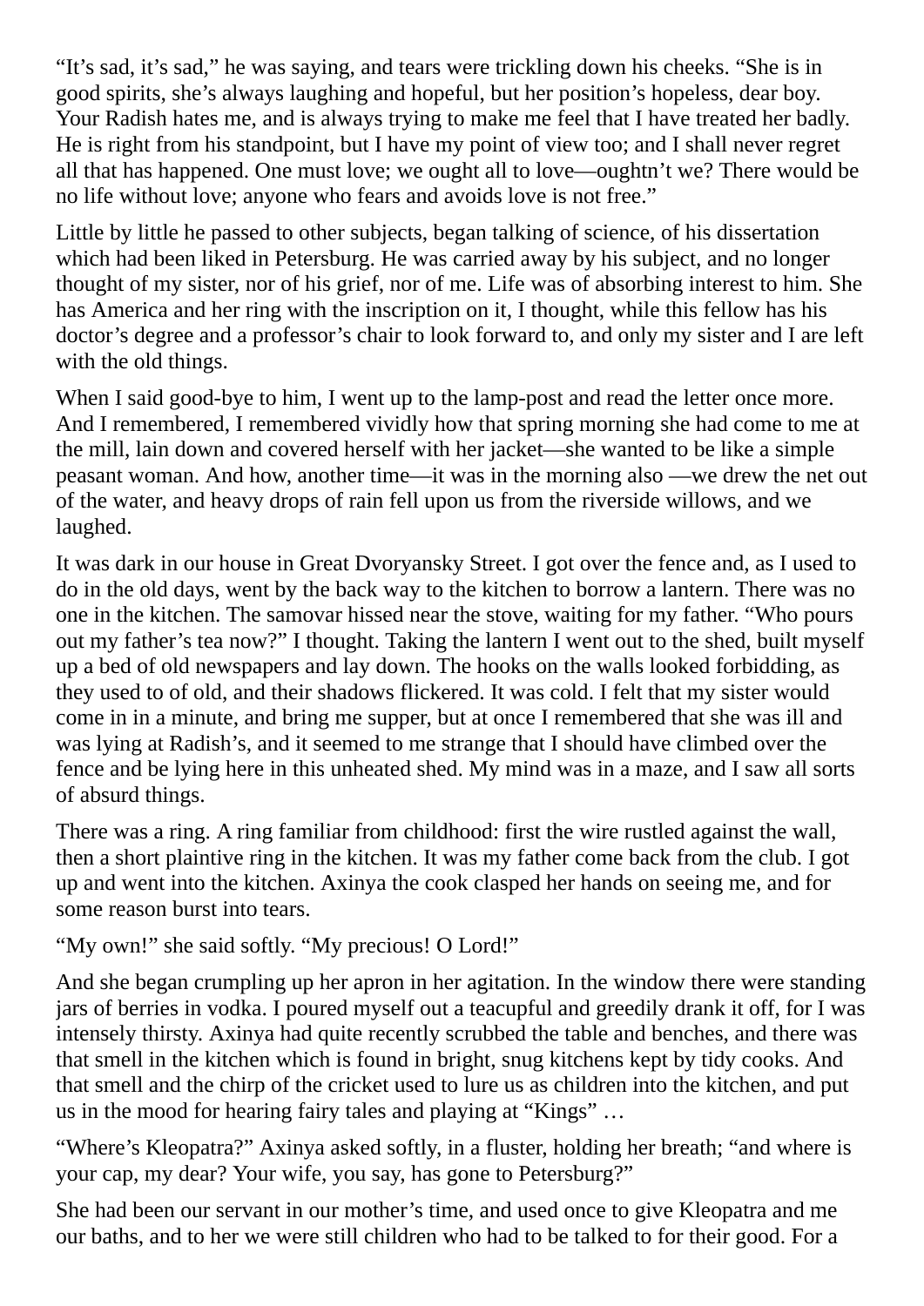"It's sad, it's sad," he was saying, and tears were trickling down his cheeks. "She is in good spirits, she's always laughing and hopeful, but her position's hopeless, dear boy. Your Radish hates me, and is always trying to make me feel that I have treated her badly. He is right from his standpoint, but I have my point of view too; and I shall never regret all that has happened. One must love; we ought all to love—oughtn't we? There would be no life without love; anyone who fears and avoids love is not free."

Little by little he passed to other subjects, began talking of science, of his dissertation which had been liked in Petersburg. He was carried away by his subject, and no longer thought of my sister, nor of his grief, nor of me. Life was of absorbing interest to him. She has America and her ring with the inscription on it, I thought, while this fellow has his doctor's degree and a professor's chair to look forward to, and only my sister and I are left with the old things.

When I said good-bye to him, I went up to the lamp-post and read the letter once more. And I remembered, I remembered vividly how that spring morning she had come to me at the mill, lain down and covered herself with her jacket—she wanted to be like a simple peasant woman. And how, another time—it was in the morning also —we drew the net out of the water, and heavy drops of rain fell upon us from the riverside willows, and we laughed.

It was dark in our house in Great Dvoryansky Street. I got over the fence and, as I used to do in the old days, went by the back way to the kitchen to borrow a lantern. There was no one in the kitchen. The samovar hissed near the stove, waiting for my father. "Who pours out my father's tea now?" I thought. Taking the lantern I went out to the shed, built myself up a bed of old newspapers and lay down. The hooks on the walls looked forbidding, as they used to of old, and their shadows flickered. It was cold. I felt that my sister would come in in a minute, and bring me supper, but at once I remembered that she was ill and was lying at Radish's, and it seemed to me strange that I should have climbed over the fence and be lying here in this unheated shed. My mind was in a maze, and I saw all sorts of absurd things.

There was a ring. A ring familiar from childhood: first the wire rustled against the wall, then a short plaintive ring in the kitchen. It was my father come back from the club. I got up and went into the kitchen. Axinya the cook clasped her hands on seeing me, and for some reason burst into tears.

"My own!" she said softly. "My precious! O Lord!"

And she began crumpling up her apron in her agitation. In the window there were standing jars of berries in vodka. I poured myself out a teacupful and greedily drank it off, for I was intensely thirsty. Axinya had quite recently scrubbed the table and benches, and there was that smell in the kitchen which is found in bright, snug kitchens kept by tidy cooks. And that smell and the chirp of the cricket used to lure us as children into the kitchen, and put us in the mood for hearing fairy tales and playing at "Kings" …

"Where's Kleopatra?" Axinya asked softly, in a fluster, holding her breath; "and where is your cap, my dear? Your wife, you say, has gone to Petersburg?"

She had been our servant in our mother's time, and used once to give Kleopatra and me our baths, and to her we were still children who had to be talked to for their good. For a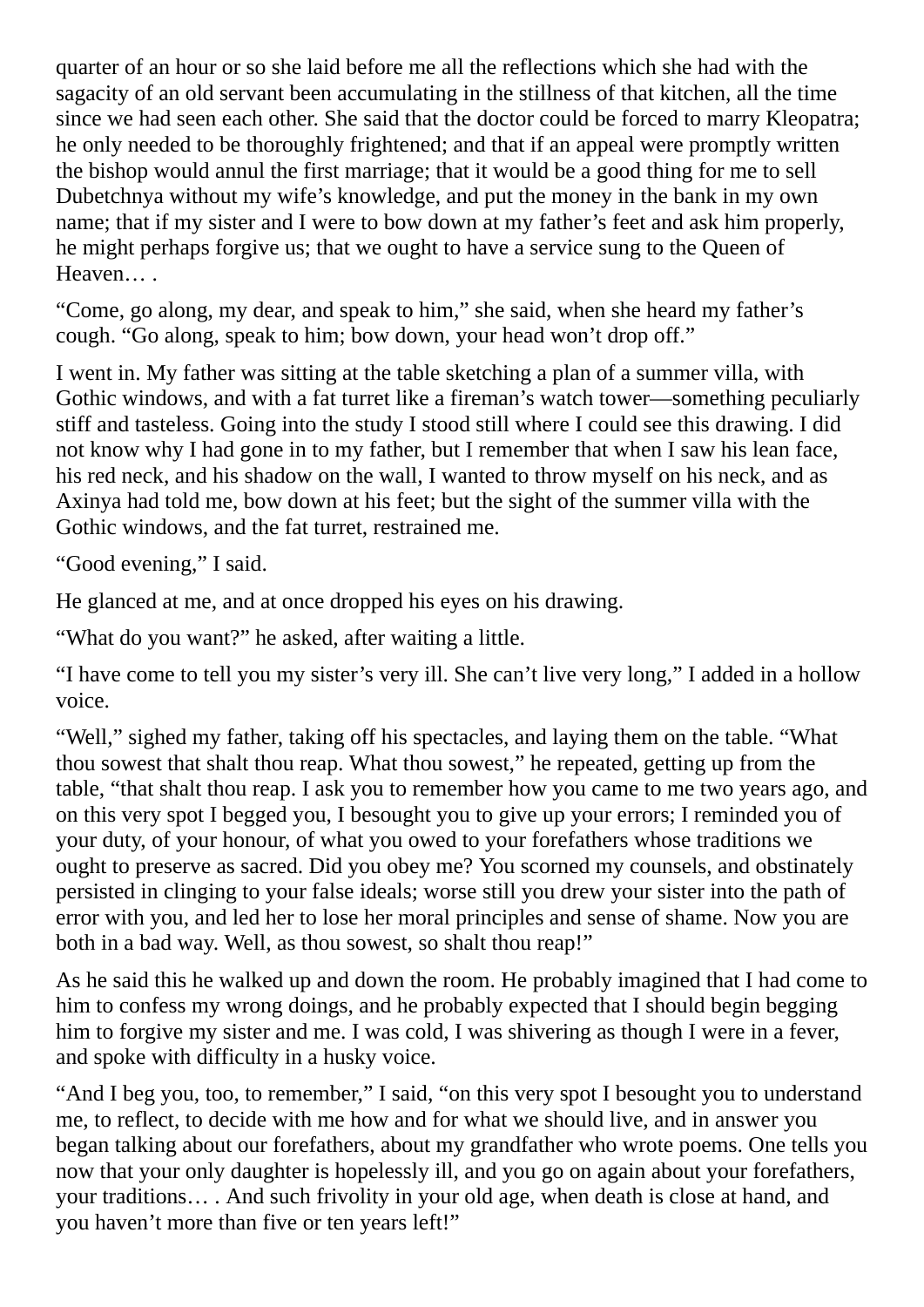quarter of an hour or so she laid before me all the reflections which she had with the sagacity of an old servant been accumulating in the stillness of that kitchen, all the time since we had seen each other. She said that the doctor could be forced to marry Kleopatra; he only needed to be thoroughly frightened; and that if an appeal were promptly written the bishop would annul the first marriage; that it would be a good thing for me to sell Dubetchnya without my wife's knowledge, and put the money in the bank in my own name; that if my sister and I were to bow down at my father's feet and ask him properly, he might perhaps forgive us; that we ought to have a service sung to the Queen of Heaven… .

"Come, go along, my dear, and speak to him," she said, when she heard my father's cough. "Go along, speak to him; bow down, your head won't drop off."

I went in. My father was sitting at the table sketching a plan of a summer villa, with Gothic windows, and with a fat turret like a fireman's watch tower—something peculiarly stiff and tasteless. Going into the study I stood still where I could see this drawing. I did not know why I had gone in to my father, but I remember that when I saw his lean face, his red neck, and his shadow on the wall, I wanted to throw myself on his neck, and as Axinya had told me, bow down at his feet; but the sight of the summer villa with the Gothic windows, and the fat turret, restrained me.

"Good evening," I said.

He glanced at me, and at once dropped his eyes on his drawing.

"What do you want?" he asked, after waiting a little.

"I have come to tell you my sister's very ill. She can't live very long," I added in a hollow voice.

"Well," sighed my father, taking off his spectacles, and laying them on the table. "What thou sowest that shalt thou reap. What thou sowest," he repeated, getting up from the table, "that shalt thou reap. I ask you to remember how you came to me two years ago, and on this very spot I begged you, I besought you to give up your errors; I reminded you of your duty, of your honour, of what you owed to your forefathers whose traditions we ought to preserve as sacred. Did you obey me? You scorned my counsels, and obstinately persisted in clinging to your false ideals; worse still you drew your sister into the path of error with you, and led her to lose her moral principles and sense of shame. Now you are both in a bad way. Well, as thou sowest, so shalt thou reap!"

As he said this he walked up and down the room. He probably imagined that I had come to him to confess my wrong doings, and he probably expected that I should begin begging him to forgive my sister and me. I was cold, I was shivering as though I were in a fever, and spoke with difficulty in a husky voice.

"And I beg you, too, to remember," I said, "on this very spot I besought you to understand me, to reflect, to decide with me how and for what we should live, and in answer you began talking about our forefathers, about my grandfather who wrote poems. One tells you now that your only daughter is hopelessly ill, and you go on again about your forefathers, your traditions… . And such frivolity in your old age, when death is close at hand, and you haven't more than five or ten years left!"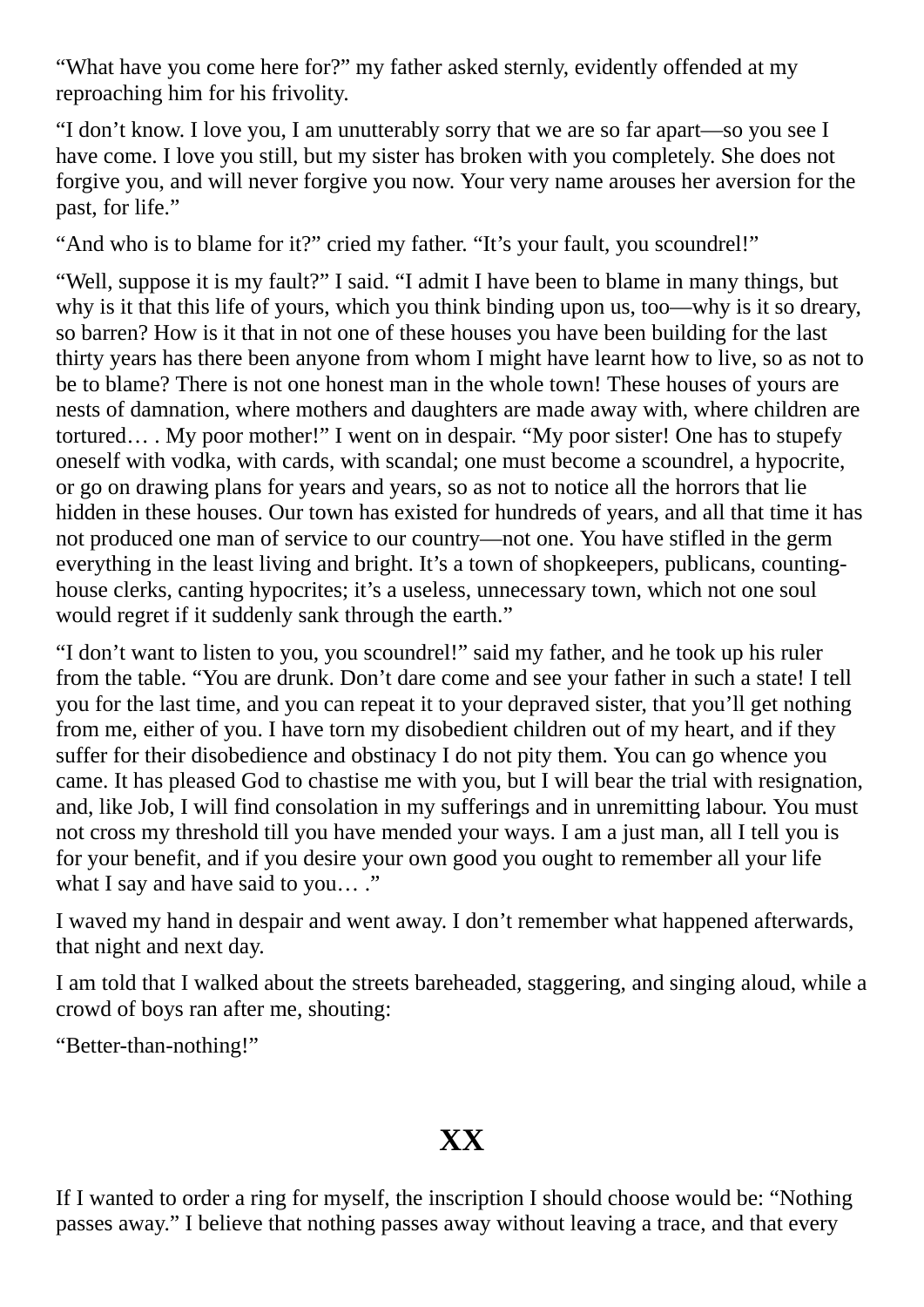“What have you come here for?” my father asked sternly, evidently offended at my reproaching him for his frivolity.

“I don’t know. I love you, I am unutterably sorry that we are so far apart—so you see I have come. I love you still, but my sister has broken with you completely. She does not forgive you, and will never forgive you now. Your very name arouses her aversion for the past, for life.”

“And who is to blame for it?” cried my father. “It’s your fault, you scoundrel!”

“Well, suppose it is my fault?” I said. “I admit I have been to blame in many things, but why is it that this life of yours, which you think binding upon us, too—why is it so dreary, so barren? How is it that in not one of these houses you have been building for the last thirty years has there been anyone from whom I might have learnt how to live, so as not to be to blame? There is not one honest man in the whole town! These houses of yours are nests of damnation, where mothers and daughters are made away with, where children are tortured… . My poor mother!” I went on in despair. “My poor sister! One has to stupefy oneself with vodka, with cards, with scandal; one must become a scoundrel, a hypocrite, or go on drawing plans for years and years, so as not to notice all the horrors that lie hidden in these houses. Our town has existed for hundreds of years, and all that time it has not produced one man of service to our country—not one. You have stifled in the germ everything in the least living and bright. It’s a town of shopkeepers, publicans, counting-house clerks, canting hypocrites; it’s a useless, unnecessary town, which not one soul would regret if it suddenly sank through the earth.”

“I don’t want to listen to you, you scoundrel!” said my father, and he took up his ruler from the table. “You are drunk. Don’t dare come and see your father in such a state! I tell you for the last time, and you can repeat it to your depraved sister, that you’ll get nothing from me, either of you. I have torn my disobedient children out of my heart, and if they suffer for their disobedience and obstinacy I do not pity them. You can go whence you came. It has pleased God to chastise me with you, but I will bear the trial with resignation, and, like Job, I will find consolation in my sufferings and in unremitting labour. You must not cross my threshold till you have mended your ways. I am a just man, all I tell you is for your benefit, and if you desire your own good you ought to remember all your life what I say and have said to you… .”

I waved my hand in despair and went away. I don’t remember what happened afterwards, that night and next day.

I am told that I walked about the streets bareheaded, staggering, and singing aloud, while a crowd of boys ran after me, shouting:

“Better-than-nothing!”

## XX

If I wanted to order a ring for myself, the inscription I should choose would be: “Nothing passes away.” I believe that nothing passes away without leaving a trace, and that every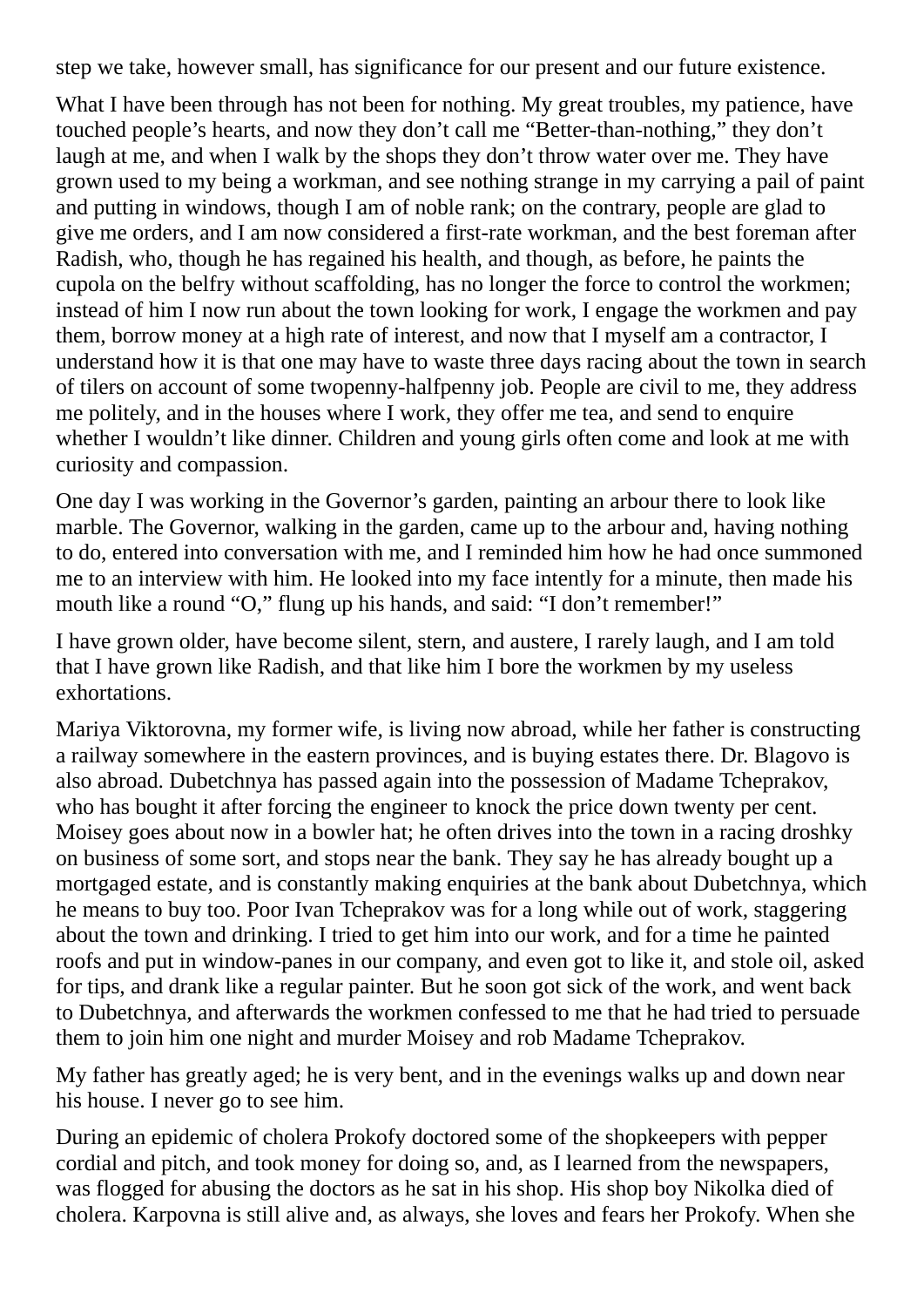step we take, however small, has significance for our present and our future existence.

What I have been through has not been for nothing. My great troubles, my patience, have touched people’s hearts, and now they don’t call me “Better-than-nothing,” they don’t laugh at me, and when I walk by the shops they don’t throw water over me. They have grown used to my being a workman, and see nothing strange in my carrying a pail of paint and putting in windows, though I am of noble rank; on the contrary, people are glad to give me orders, and I am now considered a first-rate workman, and the best foreman after Radish, who, though he has regained his health, and though, as before, he paints the cupola on the belfry without scaffolding, has no longer the force to control the workmen; instead of him I now run about the town looking for work, I engage the workmen and pay them, borrow money at a high rate of interest, and now that I myself am a contractor, I understand how it is that one may have to waste three days racing about the town in search of tilers on account of some twopenny-halfpenny job. People are civil to me, they address me politely, and in the houses where I work, they offer me tea, and send to enquire whether I wouldn’t like dinner. Children and young girls often come and look at me with curiosity and compassion.

One day I was working in the Governor’s garden, painting an arbour there to look like marble. The Governor, walking in the garden, came up to the arbour and, having nothing to do, entered into conversation with me, and I reminded him how he had once summoned me to an interview with him. He looked into my face intently for a minute, then made his mouth like a round “O,” flung up his hands, and said: “I don’t remember!”

I have grown older, have become silent, stern, and austere, I rarely laugh, and I am told that I have grown like Radish, and that like him I bore the workmen by my useless exhortations.

Mariya Viktorovna, my former wife, is living now abroad, while her father is constructing a railway somewhere in the eastern provinces, and is buying estates there. Dr. Blagovo is also abroad. Dubetchnya has passed again into the possession of Madame Tcheprakov, who has bought it after forcing the engineer to knock the price down twenty per cent. Moisey goes about now in a bowler hat; he often drives into the town in a racing droshky on business of some sort, and stops near the bank. They say he has already bought up a mortgaged estate, and is constantly making enquiries at the bank about Dubetchnya, which he means to buy too. Poor Ivan Tcheprakov was for a long while out of work, staggering about the town and drinking. I tried to get him into our work, and for a time he painted roofs and put in window-panes in our company, and even got to like it, and stole oil, asked for tips, and drank like a regular painter. But he soon got sick of the work, and went back to Dubetchnya, and afterwards the workmen confessed to me that he had tried to persuade them to join him one night and murder Moisey and rob Madame Tcheprakov.

My father has greatly aged; he is very bent, and in the evenings walks up and down near his house. I never go to see him.

During an epidemic of cholera Prokofy doctored some of the shopkeepers with pepper cordial and pitch, and took money for doing so, and, as I learned from the newspapers, was flogged for abusing the doctors as he sat in his shop. His shop boy Nikolka died of cholera. Karpovna is still alive and, as always, she loves and fears her Prokofy. When she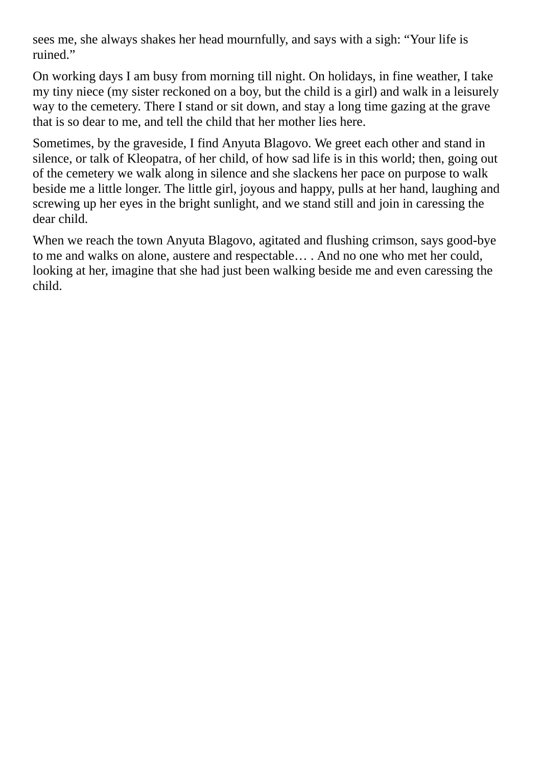sees me, she always shakes her head mournfully, and says with a sigh: “Your life is ruined.”

On working days I am busy from morning till night. On holidays, in fine weather, I take my tiny niece (my sister reckoned on a boy, but the child is a girl) and walk in a leisurely way to the cemetery. There I stand or sit down, and stay a long time gazing at the grave that is so dear to me, and tell the child that her mother lies here.

Sometimes, by the graveside, I find Anyuta Blagovo. We greet each other and stand in silence, or talk of Kleopatra, of her child, of how sad life is in this world; then, going out of the cemetery we walk along in silence and she slackens her pace on purpose to walk beside me a little longer. The little girl, joyous and happy, pulls at her hand, laughing and screwing up her eyes in the bright sunlight, and we stand still and join in caressing the dear child.

When we reach the town Anyuta Blagovo, agitated and flushing crimson, says good-bye to me and walks on alone, austere and respectable… . And no one who met her could, looking at her, imagine that she had just been walking beside me and even caressing the child.